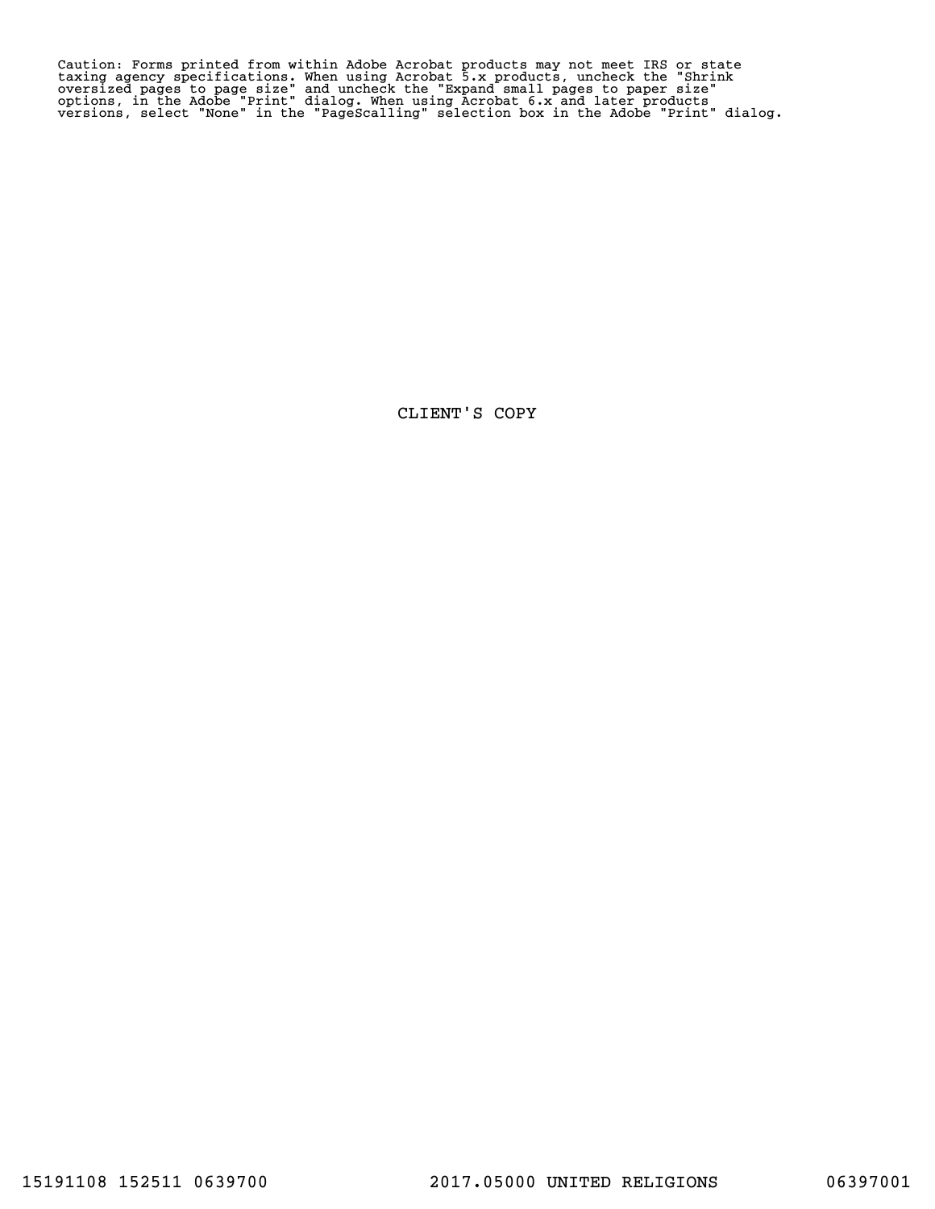Caution: Forms printed from within Adobe Acrobat products may not meet IRS or state taxing agency specifications. When using Acrobat 5.x products, uncheck the "Shrink oversized pages to page size" and uncheck the "Expand small pages to paper size" options, in the Adobe "Print" dialog. When using Acrobat 6.x and later products versions, select "None" in the "PageScalling" selection box in the Adobe "Print" dialog.

CLIENT'S COPY

15191108 152511 0639700 2017.05000 UNITED RELIGIONS 06397001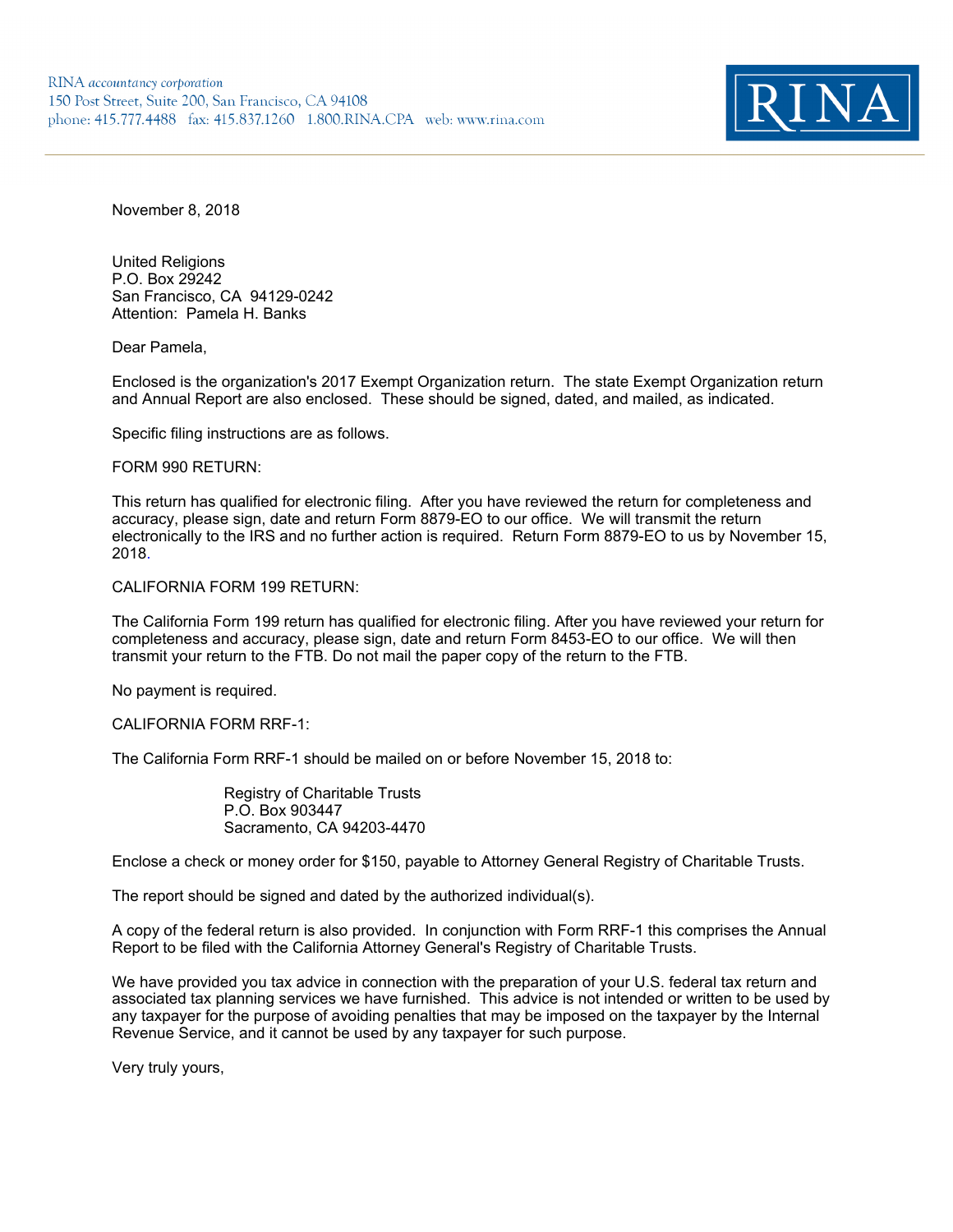RINA *accountancy corporation*
150 Post Street, Suite 200, San Francisco, CA 94108
phone: 415.777.4488 fax: 415.837.1260 1.800.RINA.CPA web: www.rina.com

RINA

November 8, 2018

United Religions
P.O. Box 29242
San Francisco, CA 94129-0242
Attention: Pamela H. Banks

Dear Pamela,

Enclosed is the organization's 2017 Exempt Organization return. The state Exempt Organization return and Annual Report are also enclosed. These should be signed, dated, and mailed, as indicated.

Specific filing instructions are as follows.

FORM 990 RETURN:

This return has qualified for electronic filing. After you have reviewed the return for completeness and accuracy, please sign, date and return Form 8879-EO to our office. We will transmit the return electronically to the IRS and no further action is required. Return Form 8879-EO to us by November 15, 2018.

CALIFORNIA FORM 199 RETURN:

The California Form 199 return has qualified for electronic filing. After you have reviewed your return for completeness and accuracy, please sign, date and return Form 8453-EO to our office. We will then transmit your return to the FTB. Do not mail the paper copy of the return to the FTB.

No payment is required.

CALIFORNIA FORM RRF-1:

The California Form RRF-1 should be mailed on or before November 15, 2018 to:

Registry of Charitable Trusts
P.O. Box 903447
Sacramento, CA 94203-4470

Enclose a check or money order for $150, payable to Attorney General Registry of Charitable Trusts.

The report should be signed and dated by the authorized individual(s).

A copy of the federal return is also provided. In conjunction with Form RRF-1 this comprises the Annual Report to be filed with the California Attorney General's Registry of Charitable Trusts.

We have provided you tax advice in connection with the preparation of your U.S. federal tax return and associated tax planning services we have furnished. This advice is not intended or written to be used by any taxpayer for the purpose of avoiding penalties that may be imposed on the taxpayer by the Internal Revenue Service, and it cannot be used by any taxpayer for such purpose.

Very truly yours,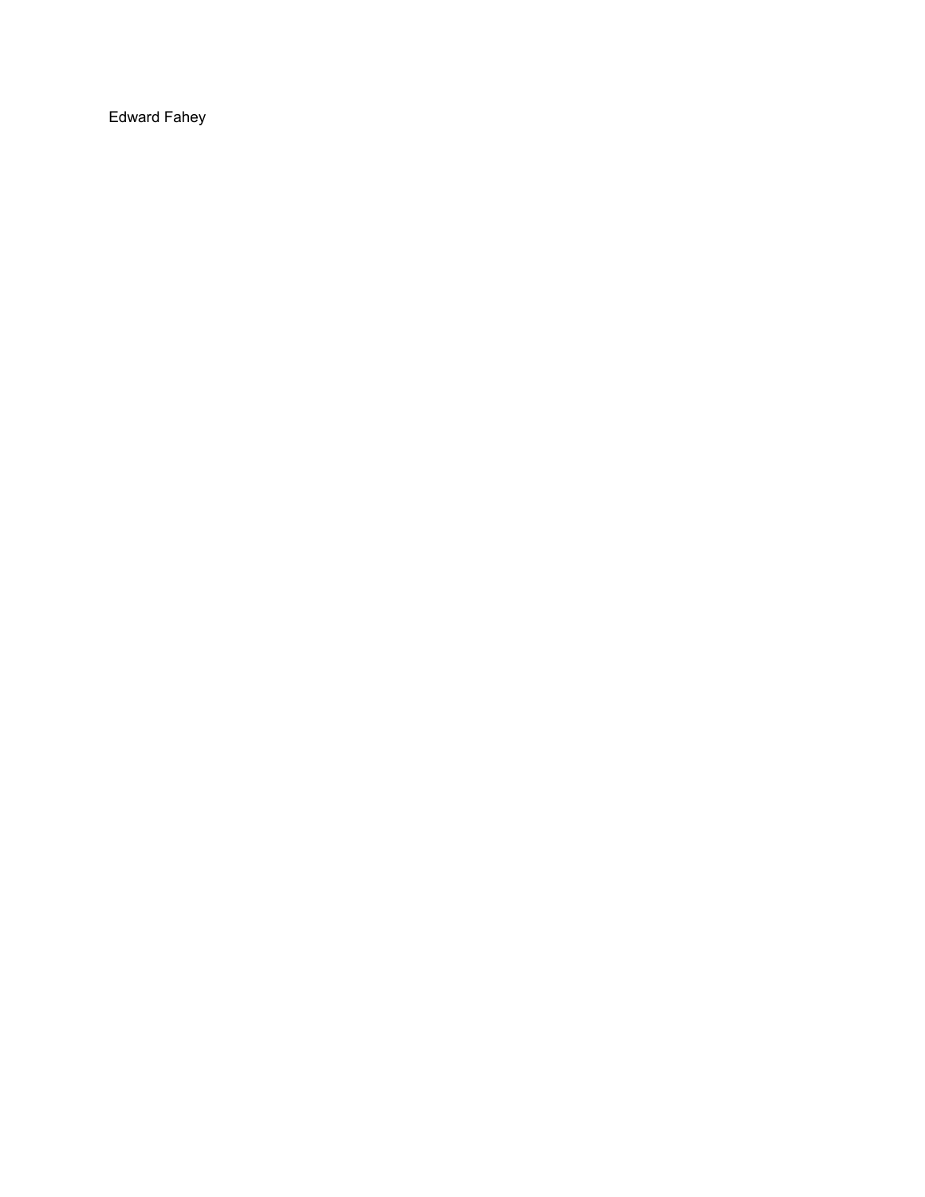Edward Fahey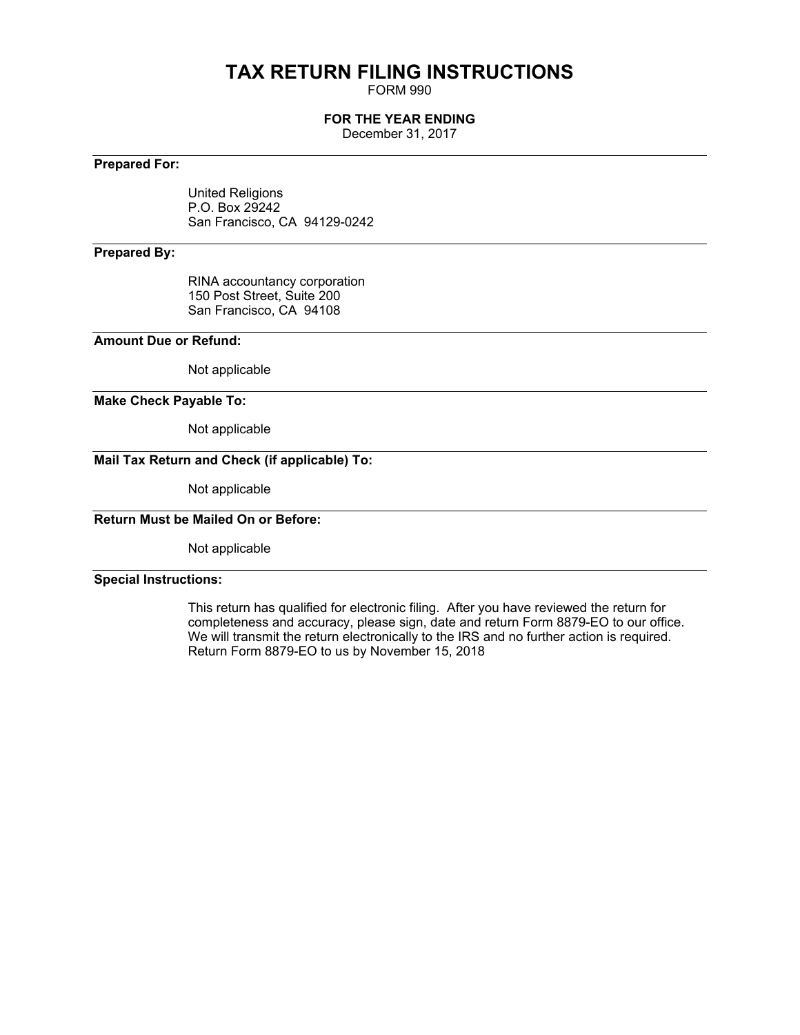# TAX RETURN FILING INSTRUCTIONS

FORM 990

**FOR THE YEAR ENDING**

December 31, 2017

---

**Prepared For:**

United Religions
P.O. Box 29242
San Francisco, CA 94129-0242

---

**Prepared By:**

RINA accountancy corporation
150 Post Street, Suite 200
San Francisco, CA 94108

---

**Amount Due or Refund:**

Not applicable

---

**Make Check Payable To:**

Not applicable

---

**Mail Tax Return and Check (if applicable) To:**

Not applicable

---

**Return Must be Mailed On or Before:**

Not applicable

---

**Special Instructions:**

This return has qualified for electronic filing. After you have reviewed the return for completeness and accuracy, please sign, date and return Form 8879-EO to our office. We will transmit the return electronically to the IRS and no further action is required. Return Form 8879-EO to us by November 15, 2018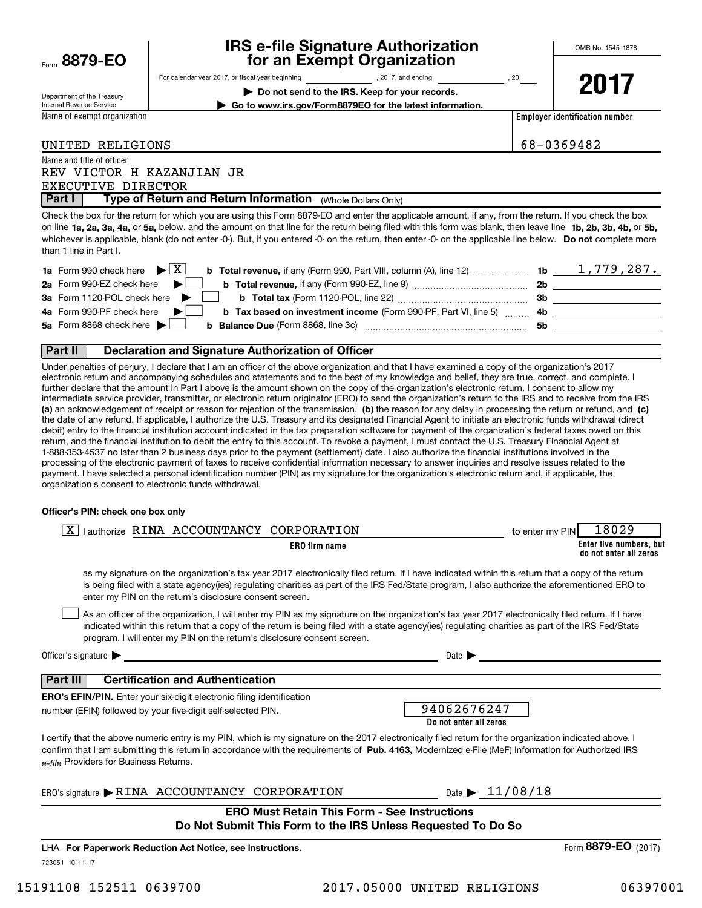Form **8879-EO**

Department of the Treasury
Internal Revenue Service

# IRS e-file Signature Authorization for an Exempt Organization

For calendar year 2017, or fiscal year beginning ______________, 2017, and ending ______________, 20____

▶ **Do not send to the IRS. Keep for your records.**

▶ **Go to www.irs.gov/Form8879EO for the latest information.**

OMB No. 1545-1878

**2017**

Name of exempt organization: UNITED RELIGIONS

**Employer identification number**: 68-0369482

Name and title of officer:
REV VICTOR H KAZANJIAN JR
EXECUTIVE DIRECTOR

## Part I — Type of Return and Return Information (Whole Dollars Only)

Check the box for the return for which you are using this Form 8879-EO and enter the applicable amount, if any, from the return. If you check the box on line **1a, 2a, 3a, 4a,** or **5a,** below, and the amount on that line for the return being filed with this form was blank, then leave line **1b, 2b, 3b, 4b,** or **5b,** whichever is applicable, blank (do not enter -0-). But, if you entered -0- on the return, then enter -0- on the applicable line below. **Do not** complete more than 1 line in Part I.

| | | | |
|---|---|---|---|
| **1a** Form 990 check here ▶ [X] | **b Total revenue,** if any (Form 990, Part VIII, column (A), line 12) | **1b** | 1,779,287. |
| **2a** Form 990-EZ check here ▶ [ ] | **b Total revenue,** if any (Form 990-EZ, line 9) | **2b** | |
| **3a** Form 1120-POL check here ▶ [ ] | **b Total tax** (Form 1120-POL, line 22) | **3b** | |
| **4a** Form 990-PF check here ▶ [ ] | **b Tax based on investment income** (Form 990-PF, Part VI, line 5) | **4b** | |
| **5a** Form 8868 check here ▶ [ ] | **b Balance Due** (Form 8868, line 3c) | **5b** | |

## Part II — Declaration and Signature Authorization of Officer

Under penalties of perjury, I declare that I am an officer of the above organization and that I have examined a copy of the organization's 2017 electronic return and accompanying schedules and statements and to the best of my knowledge and belief, they are true, correct, and complete. I further declare that the amount in Part I above is the amount shown on the copy of the organization's electronic return. I consent to allow my intermediate service provider, transmitter, or electronic return originator (ERO) to send the organization's return to the IRS and to receive from the IRS **(a)** an acknowledgement of receipt or reason for rejection of the transmission, **(b)** the reason for any delay in processing the return or refund, and **(c)** the date of any refund. If applicable, I authorize the U.S. Treasury and its designated Financial Agent to initiate an electronic funds withdrawal (direct debit) entry to the financial institution account indicated in the tax preparation software for payment of the organization's federal taxes owed on this return, and the financial institution to debit the entry to this account. To revoke a payment, I must contact the U.S. Treasury Financial Agent at 1-888-353-4537 no later than 2 business days prior to the payment (settlement) date. I also authorize the financial institutions involved in the processing of the electronic payment of taxes to receive confidential information necessary to answer inquiries and resolve issues related to the payment. I have selected a personal identification number (PIN) as my signature for the organization's electronic return and, if applicable, the organization's consent to electronic funds withdrawal.

**Officer's PIN: check one box only**

[X] I authorize RINA ACCOUNTANCY CORPORATION (**ERO firm name**) to enter my PIN 18029 (**Enter five numbers, but do not enter all zeros**)

as my signature on the organization's tax year 2017 electronically filed return. If I have indicated within this return that a copy of the return is being filed with a state agency(ies) regulating charities as part of the IRS Fed/State program, I also authorize the aforementioned ERO to enter my PIN on the return's disclosure consent screen.

[ ] As an officer of the organization, I will enter my PIN as my signature on the organization's tax year 2017 electronically filed return. If I have indicated within this return that a copy of the return is being filed with a state agency(ies) regulating charities as part of the IRS Fed/State program, I will enter my PIN on the return's disclosure consent screen.

Officer's signature ▶ ______________________ Date ▶ ______________

## Part III — Certification and Authentication

**ERO's EFIN/PIN.** Enter your six-digit electronic filing identification number (EFIN) followed by your five-digit self-selected PIN. 94062676247 (**Do not enter all zeros**)

I certify that the above numeric entry is my PIN, which is my signature on the 2017 electronically filed return for the organization indicated above. I confirm that I am submitting this return in accordance with the requirements of **Pub. 4163,** Modernized e-File (MeF) Information for Authorized IRS *e-file* Providers for Business Returns.

ERO's signature ▶ RINA ACCOUNTANCY CORPORATION Date ▶ 11/08/18

**ERO Must Retain This Form - See Instructions**
**Do Not Submit This Form to the IRS Unless Requested To Do So**

LHA **For Paperwork Reduction Act Notice, see instructions.** Form **8879-EO** (2017)

723051 10-11-17

15191108 152511 0639700 2017.05000 UNITED RELIGIONS 06397001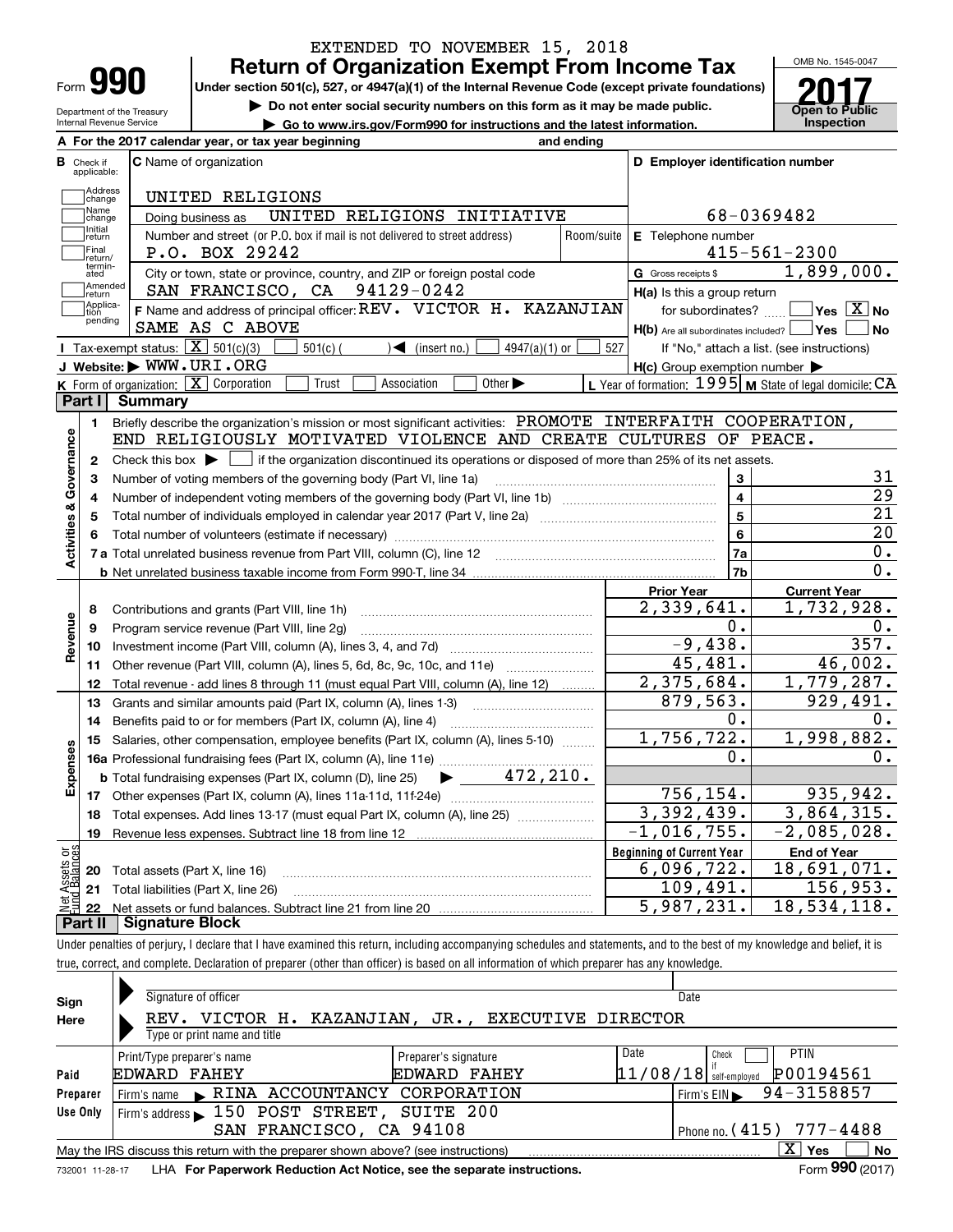EXTENDED TO NOVEMBER 15, 2018

# Form 990 — Return of Organization Exempt From Income Tax (2017)

Under section 501(c), 527, or 4947(a)(1) of the Internal Revenue Code (except private foundations)

▶ Do not enter social security numbers on this form as it may be made public.

▶ Go to www.irs.gov/Form990 for instructions and the latest information.

Department of the Treasury, Internal Revenue Service

OMB No. 1545-0047 — Open to Public Inspection

**A** For the 2017 calendar year, or tax year beginning ______ and ending ______

**B** Check if applicable: Address change, Name change, Initial return, Final return/terminated, Amended return, Application pending

**C** Name of organization: UNITED RELIGIONS

Doing business as: UNITED RELIGIONS INITIATIVE

Number and street (or P.O. box if mail is not delivered to street address): P.O. BOX 29242

City or town, state or province, country, and ZIP or foreign postal code: SAN FRANCISCO, CA 94129-0242

**D** Employer identification number: 68-0369482

**E** Telephone number: 415-561-2300

**G** Gross receipts $ 1,899,000.

**F** Name and address of principal officer: REV. VICTOR H. KAZANJIAN, SAME AS C ABOVE

**H(a)** Is this a group return for subordinates? ☐ Yes ☒ No

**H(b)** Are all subordinates included? ☐ Yes ☐ No — If "No," attach a list. (see instructions)

**H(c)** Group exemption number ▶

**I** Tax-exempt status: ☒ 501(c)(3) ☐ 501(c)( ) ◀ (insert no.) ☐ 4947(a)(1) or ☐ 527

**J** Website: ▶ WWW.URI.ORG

**K** Form of organization: ☒ Corporation ☐ Trust ☐ Association ☐ Other ▶

**L** Year of formation: 1995 **M** State of legal domicile: CA

## Part I Summary

**Activities & Governance**

1. Briefly describe the organization's mission or most significant activities: PROMOTE INTERFAITH COOPERATION, END RELIGIOUSLY MOTIVATED VIOLENCE AND CREATE CULTURES OF PEACE.
2. Check this box ▶ ☐ if the organization discontinued its operations or disposed of more than 25% of its net assets.

| | | | |
|---|---|---|---|
| 3 | Number of voting members of the governing body (Part VI, line 1a) | 3 | 31 |
| 4 | Number of independent voting members of the governing body (Part VI, line 1b) | 4 | 29 |
| 5 | Total number of individuals employed in calendar year 2017 (Part V, line 2a) | 5 | 21 |
| 6 | Total number of volunteers (estimate if necessary) | 6 | 20 |
| 7a | Total unrelated business revenue from Part VIII, column (C), line 12 | 7a | 0. |
| b | Net unrelated business taxable income from Form 990-T, line 34 | 7b | 0. |

| | | Prior Year | Current Year |
|---|---|---|---|
| **Revenue** | | | |
| 8 | Contributions and grants (Part VIII, line 1h) | 2,339,641. | 1,732,928. |
| 9 | Program service revenue (Part VIII, line 2g) | 0. | 0. |
| 10 | Investment income (Part VIII, column (A), lines 3, 4, and 7d) | -9,438. | 357. |
| 11 | Other revenue (Part VIII, column (A), lines 5, 6d, 8c, 9c, 10c, and 11e) | 45,481. | 46,002. |
| 12 | Total revenue - add lines 8 through 11 (must equal Part VIII, column (A), line 12) | 2,375,684. | 1,779,287. |
| **Expenses** | | | |
| 13 | Grants and similar amounts paid (Part IX, column (A), lines 1-3) | 879,563. | 929,491. |
| 14 | Benefits paid to or for members (Part IX, column (A), line 4) | 0. | 0. |
| 15 | Salaries, other compensation, employee benefits (Part IX, column (A), lines 5-10) | 1,756,722. | 1,998,882. |
| 16a | Professional fundraising fees (Part IX, column (A), line 11e) | 0. | 0. |
| b | Total fundraising expenses (Part IX, column (D), line 25) ▶ 472,210. | | |
| 17 | Other expenses (Part IX, column (A), lines 11a-11d, 11f-24e) | 756,154. | 935,942. |
| 18 | Total expenses. Add lines 13-17 (must equal Part IX, column (A), line 25) | 3,392,439. | 3,864,315. |
| 19 | Revenue less expenses. Subtract line 18 from line 12 | -1,016,755. | -2,085,028. |

| | **Net Assets or Fund Balances** | Beginning of Current Year | End of Year |
|---|---|---|---|
| 20 | Total assets (Part X, line 16) | 6,096,722. | 18,691,071. |
| 21 | Total liabilities (Part X, line 26) | 109,491. | 156,953. |
| 22 | Net assets or fund balances. Subtract line 21 from line 20 | 5,987,231. | 18,534,118. |

## Part II Signature Block

Under penalties of perjury, I declare that I have examined this return, including accompanying schedules and statements, and to the best of my knowledge and belief, it is true, correct, and complete. Declaration of preparer (other than officer) is based on all information of which preparer has any knowledge.

**Sign Here**

Signature of officer — Date

REV. VICTOR H. KAZANJIAN, JR., EXECUTIVE DIRECTOR

Type or print name and title

**Paid Preparer Use Only**

| Print/Type preparer's name | Preparer's signature | Date | Check if self-employed | PTIN |
|---|---|---|---|---|
| EDWARD FAHEY | EDWARD FAHEY | 11/08/18 | ☐ | P00194561 |

Firm's name ▶ RINA ACCOUNTANCY CORPORATION — Firm's EIN ▶ 94-3158857

Firm's address ▶ 150 POST STREET, SUITE 200, SAN FRANCISCO, CA 94108 — Phone no. (415) 777-4488

May the IRS discuss this return with the preparer shown above? (see instructions) ☒ Yes ☐ No

732001 11-28-17 LHA For Paperwork Reduction Act Notice, see the separate instructions. Form 990 (2017)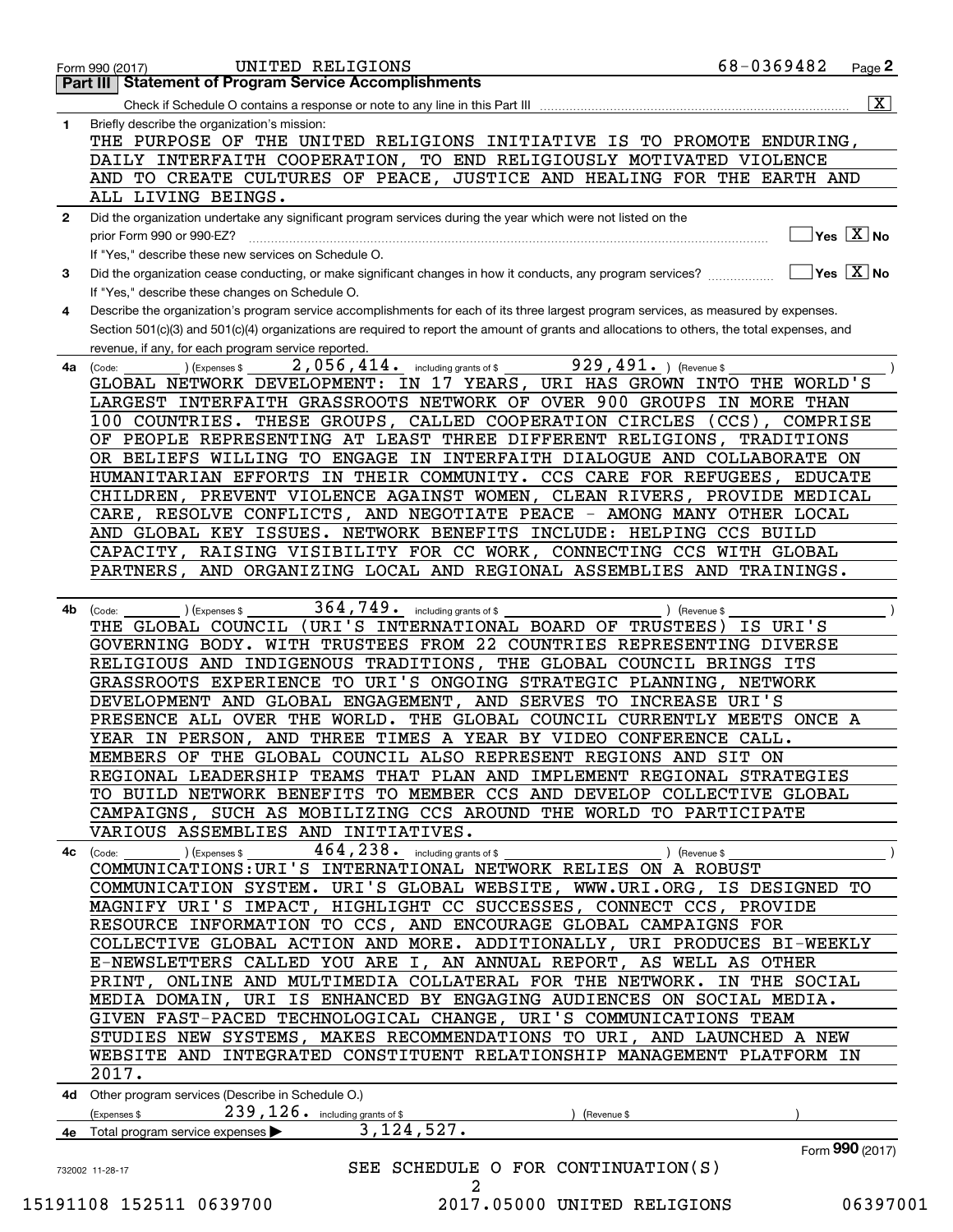Form 990 (2017) UNITED RELIGIONS 68-0369482 Page **2**

## Part III | Statement of Program Service Accomplishments

Check if Schedule O contains a response or note to any line in this Part III .......... [X]

**1** Briefly describe the organization's mission:

THE PURPOSE OF THE UNITED RELIGIONS INITIATIVE IS TO PROMOTE ENDURING, DAILY INTERFAITH COOPERATION, TO END RELIGIOUSLY MOTIVATED VIOLENCE AND TO CREATE CULTURES OF PEACE, JUSTICE AND HEALING FOR THE EARTH AND ALL LIVING BEINGS.

**2** Did the organization undertake any significant program services during the year which were not listed on the prior Form 990 or 990-EZ? .......... [ ] Yes [X] No

If "Yes," describe these new services on Schedule O.

**3** Did the organization cease conducting, or make significant changes in how it conducts, any program services? .......... [ ] Yes [X] No

If "Yes," describe these changes on Schedule O.

**4** Describe the organization's program service accomplishments for each of its three largest program services, as measured by expenses. Section 501(c)(3) and 501(c)(4) organizations are required to report the amount of grants and allocations to others, the total expenses, and revenue, if any, for each program service reported.

**4a** (Code: ) (Expenses $ 2,056,414. including grants of $ 929,491. ) (Revenue $ )

GLOBAL NETWORK DEVELOPMENT: IN 17 YEARS, URI HAS GROWN INTO THE WORLD'S LARGEST INTERFAITH GRASSROOTS NETWORK OF OVER 900 GROUPS IN MORE THAN 100 COUNTRIES. THESE GROUPS, CALLED COOPERATION CIRCLES (CCS), COMPRISE OF PEOPLE REPRESENTING AT LEAST THREE DIFFERENT RELIGIONS, TRADITIONS OR BELIEFS WILLING TO ENGAGE IN INTERFAITH DIALOGUE AND COLLABORATE ON HUMANITARIAN EFFORTS IN THEIR COMMUNITY. CCS CARE FOR REFUGEES, EDUCATE CHILDREN, PREVENT VIOLENCE AGAINST WOMEN, CLEAN RIVERS, PROVIDE MEDICAL CARE, RESOLVE CONFLICTS, AND NEGOTIATE PEACE - AMONG MANY OTHER LOCAL AND GLOBAL KEY ISSUES. NETWORK BENEFITS INCLUDE: HELPING CCS BUILD CAPACITY, RAISING VISIBILITY FOR CC WORK, CONNECTING CCS WITH GLOBAL PARTNERS, AND ORGANIZING LOCAL AND REGIONAL ASSEMBLIES AND TRAININGS.

**4b** (Code: ) (Expenses $ 364,749. including grants of $ ) (Revenue $ )

THE GLOBAL COUNCIL (URI'S INTERNATIONAL BOARD OF TRUSTEES) IS URI'S GOVERNING BODY. WITH TRUSTEES FROM 22 COUNTRIES REPRESENTING DIVERSE RELIGIOUS AND INDIGENOUS TRADITIONS, THE GLOBAL COUNCIL BRINGS ITS GRASSROOTS EXPERIENCE TO URI'S ONGOING STRATEGIC PLANNING, NETWORK DEVELOPMENT AND GLOBAL ENGAGEMENT, AND SERVES TO INCREASE URI'S PRESENCE ALL OVER THE WORLD. THE GLOBAL COUNCIL CURRENTLY MEETS ONCE A YEAR IN PERSON, AND THREE TIMES A YEAR BY VIDEO CONFERENCE CALL. MEMBERS OF THE GLOBAL COUNCIL ALSO REPRESENT REGIONS AND SIT ON REGIONAL LEADERSHIP TEAMS THAT PLAN AND IMPLEMENT REGIONAL STRATEGIES TO BUILD NETWORK BENEFITS TO MEMBER CCS AND DEVELOP COLLECTIVE GLOBAL CAMPAIGNS, SUCH AS MOBILIZING CCS AROUND THE WORLD TO PARTICIPATE VARIOUS ASSEMBLIES AND INITIATIVES.

**4c** (Code: ) (Expenses $ 464,238. including grants of $ ) (Revenue $ )

COMMUNICATIONS:URI'S INTERNATIONAL NETWORK RELIES ON A ROBUST COMMUNICATION SYSTEM. URI'S GLOBAL WEBSITE, WWW.URI.ORG, IS DESIGNED TO MAGNIFY URI'S IMPACT, HIGHLIGHT CC SUCCESSES, CONNECT CCS, PROVIDE RESOURCE INFORMATION TO CCS, AND ENCOURAGE GLOBAL CAMPAIGNS FOR COLLECTIVE GLOBAL ACTION AND MORE. ADDITIONALLY, URI PRODUCES BI-WEEKLY E-NEWSLETTERS CALLED YOU ARE I, AN ANNUAL REPORT, AS WELL AS OTHER PRINT, ONLINE AND MULTIMEDIA COLLATERAL FOR THE NETWORK. IN THE SOCIAL MEDIA DOMAIN, URI IS ENHANCED BY ENGAGING AUDIENCES ON SOCIAL MEDIA. GIVEN FAST-PACED TECHNOLOGICAL CHANGE, URI'S COMMUNICATIONS TEAM STUDIES NEW SYSTEMS, MAKES RECOMMENDATIONS TO URI, AND LAUNCHED A NEW WEBSITE AND INTEGRATED CONSTITUENT RELATIONSHIP MANAGEMENT PLATFORM IN 2017.

**4d** Other program services (Describe in Schedule O.)

(Expenses $ 239,126. including grants of $ ) (Revenue $ )

**4e** Total program service expenses ▶ 3,124,527.

Form **990** (2017)

SEE SCHEDULE O FOR CONTINUATION(S)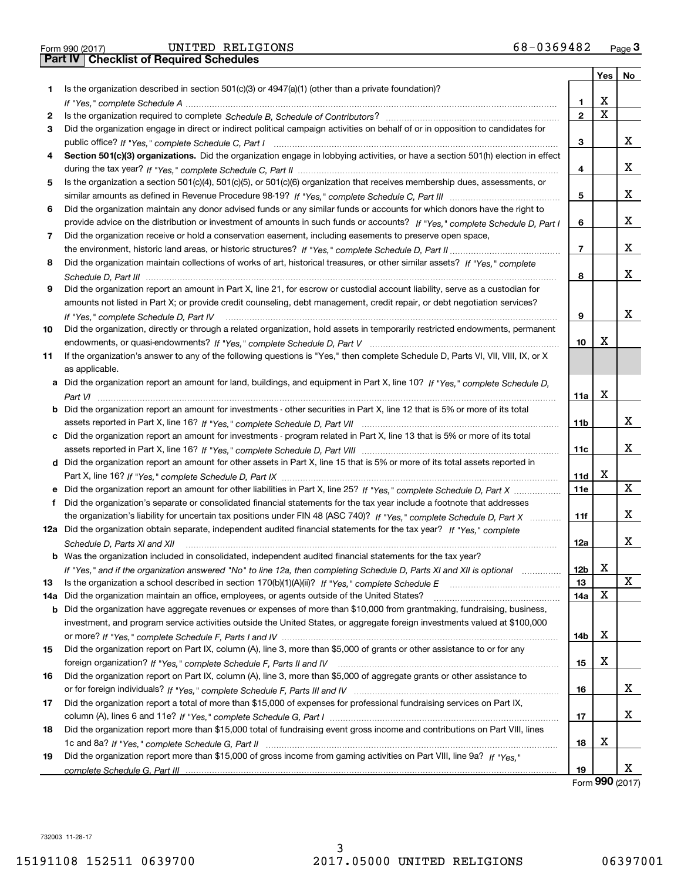Form 990 (2017) UNITED RELIGIONS 68-0369482 Page 3

## Part IV Checklist of Required Schedules

| | | | Yes | No |
|---|---|---|---|---|
| 1 | Is the organization described in section 501(c)(3) or 4947(a)(1) (other than a private foundation)? *If "Yes," complete Schedule A* | 1 | X | |
| 2 | Is the organization required to complete *Schedule B, Schedule of Contributors*? | 2 | X | |
| 3 | Did the organization engage in direct or indirect political campaign activities on behalf of or in opposition to candidates for public office? *If "Yes," complete Schedule C, Part I* | 3 | | X |
| 4 | **Section 501(c)(3) organizations.** Did the organization engage in lobbying activities, or have a section 501(h) election in effect during the tax year? *If "Yes," complete Schedule C, Part II* | 4 | | X |
| 5 | Is the organization a section 501(c)(4), 501(c)(5), or 501(c)(6) organization that receives membership dues, assessments, or similar amounts as defined in Revenue Procedure 98-19? *If "Yes," complete Schedule C, Part III* | 5 | | X |
| 6 | Did the organization maintain any donor advised funds or any similar funds or accounts for which donors have the right to provide advice on the distribution or investment of amounts in such funds or accounts? *If "Yes," complete Schedule D, Part I* | 6 | | X |
| 7 | Did the organization receive or hold a conservation easement, including easements to preserve open space, the environment, historic land areas, or historic structures? *If "Yes," complete Schedule D, Part II* | 7 | | X |
| 8 | Did the organization maintain collections of works of art, historical treasures, or other similar assets? *If "Yes," complete Schedule D, Part III* | 8 | | X |
| 9 | Did the organization report an amount in Part X, line 21, for escrow or custodial account liability, serve as a custodian for amounts not listed in Part X; or provide credit counseling, debt management, credit repair, or debt negotiation services? *If "Yes," complete Schedule D, Part IV* | 9 | | X |
| 10 | Did the organization, directly or through a related organization, hold assets in temporarily restricted endowments, permanent endowments, or quasi-endowments? *If "Yes," complete Schedule D, Part V* | 10 | X | |
| 11 | If the organization's answer to any of the following questions is "Yes," then complete Schedule D, Parts VI, VII, VIII, IX, or X as applicable. | | | |
| a | Did the organization report an amount for land, buildings, and equipment in Part X, line 10? *If "Yes," complete Schedule D, Part VI* | 11a | X | |
| b | Did the organization report an amount for investments - other securities in Part X, line 12 that is 5% or more of its total assets reported in Part X, line 16? *If "Yes," complete Schedule D, Part VII* | 11b | | X |
| c | Did the organization report an amount for investments - program related in Part X, line 13 that is 5% or more of its total assets reported in Part X, line 16? *If "Yes," complete Schedule D, Part VIII* | 11c | | X |
| d | Did the organization report an amount for other assets in Part X, line 15 that is 5% or more of its total assets reported in Part X, line 16? *If "Yes," complete Schedule D, Part IX* | 11d | X | |
| e | Did the organization report an amount for other liabilities in Part X, line 25? *If "Yes," complete Schedule D, Part X* | 11e | | X |
| f | Did the organization's separate or consolidated financial statements for the tax year include a footnote that addresses the organization's liability for uncertain tax positions under FIN 48 (ASC 740)? *If "Yes," complete Schedule D, Part X* | 11f | | X |
| 12a | Did the organization obtain separate, independent audited financial statements for the tax year? *If "Yes," complete Schedule D, Parts XI and XII* | 12a | | X |
| b | Was the organization included in consolidated, independent audited financial statements for the tax year? *If "Yes," and if the organization answered "No" to line 12a, then completing Schedule D, Parts XI and XII is optional* | 12b | X | |
| 13 | Is the organization a school described in section 170(b)(1)(A)(ii)? *If "Yes," complete Schedule E* | 13 | | X |
| 14a | Did the organization maintain an office, employees, or agents outside of the United States? | 14a | X | |
| b | Did the organization have aggregate revenues or expenses of more than $10,000 from grantmaking, fundraising, business, investment, and program service activities outside the United States, or aggregate foreign investments valued at $100,000 or more? *If "Yes," complete Schedule F, Parts I and IV* | 14b | X | |
| 15 | Did the organization report on Part IX, column (A), line 3, more than $5,000 of grants or other assistance to or for any foreign organization? *If "Yes," complete Schedule F, Parts II and IV* | 15 | X | |
| 16 | Did the organization report on Part IX, column (A), line 3, more than $5,000 of aggregate grants or other assistance to or for foreign individuals? *If "Yes," complete Schedule F, Parts III and IV* | 16 | | X |
| 17 | Did the organization report a total of more than $15,000 of expenses for professional fundraising services on Part IX, column (A), lines 6 and 11e? *If "Yes," complete Schedule G, Part I* | 17 | | X |
| 18 | Did the organization report more than $15,000 total of fundraising event gross income and contributions on Part VIII, lines 1c and 8a? *If "Yes," complete Schedule G, Part II* | 18 | X | |
| 19 | Did the organization report more than $15,000 of gross income from gaming activities on Part VIII, line 9a? *If "Yes," complete Schedule G, Part III* | 19 | | X |

Form **990** (2017)

732003 11-28-17

15191108 152511 0639700 2017.05000 UNITED RELIGIONS 06397001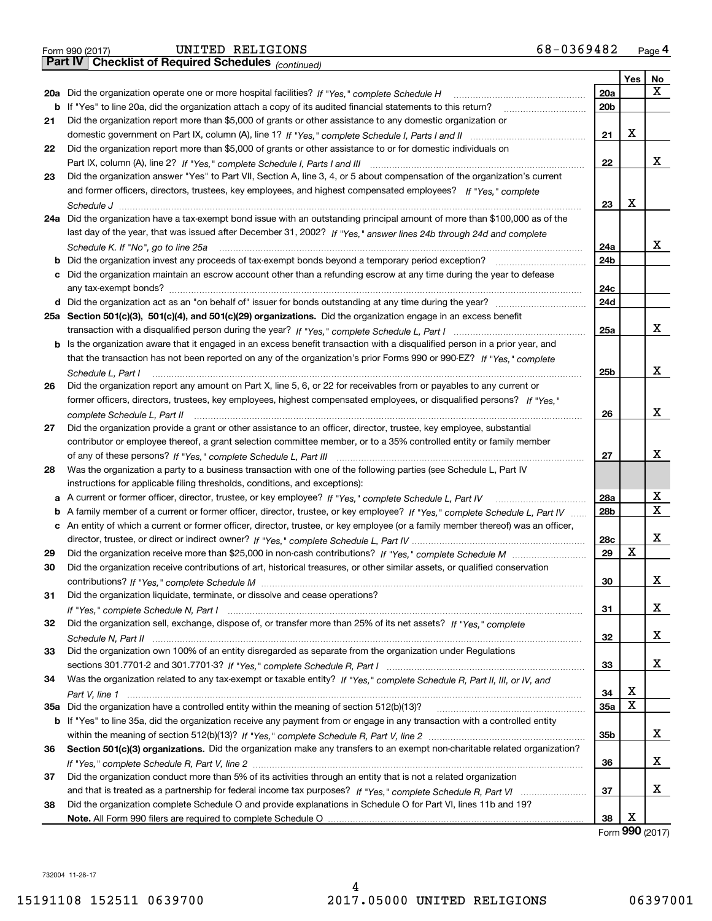Form 990 (2017) UNITED RELIGIONS 68-0369482 Page 4

**Part IV Checklist of Required Schedules** *(continued)*

| | | | Yes | No |
|---|---|---|---|---|
| 20a | Did the organization operate one or more hospital facilities? *If "Yes," complete Schedule H* | 20a | | X |
| b | If "Yes" to line 20a, did the organization attach a copy of its audited financial statements to this return? | 20b | | |
| 21 | Did the organization report more than $5,000 of grants or other assistance to any domestic organization or domestic government on Part IX, column (A), line 1? *If "Yes," complete Schedule I, Parts I and II* | 21 | X | |
| 22 | Did the organization report more than $5,000 of grants or other assistance to or for domestic individuals on Part IX, column (A), line 2? *If "Yes," complete Schedule I, Parts I and III* | 22 | | X |
| 23 | Did the organization answer "Yes" to Part VII, Section A, line 3, 4, or 5 about compensation of the organization's current and former officers, directors, trustees, key employees, and highest compensated employees? *If "Yes," complete Schedule J* | 23 | X | |
| 24a | Did the organization have a tax-exempt bond issue with an outstanding principal amount of more than $100,000 as of the last day of the year, that was issued after December 31, 2002? *If "Yes," answer lines 24b through 24d and complete Schedule K. If "No", go to line 25a* | 24a | | X |
| b | Did the organization invest any proceeds of tax-exempt bonds beyond a temporary period exception? | 24b | | |
| c | Did the organization maintain an escrow account other than a refunding escrow at any time during the year to defease any tax-exempt bonds? | 24c | | |
| d | Did the organization act as an "on behalf of" issuer for bonds outstanding at any time during the year? | 24d | | |
| 25a | **Section 501(c)(3), 501(c)(4), and 501(c)(29) organizations.** Did the organization engage in an excess benefit transaction with a disqualified person during the year? *If "Yes," complete Schedule L, Part I* | 25a | | X |
| b | Is the organization aware that it engaged in an excess benefit transaction with a disqualified person in a prior year, and that the transaction has not been reported on any of the organization's prior Forms 990 or 990-EZ? *If "Yes," complete Schedule L, Part I* | 25b | | X |
| 26 | Did the organization report any amount on Part X, line 5, 6, or 22 for receivables from or payables to any current or former officers, directors, trustees, key employees, highest compensated employees, or disqualified persons? *If "Yes," complete Schedule L, Part II* | 26 | | X |
| 27 | Did the organization provide a grant or other assistance to an officer, director, trustee, key employee, substantial contributor or employee thereof, a grant selection committee member, or to a 35% controlled entity or family member of any of these persons? *If "Yes," complete Schedule L, Part III* | 27 | | X |
| 28 | Was the organization a party to a business transaction with one of the following parties (see Schedule L, Part IV instructions for applicable filing thresholds, conditions, and exceptions): | | | |
| a | A current or former officer, director, trustee, or key employee? *If "Yes," complete Schedule L, Part IV* | 28a | | X |
| b | A family member of a current or former officer, director, trustee, or key employee? *If "Yes," complete Schedule L, Part IV* | 28b | | X |
| c | An entity of which a current or former officer, director, trustee, or key employee (or a family member thereof) was an officer, director, trustee, or direct or indirect owner? *If "Yes," complete Schedule L, Part IV* | 28c | | X |
| 29 | Did the organization receive more than $25,000 in non-cash contributions? *If "Yes," complete Schedule M* | 29 | X | |
| 30 | Did the organization receive contributions of art, historical treasures, or other similar assets, or qualified conservation contributions? *If "Yes," complete Schedule M* | 30 | | X |
| 31 | Did the organization liquidate, terminate, or dissolve and cease operations? *If "Yes," complete Schedule N, Part I* | 31 | | X |
| 32 | Did the organization sell, exchange, dispose of, or transfer more than 25% of its net assets? *If "Yes," complete Schedule N, Part II* | 32 | | X |
| 33 | Did the organization own 100% of an entity disregarded as separate from the organization under Regulations sections 301.7701-2 and 301.7701-3? *If "Yes," complete Schedule R, Part I* | 33 | | X |
| 34 | Was the organization related to any tax-exempt or taxable entity? *If "Yes," complete Schedule R, Part II, III, or IV, and Part V, line 1* | 34 | X | |
| 35a | Did the organization have a controlled entity within the meaning of section 512(b)(13)? | 35a | X | |
| b | If "Yes" to line 35a, did the organization receive any payment from or engage in any transaction with a controlled entity within the meaning of section 512(b)(13)? *If "Yes," complete Schedule R, Part V, line 2* | 35b | | X |
| 36 | **Section 501(c)(3) organizations.** Did the organization make any transfers to an exempt non-charitable related organization? *If "Yes," complete Schedule R, Part V, line 2* | 36 | | X |
| 37 | Did the organization conduct more than 5% of its activities through an entity that is not a related organization and that is treated as a partnership for federal income tax purposes? *If "Yes," complete Schedule R, Part VI* | 37 | | X |
| 38 | Did the organization complete Schedule O and provide explanations in Schedule O for Part VI, lines 11b and 19? **Note.** All Form 990 filers are required to complete Schedule O | 38 | X | |

Form **990** (2017)

732004 11-28-17

15191108 152511 0639700 2017.05000 UNITED RELIGIONS 06397001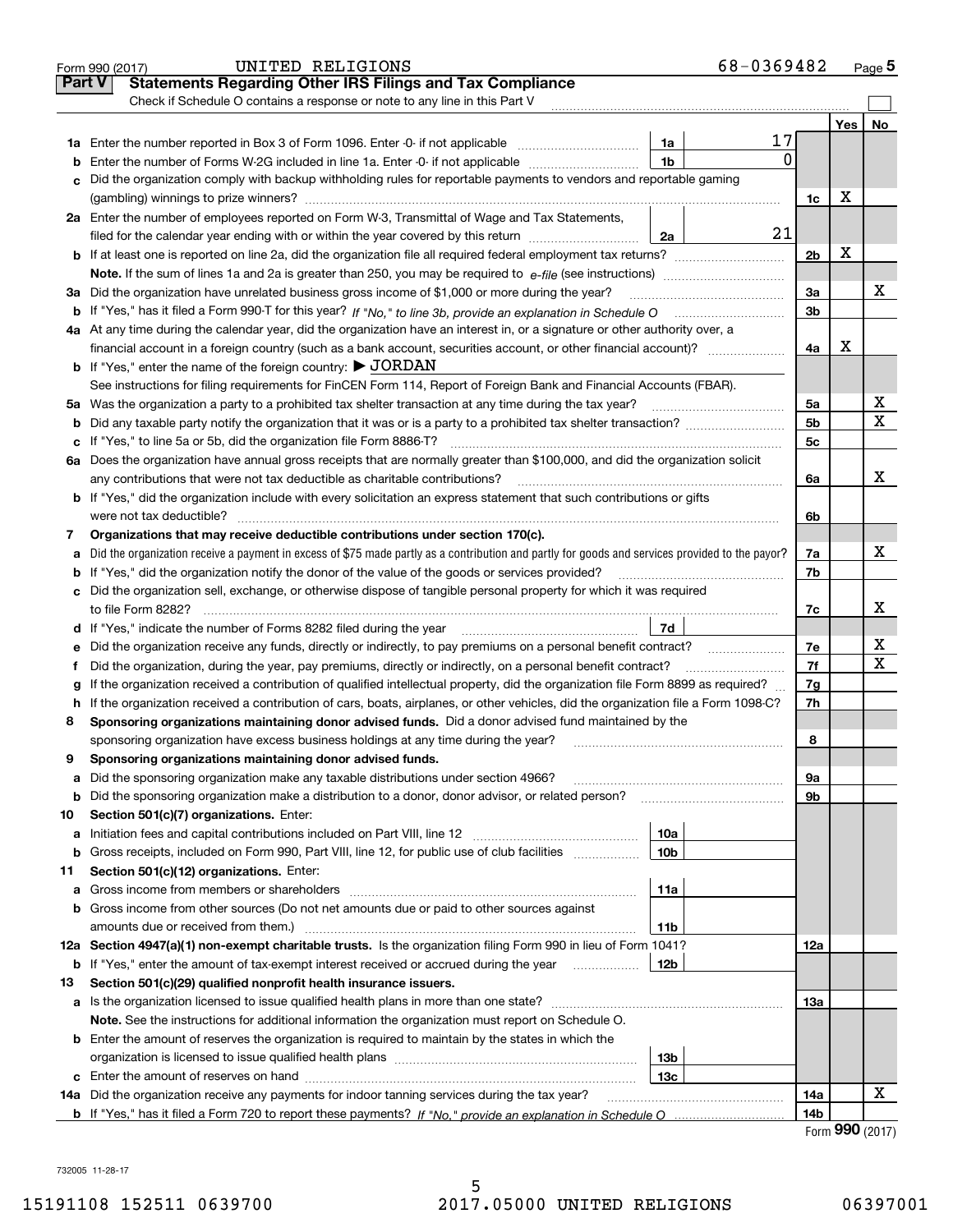Form 990 (2017) UNITED RELIGIONS 68-0369482 Page 5

## Part V Statements Regarding Other IRS Filings and Tax Compliance

Check if Schedule O contains a response or note to any line in this Part V

| | | | | | Yes | No |
|---|---|---|---|---|---|---|
| **1a** | Enter the number reported in Box 3 of Form 1096. Enter -0- if not applicable | 1a | 17 | | | |
| **b** | Enter the number of Forms W-2G included in line 1a. Enter -0- if not applicable | 1b | 0 | | | |
| **c** | Did the organization comply with backup withholding rules for reportable payments to vendors and reportable gaming (gambling) winnings to prize winners? | | | 1c | X | |
| **2a** | Enter the number of employees reported on Form W-3, Transmittal of Wage and Tax Statements, filed for the calendar year ending with or within the year covered by this return | 2a | 21 | | | |
| **b** | If at least one is reported on line 2a, did the organization file all required federal employment tax returns? | | | 2b | X | |
| | **Note.** If the sum of lines 1a and 2a is greater than 250, you may be required to e-file (see instructions) | | | | | |
| **3a** | Did the organization have unrelated business gross income of $1,000 or more during the year? | | | 3a | | X |
| **b** | If "Yes," has it filed a Form 990-T for this year? *If "No," to line 3b, provide an explanation in Schedule O* | | | 3b | | |
| **4a** | At any time during the calendar year, did the organization have an interest in, or a signature or other authority over, a financial account in a foreign country (such as a bank account, securities account, or other financial account)? | | | 4a | X | |
| **b** | If "Yes," enter the name of the foreign country: ▶ JORDAN | | | | | |
| | See instructions for filing requirements for FinCEN Form 114, Report of Foreign Bank and Financial Accounts (FBAR). | | | | | |
| **5a** | Was the organization a party to a prohibited tax shelter transaction at any time during the tax year? | | | 5a | | X |
| **b** | Did any taxable party notify the organization that it was or is a party to a prohibited tax shelter transaction? | | | 5b | | X |
| **c** | If "Yes," to line 5a or 5b, did the organization file Form 8886-T? | | | 5c | | |
| **6a** | Does the organization have annual gross receipts that are normally greater than $100,000, and did the organization solicit any contributions that were not tax deductible as charitable contributions? | | | 6a | | X |
| **b** | If "Yes," did the organization include with every solicitation an express statement that such contributions or gifts were not tax deductible? | | | 6b | | |
| **7** | **Organizations that may receive deductible contributions under section 170(c).** | | | | | |
| **a** | Did the organization receive a payment in excess of $75 made partly as a contribution and partly for goods and services provided to the payor? | | | 7a | | X |
| **b** | If "Yes," did the organization notify the donor of the value of the goods or services provided? | | | 7b | | |
| **c** | Did the organization sell, exchange, or otherwise dispose of tangible personal property for which it was required to file Form 8282? | | | 7c | | X |
| **d** | If "Yes," indicate the number of Forms 8282 filed during the year | 7d | | | | |
| **e** | Did the organization receive any funds, directly or indirectly, to pay premiums on a personal benefit contract? | | | 7e | | X |
| **f** | Did the organization, during the year, pay premiums, directly or indirectly, on a personal benefit contract? | | | 7f | | X |
| **g** | If the organization received a contribution of qualified intellectual property, did the organization file Form 8899 as required? | | | 7g | | |
| **h** | If the organization received a contribution of cars, boats, airplanes, or other vehicles, did the organization file a Form 1098-C? | | | 7h | | |
| **8** | **Sponsoring organizations maintaining donor advised funds.** Did a donor advised fund maintained by the sponsoring organization have excess business holdings at any time during the year? | | | 8 | | |
| **9** | **Sponsoring organizations maintaining donor advised funds.** | | | | | |
| **a** | Did the sponsoring organization make any taxable distributions under section 4966? | | | 9a | | |
| **b** | Did the sponsoring organization make a distribution to a donor, donor advisor, or related person? | | | 9b | | |
| **10** | **Section 501(c)(7) organizations.** Enter: | | | | | |
| **a** | Initiation fees and capital contributions included on Part VIII, line 12 | 10a | | | | |
| **b** | Gross receipts, included on Form 990, Part VIII, line 12, for public use of club facilities | 10b | | | | |
| **11** | **Section 501(c)(12) organizations.** Enter: | | | | | |
| **a** | Gross income from members or shareholders | 11a | | | | |
| **b** | Gross income from other sources (Do not net amounts due or paid to other sources against amounts due or received from them.) | 11b | | | | |
| **12a** | **Section 4947(a)(1) non-exempt charitable trusts.** Is the organization filing Form 990 in lieu of Form 1041? | | | 12a | | |
| **b** | If "Yes," enter the amount of tax-exempt interest received or accrued during the year | 12b | | | | |
| **13** | **Section 501(c)(29) qualified nonprofit health insurance issuers.** | | | | | |
| **a** | Is the organization licensed to issue qualified health plans in more than one state? | | | 13a | | |
| | **Note.** See the instructions for additional information the organization must report on Schedule O. | | | | | |
| **b** | Enter the amount of reserves the organization is required to maintain by the states in which the organization is licensed to issue qualified health plans | 13b | | | | |
| **c** | Enter the amount of reserves on hand | 13c | | | | |
| **14a** | Did the organization receive any payments for indoor tanning services during the tax year? | | | 14a | | X |
| **b** | If "Yes," has it filed a Form 720 to report these payments? *If "No," provide an explanation in Schedule O* | | | 14b | | |

Form **990** (2017)

732005 11-28-17

15191108 152511 0639700 2017.05000 UNITED RELIGIONS 06397001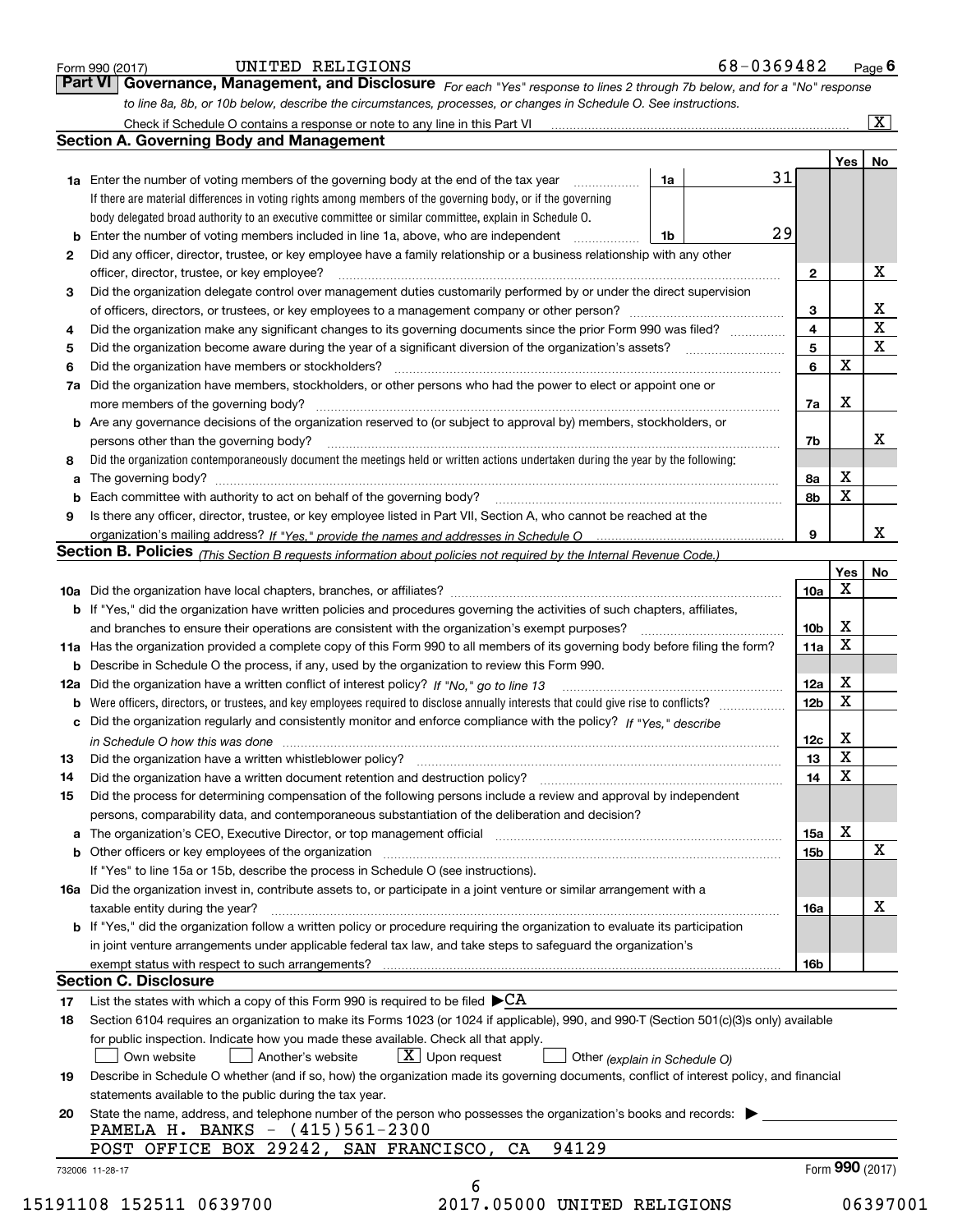Form 990 (2017) UNITED RELIGIONS 68-0369482 Page 6

## Part VI Governance, Management, and Disclosure

*For each "Yes" response to lines 2 through 7b below, and for a "No" response to line 8a, 8b, or 10b below, describe the circumstances, processes, or changes in Schedule O. See instructions.*

Check if Schedule O contains a response or note to any line in this Part VI [X]

### Section A. Governing Body and Management

| | | | | Yes | No |
|---|---|---|---|---|---|
| 1a | Enter the number of voting members of the governing body at the end of the tax year. If there are material differences in voting rights among members of the governing body, or if the governing body delegated broad authority to an executive committee or similar committee, explain in Schedule O. | 1a | 31 | | |
| b | Enter the number of voting members included in line 1a, above, who are independent | 1b | 29 | | |
| 2 | Did any officer, director, trustee, or key employee have a family relationship or a business relationship with any other officer, director, trustee, or key employee? | | 2 | | X |
| 3 | Did the organization delegate control over management duties customarily performed by or under the direct supervision of officers, directors, or trustees, or key employees to a management company or other person? | | 3 | | X |
| 4 | Did the organization make any significant changes to its governing documents since the prior Form 990 was filed? | | 4 | | X |
| 5 | Did the organization become aware during the year of a significant diversion of the organization's assets? | | 5 | | X |
| 6 | Did the organization have members or stockholders? | | 6 | X | |
| 7a | Did the organization have members, stockholders, or other persons who had the power to elect or appoint one or more members of the governing body? | | 7a | X | |
| b | Are any governance decisions of the organization reserved to (or subject to approval by) members, stockholders, or persons other than the governing body? | | 7b | | X |
| 8 | Did the organization contemporaneously document the meetings held or written actions undertaken during the year by the following: | | | | |
| a | The governing body? | | 8a | X | |
| b | Each committee with authority to act on behalf of the governing body? | | 8b | X | |
| 9 | Is there any officer, director, trustee, or key employee listed in Part VII, Section A, who cannot be reached at the organization's mailing address? *If "Yes," provide the names and addresses in Schedule O* | | 9 | | X |

### Section B. Policies *(This Section B requests information about policies not required by the Internal Revenue Code.)*

| | | | Yes | No |
|---|---|---|---|---|
| 10a | Did the organization have local chapters, branches, or affiliates? | 10a | X | |
| b | If "Yes," did the organization have written policies and procedures governing the activities of such chapters, affiliates, and branches to ensure their operations are consistent with the organization's exempt purposes? | 10b | X | |
| 11a | Has the organization provided a complete copy of this Form 990 to all members of its governing body before filing the form? | 11a | X | |
| b | Describe in Schedule O the process, if any, used by the organization to review this Form 990. | | | |
| 12a | Did the organization have a written conflict of interest policy? *If "No," go to line 13* | 12a | X | |
| b | Were officers, directors, or trustees, and key employees required to disclose annually interests that could give rise to conflicts? | 12b | X | |
| c | Did the organization regularly and consistently monitor and enforce compliance with the policy? *If "Yes," describe in Schedule O how this was done* | 12c | X | |
| 13 | Did the organization have a written whistleblower policy? | 13 | X | |
| 14 | Did the organization have a written document retention and destruction policy? | 14 | X | |
| 15 | Did the process for determining compensation of the following persons include a review and approval by independent persons, comparability data, and contemporaneous substantiation of the deliberation and decision? | | | |
| a | The organization's CEO, Executive Director, or top management official | 15a | X | |
| b | Other officers or key employees of the organization | 15b | | X |
| | If "Yes" to line 15a or 15b, describe the process in Schedule O (see instructions). | | | |
| 16a | Did the organization invest in, contribute assets to, or participate in a joint venture or similar arrangement with a taxable entity during the year? | 16a | | X |
| b | If "Yes," did the organization follow a written policy or procedure requiring the organization to evaluate its participation in joint venture arrangements under applicable federal tax law, and take steps to safeguard the organization's exempt status with respect to such arrangements? | 16b | | |

### Section C. Disclosure

17 List the states with which a copy of this Form 990 is required to be filed ▶CA

18 Section 6104 requires an organization to make its Forms 1023 (or 1024 if applicable), 990, and 990-T (Section 501(c)(3)s only) available for public inspection. Indicate how you made these available. Check all that apply.

[ ] Own website [ ] Another's website [X] Upon request [ ] Other *(explain in Schedule O)*

19 Describe in Schedule O whether (and if so, how) the organization made its governing documents, conflict of interest policy, and financial statements available to the public during the tax year.

20 State the name, address, and telephone number of the person who possesses the organization's books and records: ▶

PAMELA H. BANKS - (415)561-2300
POST OFFICE BOX 29242, SAN FRANCISCO, CA 94129

732006 11-28-17 Form 990 (2017)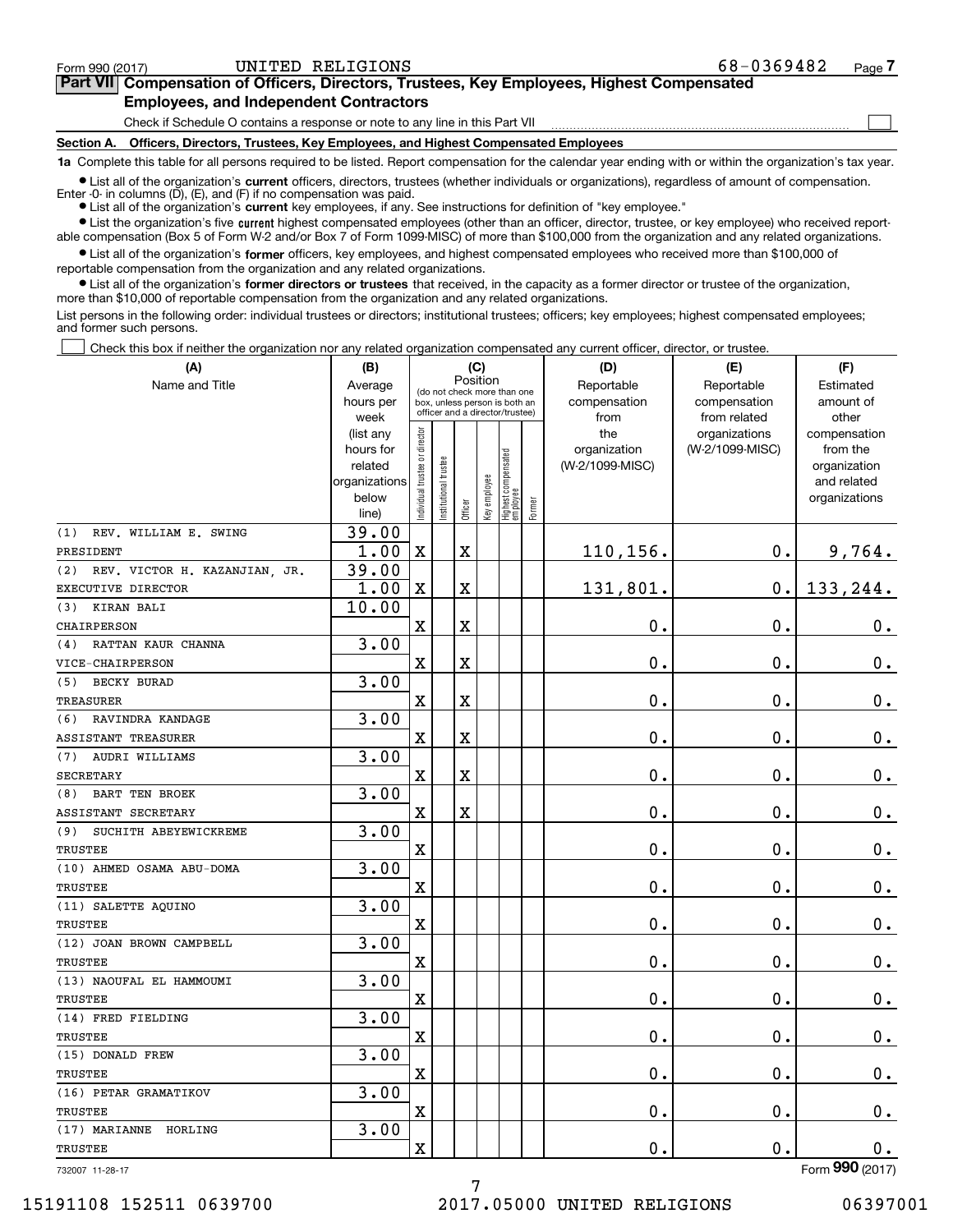Form 990 (2017) UNITED RELIGIONS 68-0369482

## Part VII Compensation of Officers, Directors, Trustees, Key Employees, Highest Compensated Employees, and Independent Contractors

Check if Schedule O contains a response or note to any line in this Part VII

### Section A. Officers, Directors, Trustees, Key Employees, and Highest Compensated Employees

**1a** Complete this table for all persons required to be listed. Report compensation for the calendar year ending with or within the organization's tax year.

- List all of the organization's **current** officers, directors, trustees (whether individuals or organizations), regardless of amount of compensation. Enter -0- in columns (D), (E), and (F) if no compensation was paid.
- List all of the organization's **current** key employees, if any. See instructions for definition of "key employee."
- List the organization's five **current** highest compensated employees (other than an officer, director, trustee, or key employee) who received reportable compensation (Box 5 of Form W-2 and/or Box 7 of Form 1099-MISC) of more than $100,000 from the organization and any related organizations.
- List all of the organization's **former** officers, key employees, and highest compensated employees who received more than $100,000 of reportable compensation from the organization and any related organizations.
- List all of the organization's **former directors or trustees** that received, in the capacity as a former director or trustee of the organization, more than $10,000 of reportable compensation from the organization and any related organizations.

List persons in the following order: individual trustees or directors; institutional trustees; officers; key employees; highest compensated employees; and former such persons.

Check this box if neither the organization nor any related organization compensated any current officer, director, or trustee.

| (A) Name and Title | (B) Average hours per week (list any hours for related organizations below line) | (C) Position: Individual trustee or director | Institutional trustee | Officer | Key employee | Highest compensated employee | Former | (D) Reportable compensation from the organization (W-2/1099-MISC) | (E) Reportable compensation from related organizations (W-2/1099-MISC) | (F) Estimated amount of other compensation from the organization and related organizations |
|---|---|---|---|---|---|---|---|---|---|---|
| (1) REV. WILLIAM E. SWING<br>PRESIDENT | 39.00<br>1.00 | X | | X | | | | 110,156. | 0. | 9,764. |
| (2) REV. VICTOR H. KAZANJIAN, JR.<br>EXECUTIVE DIRECTOR | 39.00<br>1.00 | X | | X | | | | 131,801. | 0. | 133,244. |
| (3) KIRAN BALI<br>CHAIRPERSON | 10.00 | X | | X | | | | 0. | 0. | 0. |
| (4) RATTAN KAUR CHANNA<br>VICE-CHAIRPERSON | 3.00 | X | | X | | | | 0. | 0. | 0. |
| (5) BECKY BURAD<br>TREASURER | 3.00 | X | | X | | | | 0. | 0. | 0. |
| (6) RAVINDRA KANDAGE<br>ASSISTANT TREASURER | 3.00 | X | | X | | | | 0. | 0. | 0. |
| (7) AUDRI WILLIAMS<br>SECRETARY | 3.00 | X | | X | | | | 0. | 0. | 0. |
| (8) BART TEN BROEK<br>ASSISTANT SECRETARY | 3.00 | X | | X | | | | 0. | 0. | 0. |
| (9) SUCHITH ABEYEWICKREME<br>TRUSTEE | 3.00 | X | | | | | | 0. | 0. | 0. |
| (10) AHMED OSAMA ABU-DOMA<br>TRUSTEE | 3.00 | X | | | | | | 0. | 0. | 0. |
| (11) SALETTE AQUINO<br>TRUSTEE | 3.00 | X | | | | | | 0. | 0. | 0. |
| (12) JOAN BROWN CAMPBELL<br>TRUSTEE | 3.00 | X | | | | | | 0. | 0. | 0. |
| (13) NAOUFAL EL HAMMOUMI<br>TRUSTEE | 3.00 | X | | | | | | 0. | 0. | 0. |
| (14) FRED FIELDING<br>TRUSTEE | 3.00 | X | | | | | | 0. | 0. | 0. |
| (15) DONALD FREW<br>TRUSTEE | 3.00 | X | | | | | | 0. | 0. | 0. |
| (16) PETAR GRAMATIKOV<br>TRUSTEE | 3.00 | X | | | | | | 0. | 0. | 0. |
| (17) MARIANNE HORLING<br>TRUSTEE | 3.00 | X | | | | | | 0. | 0. | 0. |

Form **990** (2017)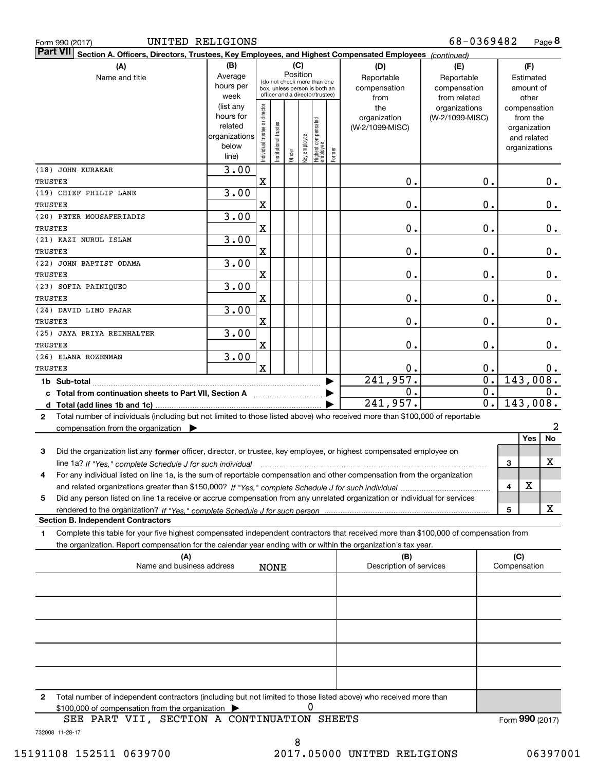Form 990 (2017) UNITED RELIGIONS 68-0369482 Page 8

**Part VII Section A. Officers, Directors, Trustees, Key Employees, and Highest Compensated Employees** *(continued)*

| (A) Name and title | (B) Average hours per week (list any hours for related organizations below line) | (C) Position: Individual trustee or director | Institutional trustee | Officer | Key employee | Highest compensated employee | Former | (D) Reportable compensation from the organization (W-2/1099-MISC) | (E) Reportable compensation from related organizations (W-2/1099-MISC) | (F) Estimated amount of other compensation from the organization and related organizations |
|---|---|---|---|---|---|---|---|---|---|---|
| (18) JOHN KURAKAR TRUSTEE | 3.00 | X | | | | | | 0. | 0. | 0. |
| (19) CHIEF PHILIP LANE TRUSTEE | 3.00 | X | | | | | | 0. | 0. | 0. |
| (20) PETER MOUSAFERIADIS TRUSTEE | 3.00 | X | | | | | | 0. | 0. | 0. |
| (21) KAZI NURUL ISLAM TRUSTEE | 3.00 | X | | | | | | 0. | 0. | 0. |
| (22) JOHN BAPTIST ODAMA TRUSTEE | 3.00 | X | | | | | | 0. | 0. | 0. |
| (23) SOFIA PAINIQUEO TRUSTEE | 3.00 | X | | | | | | 0. | 0. | 0. |
| (24) DAVID LIMO PAJAR TRUSTEE | 3.00 | X | | | | | | 0. | 0. | 0. |
| (25) JAYA PRIYA REINHALTER TRUSTEE | 3.00 | X | | | | | | 0. | 0. | 0. |
| (26) ELANA ROZENMAN TRUSTEE | 3.00 | X | | | | | | 0. | 0. | 0. |
| 1b Sub-total | | | | | | | | 241,957. | 0. | 143,008. |
| c Total from continuation sheets to Part VII, Section A | | | | | | | | 0. | 0. | 0. |
| d Total (add lines 1b and 1c) | | | | | | | | 241,957. | 0. | 143,008. |

2 Total number of individuals (including but not limited to those listed above) who received more than $100,000 of reportable compensation from the organization ▶ 2

| | | Yes | No |
|---|---|---|---|
| 3 Did the organization list any **former** officer, director, or trustee, key employee, or highest compensated employee on line 1a? *If "Yes," complete Schedule J for such individual* | 3 | | X |
| 4 For any individual listed on line 1a, is the sum of reportable compensation and other compensation from the organization and related organizations greater than $150,000? *If "Yes," complete Schedule J for such individual* | 4 | X | |
| 5 Did any person listed on line 1a receive or accrue compensation from any unrelated organization or individual for services rendered to the organization? *If "Yes," complete Schedule J for such person* | 5 | | X |

**Section B. Independent Contractors**

1 Complete this table for your five highest compensated independent contractors that received more than $100,000 of compensation from the organization. Report compensation for the calendar year ending with or within the organization's tax year.

| (A) Name and business address | (B) Description of services | (C) Compensation |
|---|---|---|
| NONE | | |
| | | |
| | | |
| | | |
| | | |

2 Total number of independent contractors (including but not limited to those listed above) who received more than $100,000 of compensation from the organization ▶ 0

SEE PART VII, SECTION A CONTINUATION SHEETS

Form **990** (2017)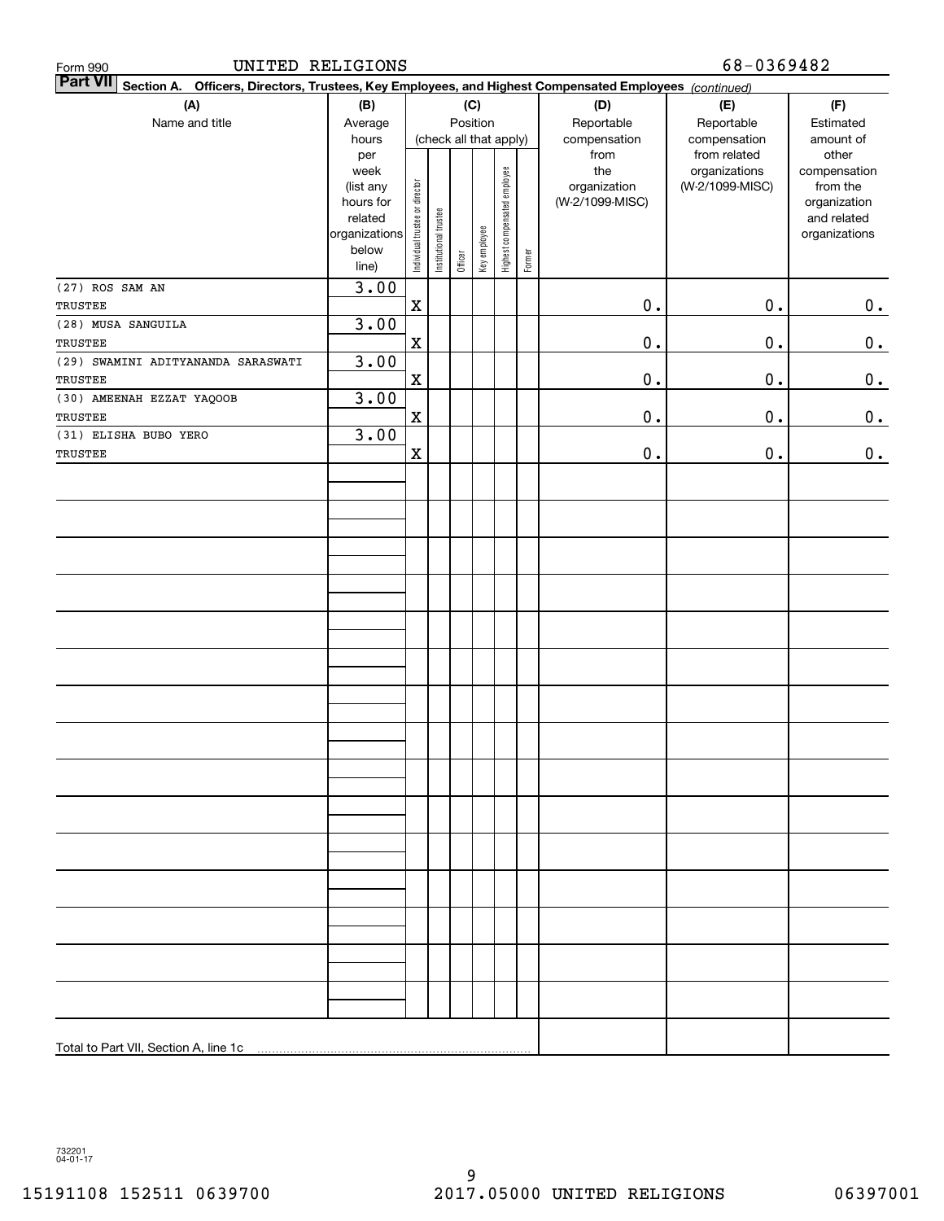Form 990 UNITED RELIGIONS 68-0369482

**Part VII Section A. Officers, Directors, Trustees, Key Employees, and Highest Compensated Employees** *(continued)*

| (A) Name and title | (B) Average hours per week (list any hours for related organizations below line) | (C) Position (check all that apply): Individual trustee or director | Institutional trustee | Officer | Key employee | Highest compensated employee | Former | (D) Reportable compensation from the organization (W-2/1099-MISC) | (E) Reportable compensation from related organizations (W-2/1099-MISC) | (F) Estimated amount of other compensation from the organization and related organizations |
|---|---|---|---|---|---|---|---|---|---|---|
| (27) ROS SAM AN<br>TRUSTEE | 3.00 | X | | | | | | 0. | 0. | 0. |
| (28) MUSA SANGUILA<br>TRUSTEE | 3.00 | X | | | | | | 0. | 0. | 0. |
| (29) SWAMINI ADITYANANDA SARASWATI<br>TRUSTEE | 3.00 | X | | | | | | 0. | 0. | 0. |
| (30) AMEENAH EZZAT YAQOOB<br>TRUSTEE | 3.00 | X | | | | | | 0. | 0. | 0. |
| (31) ELISHA BUBO YERO<br>TRUSTEE | 3.00 | X | | | | | | 0. | 0. | 0. |
| Total to Part VII, Section A, line 1c | | | | | | | | | | |

732201 04-01-17

15191108 152511 0639700 2017.05000 UNITED RELIGIONS 06397001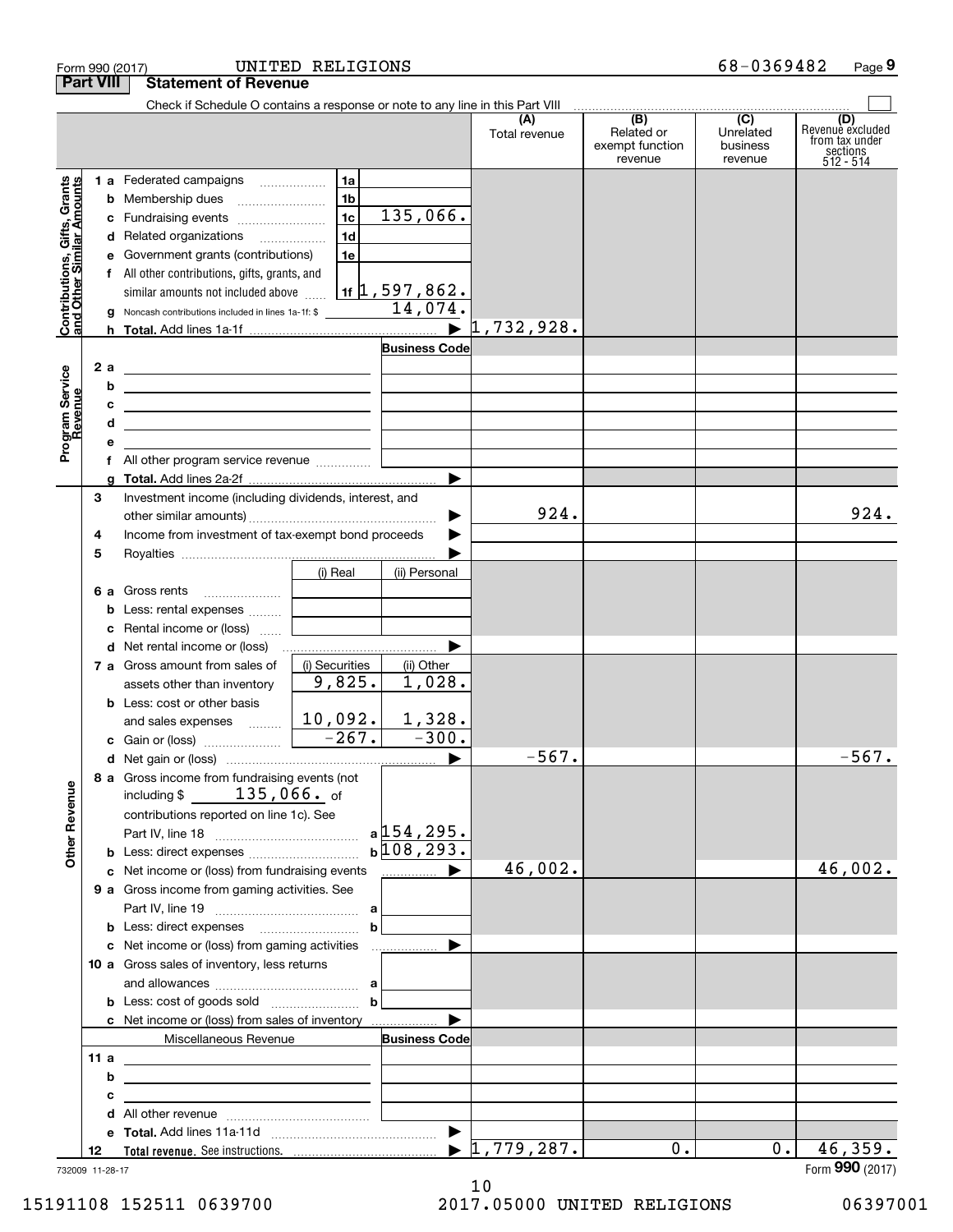Form 990 (2017) UNITED RELIGIONS 68-0369482 Page 9

## Part VIII Statement of Revenue

Check if Schedule O contains a response or note to any line in this Part VIII

| | | | (A) Total revenue | (B) Related or exempt function revenue | (C) Unrelated business revenue | (D) Revenue excluded from tax under sections 512 - 514 |
|---|---|---|---|---|---|---|
| **Contributions, Gifts, Grants and Other Similar Amounts** | 1 a Federated campaigns 1a | | | | | |
| | b Membership dues 1b | | | | | |
| | c Fundraising events 1c | 135,066. | | | | |
| | d Related organizations 1d | | | | | |
| | e Government grants (contributions) 1e | | | | | |
| | f All other contributions, gifts, grants, and similar amounts not included above 1f | 1,597,862. | | | | |
| | g Noncash contributions included in lines 1a-1f: $ | 14,074. | | | | |
| | h **Total.** Add lines 1a-1f | ▶ | 1,732,928. | | | |
| **Program Service Revenue** | | **Business Code** | | | | |
| | 2 a | | | | | |
| | b | | | | | |
| | c | | | | | |
| | d | | | | | |
| | e | | | | | |
| | f All other program service revenue | | | | | |
| | g **Total.** Add lines 2a-2f | ▶ | | | | |
| **Other Revenue** | 3 Investment income (including dividends, interest, and other similar amounts) | ▶ | 924. | | | 924. |
| | 4 Income from investment of tax-exempt bond proceeds | ▶ | | | | |
| | 5 Royalties | ▶ | | | | |
| | | (i) Real / (ii) Personal | | | | |
| | 6 a Gross rents | | | | | |
| | b Less: rental expenses | | | | | |
| | c Rental income or (loss) | | | | | |
| | d Net rental income or (loss) | ▶ | | | | |
| | 7 a Gross amount from sales of assets other than inventory | (i) Securities 9,825. / (ii) Other 1,028. | | | | |
| | b Less: cost or other basis and sales expenses | 10,092. / 1,328. | | | | |
| | c Gain or (loss) | -267. / -300. | | | | |
| | d Net gain or (loss) | ▶ | -567. | | | -567. |
| | 8 a Gross income from fundraising events (not including $ 135,066. of contributions reported on line 1c). See Part IV, line 18 | a 154,295. | | | | |
| | b Less: direct expenses | b 108,293. | | | | |
| | c Net income or (loss) from fundraising events | ▶ | 46,002. | | | 46,002. |
| | 9 a Gross income from gaming activities. See Part IV, line 19 | a | | | | |
| | b Less: direct expenses | b | | | | |
| | c Net income or (loss) from gaming activities | ▶ | | | | |
| | 10 a Gross sales of inventory, less returns and allowances | a | | | | |
| | b Less: cost of goods sold | b | | | | |
| | c Net income or (loss) from sales of inventory | ▶ | | | | |
| | Miscellaneous Revenue | **Business Code** | | | | |
| | 11 a | | | | | |
| | b | | | | | |
| | c | | | | | |
| | d All other revenue | | | | | |
| | e **Total.** Add lines 11a-11d | ▶ | | | | |
| | 12 **Total revenue.** See instructions. | ▶ | 1,779,287. | 0. | 0. | 46,359. |

732009 11-28-17

Form **990** (2017)

15191108 152511 0639700 2017.05000 UNITED RELIGIONS 06397001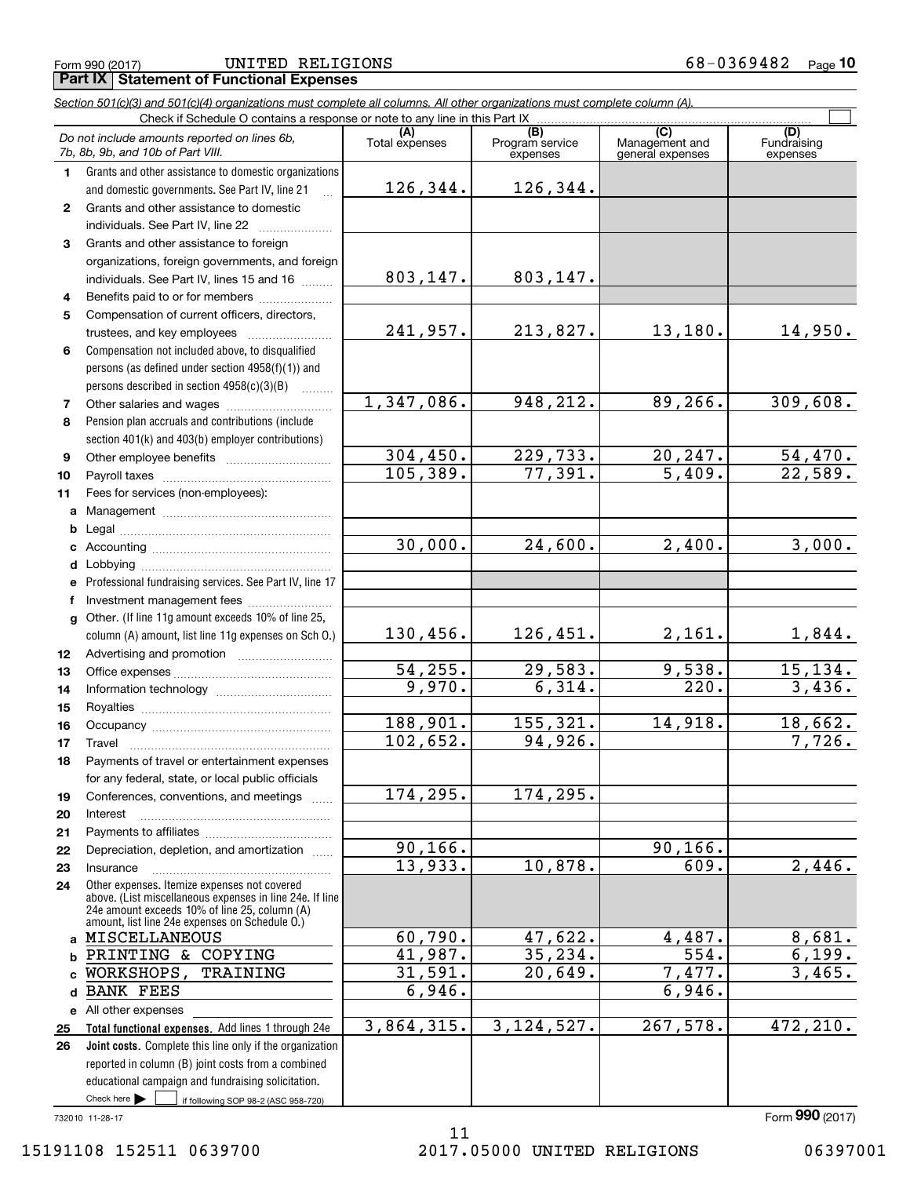Form 990 (2017) UNITED RELIGIONS 68-0369482

## Part IX Statement of Functional Expenses

*Section 501(c)(3) and 501(c)(4) organizations must complete all columns. All other organizations must complete column (A).*

Check if Schedule O contains a response or note to any line in this Part IX

| | *Do not include amounts reported on lines 6b, 7b, 8b, 9b, and 10b of Part VIII.* | (A) Total expenses | (B) Program service expenses | (C) Management and general expenses | (D) Fundraising expenses |
|---|---|---|---|---|---|
| 1 | Grants and other assistance to domestic organizations and domestic governments. See Part IV, line 21 | 126,344. | 126,344. | | |
| 2 | Grants and other assistance to domestic individuals. See Part IV, line 22 | | | | |
| 3 | Grants and other assistance to foreign organizations, foreign governments, and foreign individuals. See Part IV, lines 15 and 16 | 803,147. | 803,147. | | |
| 4 | Benefits paid to or for members | | | | |
| 5 | Compensation of current officers, directors, trustees, and key employees | 241,957. | 213,827. | 13,180. | 14,950. |
| 6 | Compensation not included above, to disqualified persons (as defined under section 4958(f)(1)) and persons described in section 4958(c)(3)(B) | | | | |
| 7 | Other salaries and wages | 1,347,086. | 948,212. | 89,266. | 309,608. |
| 8 | Pension plan accruals and contributions (include section 401(k) and 403(b) employer contributions) | | | | |
| 9 | Other employee benefits | 304,450. | 229,733. | 20,247. | 54,470. |
| 10 | Payroll taxes | 105,389. | 77,391. | 5,409. | 22,589. |
| 11 | Fees for services (non-employees): | | | | |
| a | Management | | | | |
| b | Legal | | | | |
| c | Accounting | 30,000. | 24,600. | 2,400. | 3,000. |
| d | Lobbying | | | | |
| e | Professional fundraising services. See Part IV, line 17 | | | | |
| f | Investment management fees | | | | |
| g | Other. (If line 11g amount exceeds 10% of line 25, column (A) amount, list line 11g expenses on Sch O.) | 130,456. | 126,451. | 2,161. | 1,844. |
| 12 | Advertising and promotion | | | | |
| 13 | Office expenses | 54,255. | 29,583. | 9,538. | 15,134. |
| 14 | Information technology | 9,970. | 6,314. | 220. | 3,436. |
| 15 | Royalties | | | | |
| 16 | Occupancy | 188,901. | 155,321. | 14,918. | 18,662. |
| 17 | Travel | 102,652. | 94,926. | | 7,726. |
| 18 | Payments of travel or entertainment expenses for any federal, state, or local public officials | | | | |
| 19 | Conferences, conventions, and meetings | 174,295. | 174,295. | | |
| 20 | Interest | | | | |
| 21 | Payments to affiliates | | | | |
| 22 | Depreciation, depletion, and amortization | 90,166. | | 90,166. | |
| 23 | Insurance | 13,933. | 10,878. | 609. | 2,446. |
| 24 | Other expenses. Itemize expenses not covered above. (List miscellaneous expenses in line 24e. If line 24e amount exceeds 10% of line 25, column (A) amount, list line 24e expenses on Schedule O.) | | | | |
| a | MISCELLANEOUS | 60,790. | 47,622. | 4,487. | 8,681. |
| b | PRINTING & COPYING | 41,987. | 35,234. | 554. | 6,199. |
| c | WORKSHOPS, TRAINING | 31,591. | 20,649. | 7,477. | 3,465. |
| d | BANK FEES | 6,946. | | 6,946. | |
| e | All other expenses | | | | |
| 25 | **Total functional expenses.** Add lines 1 through 24e | 3,864,315. | 3,124,527. | 267,578. | 472,210. |
| 26 | **Joint costs.** Complete this line only if the organization reported in column (B) joint costs from a combined educational campaign and fundraising solicitation. Check here ☐ if following SOP 98-2 (ASC 958-720) | | | | |

732010 11-28-17

Form **990** (2017)

15191108 152511 0639700 2017.05000 UNITED RELIGIONS 06397001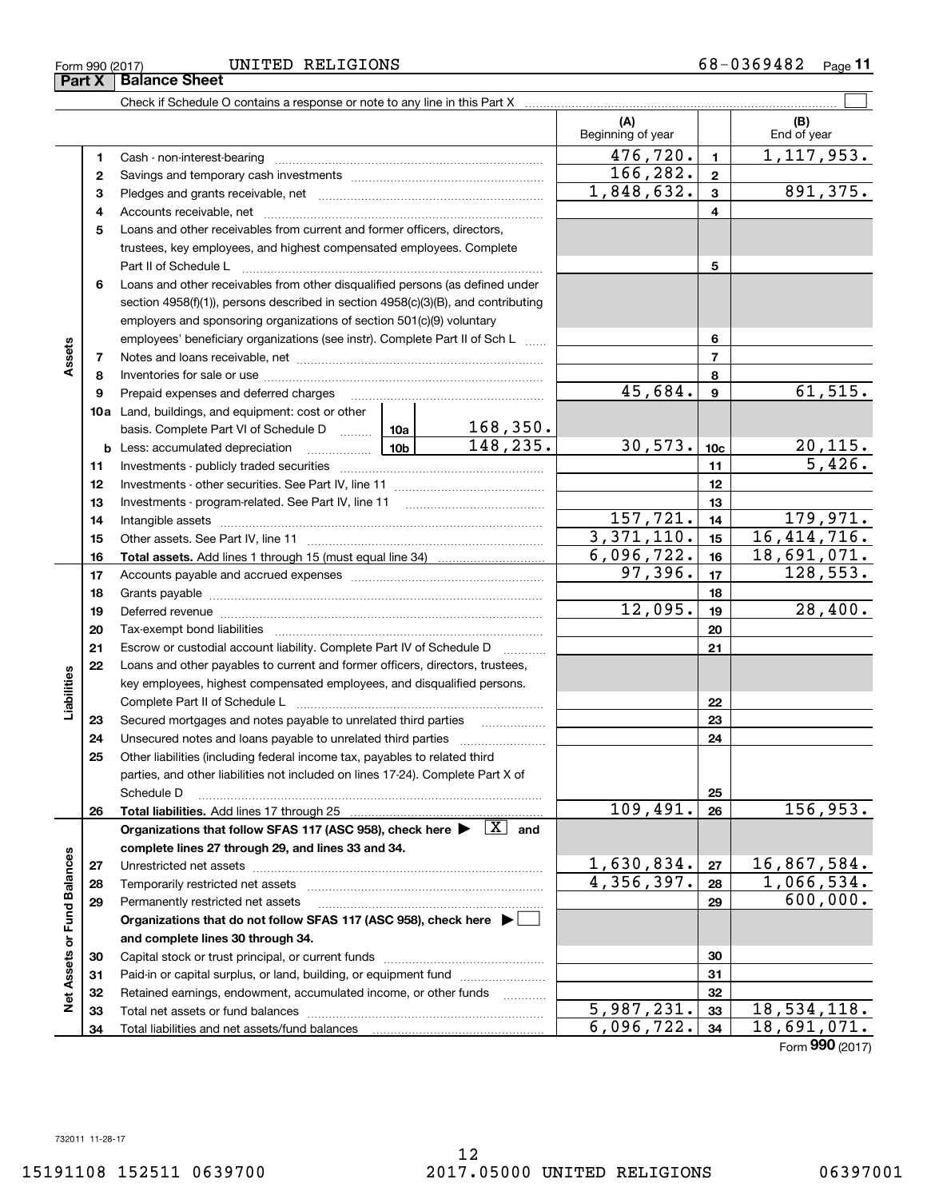Form 990 (2017) UNITED RELIGIONS 68-0369482 Page **11**

## Part X Balance Sheet

Check if Schedule O contains a response or note to any line in this Part X ☐

| | | | (A) Beginning of year | | (B) End of year |
|---|---|---|---|---|---|
| **Assets** | 1 | Cash - non-interest-bearing | 476,720. | 1 | 1,117,953. |
| | 2 | Savings and temporary cash investments | 166,282. | 2 | |
| | 3 | Pledges and grants receivable, net | 1,848,632. | 3 | 891,375. |
| | 4 | Accounts receivable, net | | 4 | |
| | 5 | Loans and other receivables from current and former officers, directors, trustees, key employees, and highest compensated employees. Complete Part II of Schedule L | | 5 | |
| | 6 | Loans and other receivables from other disqualified persons (as defined under section 4958(f)(1)), persons described in section 4958(c)(3)(B), and contributing employers and sponsoring organizations of section 501(c)(9) voluntary employees' beneficiary organizations (see instr). Complete Part II of Sch L | | 6 | |
| | 7 | Notes and loans receivable, net | | 7 | |
| | 8 | Inventories for sale or use | | 8 | |
| | 9 | Prepaid expenses and deferred charges | 45,684. | 9 | 61,515. |
| | 10a | Land, buildings, and equipment: cost or other basis. Complete Part VI of Schedule D — 10a: 168,350. | | | |
| | b | Less: accumulated depreciation — 10b: 148,235. | 30,573. | 10c | 20,115. |
| | 11 | Investments - publicly traded securities | | 11 | 5,426. |
| | 12 | Investments - other securities. See Part IV, line 11 | | 12 | |
| | 13 | Investments - program-related. See Part IV, line 11 | | 13 | |
| | 14 | Intangible assets | 157,721. | 14 | 179,971. |
| | 15 | Other assets. See Part IV, line 11 | 3,371,110. | 15 | 16,414,716. |
| | 16 | **Total assets.** Add lines 1 through 15 (must equal line 34) | 6,096,722. | 16 | 18,691,071. |
| **Liabilities** | 17 | Accounts payable and accrued expenses | 97,396. | 17 | 128,553. |
| | 18 | Grants payable | | 18 | |
| | 19 | Deferred revenue | 12,095. | 19 | 28,400. |
| | 20 | Tax-exempt bond liabilities | | 20 | |
| | 21 | Escrow or custodial account liability. Complete Part IV of Schedule D | | 21 | |
| | 22 | Loans and other payables to current and former officers, directors, trustees, key employees, highest compensated employees, and disqualified persons. Complete Part II of Schedule L | | 22 | |
| | 23 | Secured mortgages and notes payable to unrelated third parties | | 23 | |
| | 24 | Unsecured notes and loans payable to unrelated third parties | | 24 | |
| | 25 | Other liabilities (including federal income tax, payables to related third parties, and other liabilities not included on lines 17-24). Complete Part X of Schedule D | | 25 | |
| | 26 | **Total liabilities.** Add lines 17 through 25 | 109,491. | 26 | 156,953. |
| **Net Assets or Fund Balances** | | **Organizations that follow SFAS 117 (ASC 958), check here ▶ [X] and complete lines 27 through 29, and lines 33 and 34.** | | | |
| | 27 | Unrestricted net assets | 1,630,834. | 27 | 16,867,584. |
| | 28 | Temporarily restricted net assets | 4,356,397. | 28 | 1,066,534. |
| | 29 | Permanently restricted net assets | | 29 | 600,000. |
| | | **Organizations that do not follow SFAS 117 (ASC 958), check here ▶ ☐ and complete lines 30 through 34.** | | | |
| | 30 | Capital stock or trust principal, or current funds | | 30 | |
| | 31 | Paid-in or capital surplus, or land, building, or equipment fund | | 31 | |
| | 32 | Retained earnings, endowment, accumulated income, or other funds | | 32 | |
| | 33 | Total net assets or fund balances | 5,987,231. | 33 | 18,534,118. |
| | 34 | Total liabilities and net assets/fund balances | 6,096,722. | 34 | 18,691,071. |

Form **990** (2017)

732011 11-28-17

15191108 152511 0639700 2017.05000 UNITED RELIGIONS 06397001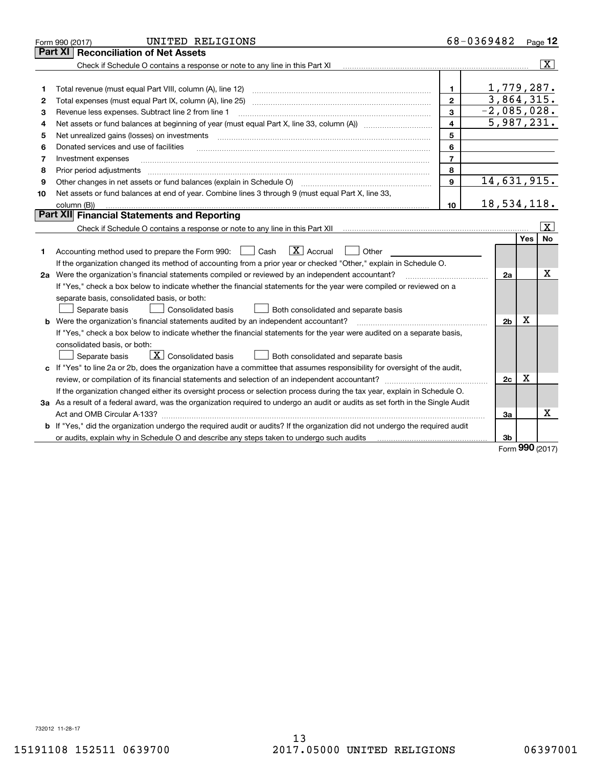Form 990 (2017) UNITED RELIGIONS 68-0369482 Page 12

## Part XI Reconciliation of Net Assets

Check if Schedule O contains a response or note to any line in this Part XI [X]

| | | | |
|---|---|---|---|
| 1 | Total revenue (must equal Part VIII, column (A), line 12) | 1 | 1,779,287. |
| 2 | Total expenses (must equal Part IX, column (A), line 25) | 2 | 3,864,315. |
| 3 | Revenue less expenses. Subtract line 2 from line 1 | 3 | -2,085,028. |
| 4 | Net assets or fund balances at beginning of year (must equal Part X, line 33, column (A)) | 4 | 5,987,231. |
| 5 | Net unrealized gains (losses) on investments | 5 | |
| 6 | Donated services and use of facilities | 6 | |
| 7 | Investment expenses | 7 | |
| 8 | Prior period adjustments | 8 | |
| 9 | Other changes in net assets or fund balances (explain in Schedule O) | 9 | 14,631,915. |
| 10 | Net assets or fund balances at end of year. Combine lines 3 through 9 (must equal Part X, line 33, column (B)) | 10 | 18,534,118. |

## Part XII Financial Statements and Reporting

Check if Schedule O contains a response or note to any line in this Part XII [X]

| | | | Yes | No |
|---|---|---|---|---|
| 1 | Accounting method used to prepare the Form 990: [ ] Cash [X] Accrual [ ] Other<br>If the organization changed its method of accounting from a prior year or checked "Other," explain in Schedule O. | | | |
| 2a | Were the organization's financial statements compiled or reviewed by an independent accountant? | 2a | | X |
| | If "Yes," check a box below to indicate whether the financial statements for the year were compiled or reviewed on a separate basis, consolidated basis, or both:<br>[ ] Separate basis [ ] Consolidated basis [ ] Both consolidated and separate basis | | | |
| b | Were the organization's financial statements audited by an independent accountant? | 2b | X | |
| | If "Yes," check a box below to indicate whether the financial statements for the year were audited on a separate basis, consolidated basis, or both:<br>[ ] Separate basis [X] Consolidated basis [ ] Both consolidated and separate basis | | | |
| c | If "Yes" to line 2a or 2b, does the organization have a committee that assumes responsibility for oversight of the audit, review, or compilation of its financial statements and selection of an independent accountant? | 2c | X | |
| | If the organization changed either its oversight process or selection process during the tax year, explain in Schedule O. | | | |
| 3a | As a result of a federal award, was the organization required to undergo an audit or audits as set forth in the Single Audit Act and OMB Circular A-133? | 3a | | X |
| b | If "Yes," did the organization undergo the required audit or audits? If the organization did not undergo the required audit or audits, explain why in Schedule O and describe any steps taken to undergo such audits | 3b | | |

Form **990** (2017)

732012 11-28-17

15191108 152511 0639700 2017.05000 UNITED RELIGIONS 06397001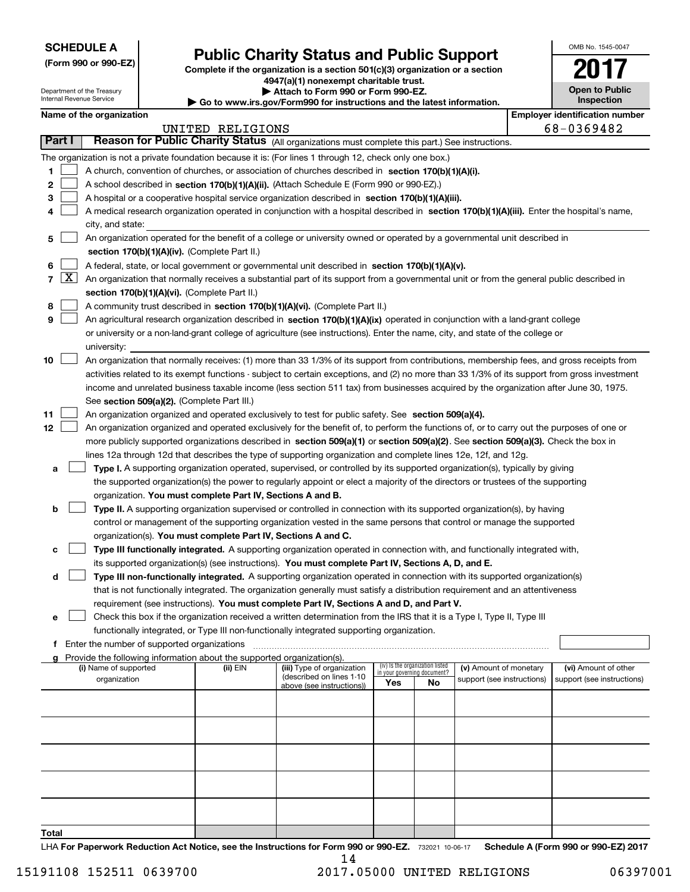**SCHEDULE A**
**(Form 990 or 990-EZ)**

Department of the Treasury
Internal Revenue Service

# Public Charity Status and Public Support

**Complete if the organization is a section 501(c)(3) organization or a section 4947(a)(1) nonexempt charitable trust.**
**▶ Attach to Form 990 or Form 990-EZ.**
**▶ Go to www.irs.gov/Form990 for instructions and the latest information.**

OMB No. 1545-0047

**2017**

**Open to Public Inspection**

**Name of the organization:** UNITED RELIGIONS
**Employer identification number:** 68-0369482

## Part I — Reason for Public Charity Status (All organizations must complete this part.) See instructions.

The organization is not a private foundation because it is: (For lines 1 through 12, check only one box.)

1. ☐ A church, convention of churches, or association of churches described in **section 170(b)(1)(A)(i).**
2. ☐ A school described in **section 170(b)(1)(A)(ii).** (Attach Schedule E (Form 990 or 990-EZ).)
3. ☐ A hospital or a cooperative hospital service organization described in **section 170(b)(1)(A)(iii).**
4. ☐ A medical research organization operated in conjunction with a hospital described in **section 170(b)(1)(A)(iii).** Enter the hospital's name, city, and state:
5. ☐ An organization operated for the benefit of a college or university owned or operated by a governmental unit described in **section 170(b)(1)(A)(iv).** (Complete Part II.)
6. ☐ A federal, state, or local government or governmental unit described in **section 170(b)(1)(A)(v).**
7. ☒ An organization that normally receives a substantial part of its support from a governmental unit or from the general public described in **section 170(b)(1)(A)(vi).** (Complete Part II.)
8. ☐ A community trust described in **section 170(b)(1)(A)(vi).** (Complete Part II.)
9. ☐ An agricultural research organization described in **section 170(b)(1)(A)(ix)** operated in conjunction with a land-grant college or university or a non-land-grant college of agriculture (see instructions). Enter the name, city, and state of the college or university:
10. ☐ An organization that normally receives: (1) more than 33 1/3% of its support from contributions, membership fees, and gross receipts from activities related to its exempt functions - subject to certain exceptions, and (2) no more than 33 1/3% of its support from gross investment income and unrelated business taxable income (less section 511 tax) from businesses acquired by the organization after June 30, 1975. See **section 509(a)(2).** (Complete Part III.)
11. ☐ An organization organized and operated exclusively to test for public safety. See **section 509(a)(4).**
12. ☐ An organization organized and operated exclusively for the benefit of, to perform the functions of, or to carry out the purposes of one or more publicly supported organizations described in **section 509(a)(1)** or **section 509(a)(2)**. See **section 509(a)(3).** Check the box in lines 12a through 12d that describes the type of supporting organization and complete lines 12e, 12f, and 12g.
   - **a** ☐ **Type I.** A supporting organization operated, supervised, or controlled by its supported organization(s), typically by giving the supported organization(s) the power to regularly appoint or elect a majority of the directors or trustees of the supporting organization. **You must complete Part IV, Sections A and B.**
   - **b** ☐ **Type II.** A supporting organization supervised or controlled in connection with its supported organization(s), by having control or management of the supporting organization vested in the same persons that control or manage the supported organization(s). **You must complete Part IV, Sections A and C.**
   - **c** ☐ **Type III functionally integrated.** A supporting organization operated in connection with, and functionally integrated with, its supported organization(s) (see instructions). **You must complete Part IV, Sections A, D, and E.**
   - **d** ☐ **Type III non-functionally integrated.** A supporting organization operated in connection with its supported organization(s) that is not functionally integrated. The organization generally must satisfy a distribution requirement and an attentiveness requirement (see instructions). **You must complete Part IV, Sections A and D, and Part V.**
   - **e** ☐ Check this box if the organization received a written determination from the IRS that it is a Type I, Type II, Type III functionally integrated, or Type III non-functionally integrated supporting organization.
   - **f** Enter the number of supported organizations
   - **g** Provide the following information about the supported organization(s).

| (i) Name of supported organization | (ii) EIN | (iii) Type of organization (described on lines 1-10 above (see instructions)) | (iv) Is the organization listed in your governing document? Yes | No | (v) Amount of monetary support (see instructions) | (vi) Amount of other support (see instructions) |
|---|---|---|---|---|---|---|
| | | | | | | |
| | | | | | | |
| | | | | | | |
| | | | | | | |
| | | | | | | |
| **Total** | | | | | | |

LHA **For Paperwork Reduction Act Notice, see the Instructions for Form 990 or 990-EZ.** 732021 10-06-17 **Schedule A (Form 990 or 990-EZ) 2017**

15191108 152511 0639700 2017.05000 UNITED RELIGIONS 06397001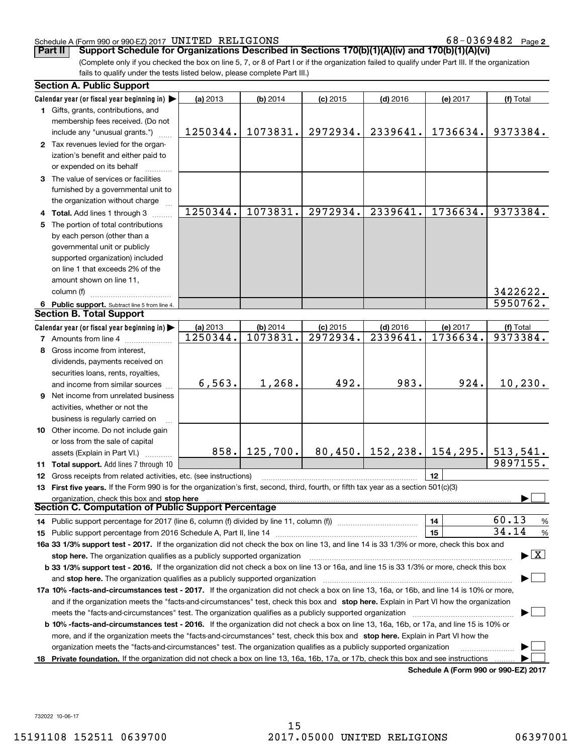Schedule A (Form 990 or 990-EZ) 2017 UNITED RELIGIONS 68-0369482 Page 2

**Part II — Support Schedule for Organizations Described in Sections 170(b)(1)(A)(iv) and 170(b)(1)(A)(vi)**

(Complete only if you checked the box on line 5, 7, or 8 of Part I or if the organization failed to qualify under Part III. If the organization fails to qualify under the tests listed below, please complete Part III.)

**Section A. Public Support**

| Calendar year (or fiscal year beginning in) ▶ | (a) 2013 | (b) 2014 | (c) 2015 | (d) 2016 | (e) 2017 | (f) Total |
|---|---|---|---|---|---|---|
| **1** Gifts, grants, contributions, and membership fees received. (Do not include any "unusual grants.") | 1250344. | 1073831. | 2972934. | 2339641. | 1736634. | 9373384. |
| **2** Tax revenues levied for the organization's benefit and either paid to or expended on its behalf | | | | | | |
| **3** The value of services or facilities furnished by a governmental unit to the organization without charge | | | | | | |
| **4 Total.** Add lines 1 through 3 | 1250344. | 1073831. | 2972934. | 2339641. | 1736634. | 9373384. |
| **5** The portion of total contributions by each person (other than a governmental unit or publicly supported organization) included on line 1 that exceeds 2% of the amount shown on line 11, column (f) | | | | | | 3422622. |
| **6 Public support.** Subtract line 5 from line 4. | | | | | | 5950762. |

**Section B. Total Support**

| Calendar year (or fiscal year beginning in) ▶ | (a) 2013 | (b) 2014 | (c) 2015 | (d) 2016 | (e) 2017 | (f) Total |
|---|---|---|---|---|---|---|
| **7** Amounts from line 4 | 1250344. | 1073831. | 2972934. | 2339641. | 1736634. | 9373384. |
| **8** Gross income from interest, dividends, payments received on securities loans, rents, royalties, and income from similar sources | 6,563. | 1,268. | 492. | 983. | 924. | 10,230. |
| **9** Net income from unrelated business activities, whether or not the business is regularly carried on | | | | | | |
| **10** Other income. Do not include gain or loss from the sale of capital assets (Explain in Part VI.) | 858. | 125,700. | 80,450. | 152,238. | 154,295. | 513,541. |
| **11 Total support.** Add lines 7 through 10 | | | | | | 9897155. |

**12** Gross receipts from related activities, etc. (see instructions) | **12** |

**13 First five years.** If the Form 990 is for the organization's first, second, third, fourth, or fifth tax year as a section 501(c)(3) organization, check this box and **stop here** ▶ ☐

**Section C. Computation of Public Support Percentage**

**14** Public support percentage for 2017 (line 6, column (f) divided by line 11, column (f)) | **14** | 60.13 %

**15** Public support percentage from 2016 Schedule A, Part II, line 14 | **15** | 34.14 %

**16a 33 1/3% support test - 2017.** If the organization did not check the box on line 13, and line 14 is 33 1/3% or more, check this box and **stop here.** The organization qualifies as a publicly supported organization ▶ ☒

**b 33 1/3% support test - 2016.** If the organization did not check a box on line 13 or 16a, and line 15 is 33 1/3% or more, check this box and **stop here.** The organization qualifies as a publicly supported organization ▶ ☐

**17a 10% -facts-and-circumstances test - 2017.** If the organization did not check a box on line 13, 16a, or 16b, and line 14 is 10% or more, and if the organization meets the "facts-and-circumstances" test, check this box and **stop here.** Explain in Part VI how the organization meets the "facts-and-circumstances" test. The organization qualifies as a publicly supported organization ▶ ☐

**b 10% -facts-and-circumstances test - 2016.** If the organization did not check a box on line 13, 16a, 16b, or 17a, and line 15 is 10% or more, and if the organization meets the "facts-and-circumstances" test, check this box and **stop here.** Explain in Part VI how the organization meets the "facts-and-circumstances" test. The organization qualifies as a publicly supported organization ▶ ☐

**18 Private foundation.** If the organization did not check a box on line 13, 16a, 16b, 17a, or 17b, check this box and see instructions ▶ ☐

**Schedule A (Form 990 or 990-EZ) 2017**

732022 10-06-17

15191108 152511 0639700 2017.05000 UNITED RELIGIONS 06397001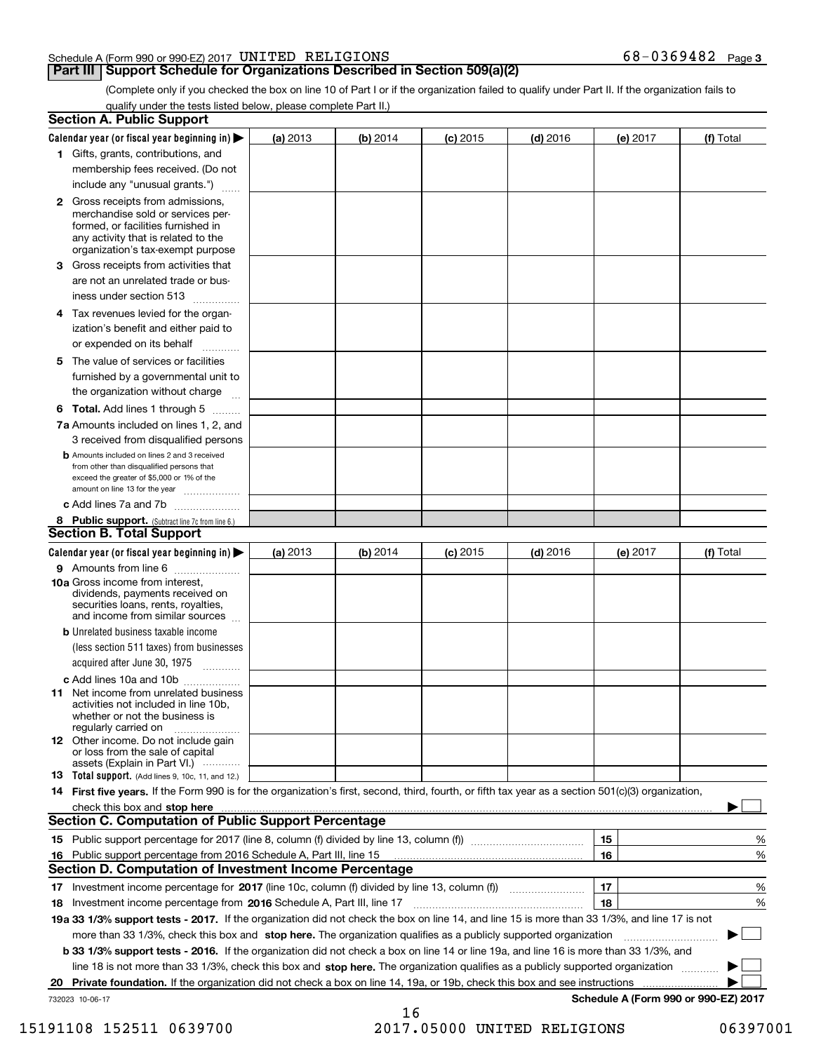Schedule A (Form 990 or 990-EZ) 2017 UNITED RELIGIONS 68-0369482 Page 3

## Part III Support Schedule for Organizations Described in Section 509(a)(2)

(Complete only if you checked the box on line 10 of Part I or if the organization failed to qualify under Part II. If the organization fails to qualify under the tests listed below, please complete Part II.)

### Section A. Public Support

| Calendar year (or fiscal year beginning in) ▶ | (a) 2013 | (b) 2014 | (c) 2015 | (d) 2016 | (e) 2017 | (f) Total |
|---|---|---|---|---|---|---|
| **1** Gifts, grants, contributions, and membership fees received. (Do not include any "unusual grants.") | | | | | | |
| **2** Gross receipts from admissions, merchandise sold or services performed, or facilities furnished in any activity that is related to the organization's tax-exempt purpose | | | | | | |
| **3** Gross receipts from activities that are not an unrelated trade or business under section 513 | | | | | | |
| **4** Tax revenues levied for the organization's benefit and either paid to or expended on its behalf | | | | | | |
| **5** The value of services or facilities furnished by a governmental unit to the organization without charge | | | | | | |
| **6 Total.** Add lines 1 through 5 | | | | | | |
| **7a** Amounts included on lines 1, 2, and 3 received from disqualified persons | | | | | | |
| **b** Amounts included on lines 2 and 3 received from other than disqualified persons that exceed the greater of $5,000 or 1% of the amount on line 13 for the year | | | | | | |
| **c** Add lines 7a and 7b | | | | | | |
| **8 Public support.** (Subtract line 7c from line 6.) | | | | | | |

### Section B. Total Support

| Calendar year (or fiscal year beginning in) ▶ | (a) 2013 | (b) 2014 | (c) 2015 | (d) 2016 | (e) 2017 | (f) Total |
|---|---|---|---|---|---|---|
| **9** Amounts from line 6 | | | | | | |
| **10a** Gross income from interest, dividends, payments received on securities loans, rents, royalties, and income from similar sources | | | | | | |
| **b** Unrelated business taxable income (less section 511 taxes) from businesses acquired after June 30, 1975 | | | | | | |
| **c** Add lines 10a and 10b | | | | | | |
| **11** Net income from unrelated business activities not included in line 10b, whether or not the business is regularly carried on | | | | | | |
| **12** Other income. Do not include gain or loss from the sale of capital assets (Explain in Part VI.) | | | | | | |
| **13 Total support.** (Add lines 9, 10c, 11, and 12.) | | | | | | |

**14 First five years.** If the Form 990 is for the organization's first, second, third, fourth, or fifth tax year as a section 501(c)(3) organization, check this box and **stop here** ▶ ☐

### Section C. Computation of Public Support Percentage

| | | | |
|---|---|---|---|
| **15** | Public support percentage for 2017 (line 8, column (f) divided by line 13, column (f)) | 15 | % |
| **16** | Public support percentage from 2016 Schedule A, Part III, line 15 | 16 | % |

### Section D. Computation of Investment Income Percentage

| | | | |
|---|---|---|---|
| **17** | Investment income percentage for **2017** (line 10c, column (f) divided by line 13, column (f)) | 17 | % |
| **18** | Investment income percentage from **2016** Schedule A, Part III, line 17 | 18 | % |

**19a 33 1/3% support tests - 2017.** If the organization did not check the box on line 14, and line 15 is more than 33 1/3%, and line 17 is not more than 33 1/3%, check this box and **stop here.** The organization qualifies as a publicly supported organization ▶ ☐

**b 33 1/3% support tests - 2016.** If the organization did not check a box on line 14 or line 19a, and line 16 is more than 33 1/3%, and line 18 is not more than 33 1/3%, check this box and **stop here.** The organization qualifies as a publicly supported organization ▶ ☐

**20 Private foundation.** If the organization did not check a box on line 14, 19a, or 19b, check this box and see instructions ▶ ☐

732023 10-06-17 **Schedule A (Form 990 or 990-EZ) 2017**

15191108 152511 0639700 2017.05000 UNITED RELIGIONS 06397001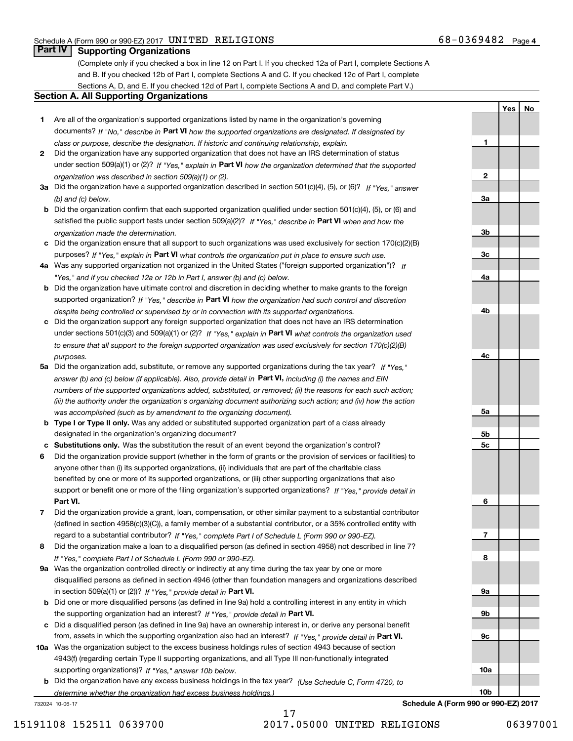Schedule A (Form 990 or 990-EZ) 2017 UNITED RELIGIONS 68-0369482 Page 4

## Part IV Supporting Organizations

(Complete only if you checked a box in line 12 on Part I. If you checked 12a of Part I, complete Sections A and B. If you checked 12b of Part I, complete Sections A and C. If you checked 12c of Part I, complete Sections A, D, and E. If you checked 12d of Part I, complete Sections A and D, and complete Part V.)

### Section A. All Supporting Organizations

| | | | Yes | No |
|---|---|---|---|---|
| **1** | Are all of the organization's supported organizations listed by name in the organization's governing documents? *If "No," describe in* **Part VI** *how the supported organizations are designated. If designated by class or purpose, describe the designation. If historic and continuing relationship, explain.* | **1** | | |
| **2** | Did the organization have any supported organization that does not have an IRS determination of status under section 509(a)(1) or (2)? *If "Yes," explain in* **Part VI** *how the organization determined that the supported organization was described in section 509(a)(1) or (2).* | **2** | | |
| **3a** | Did the organization have a supported organization described in section 501(c)(4), (5), or (6)? *If "Yes," answer (b) and (c) below.* | **3a** | | |
| **b** | Did the organization confirm that each supported organization qualified under section 501(c)(4), (5), or (6) and satisfied the public support tests under section 509(a)(2)? *If "Yes," describe in* **Part VI** *when and how the organization made the determination.* | **3b** | | |
| **c** | Did the organization ensure that all support to such organizations was used exclusively for section 170(c)(2)(B) purposes? *If "Yes," explain in* **Part VI** *what controls the organization put in place to ensure such use.* | **3c** | | |
| **4a** | Was any supported organization not organized in the United States ("foreign supported organization")? *If "Yes," and if you checked 12a or 12b in Part I, answer (b) and (c) below.* | **4a** | | |
| **b** | Did the organization have ultimate control and discretion in deciding whether to make grants to the foreign supported organization? *If "Yes," describe in* **Part VI** *how the organization had such control and discretion despite being controlled or supervised by or in connection with its supported organizations.* | **4b** | | |
| **c** | Did the organization support any foreign supported organization that does not have an IRS determination under sections 501(c)(3) and 509(a)(1) or (2)? *If "Yes," explain in* **Part VI** *what controls the organization used to ensure that all support to the foreign supported organization was used exclusively for section 170(c)(2)(B) purposes.* | **4c** | | |
| **5a** | Did the organization add, substitute, or remove any supported organizations during the tax year? *If "Yes," answer (b) and (c) below (if applicable). Also, provide detail in* **Part VI,** *including (i) the names and EIN numbers of the supported organizations added, substituted, or removed; (ii) the reasons for each such action; (iii) the authority under the organization's organizing document authorizing such action; and (iv) how the action was accomplished (such as by amendment to the organizing document).* | **5a** | | |
| **b** | **Type I or Type II only.** Was any added or substituted supported organization part of a class already designated in the organization's organizing document? | **5b** | | |
| **c** | **Substitutions only.** Was the substitution the result of an event beyond the organization's control? | **5c** | | |
| **6** | Did the organization provide support (whether in the form of grants or the provision of services or facilities) to anyone other than (i) its supported organizations, (ii) individuals that are part of the charitable class benefited by one or more of its supported organizations, or (iii) other supporting organizations that also support or benefit one or more of the filing organization's supported organizations? *If "Yes," provide detail in* **Part VI.** | **6** | | |
| **7** | Did the organization provide a grant, loan, compensation, or other similar payment to a substantial contributor (defined in section 4958(c)(3)(C)), a family member of a substantial contributor, or a 35% controlled entity with regard to a substantial contributor? *If "Yes," complete Part I of Schedule L (Form 990 or 990-EZ).* | **7** | | |
| **8** | Did the organization make a loan to a disqualified person (as defined in section 4958) not described in line 7? *If "Yes," complete Part I of Schedule L (Form 990 or 990-EZ).* | **8** | | |
| **9a** | Was the organization controlled directly or indirectly at any time during the tax year by one or more disqualified persons as defined in section 4946 (other than foundation managers and organizations described in section 509(a)(1) or (2))? *If "Yes," provide detail in* **Part VI.** | **9a** | | |
| **b** | Did one or more disqualified persons (as defined in line 9a) hold a controlling interest in any entity in which the supporting organization had an interest? *If "Yes," provide detail in* **Part VI.** | **9b** | | |
| **c** | Did a disqualified person (as defined in line 9a) have an ownership interest in, or derive any personal benefit from, assets in which the supporting organization also had an interest? *If "Yes," provide detail in* **Part VI.** | **9c** | | |
| **10a** | Was the organization subject to the excess business holdings rules of section 4943 because of section 4943(f) (regarding certain Type II supporting organizations, and all Type III non-functionally integrated supporting organizations)? *If "Yes," answer 10b below.* | **10a** | | |
| **b** | Did the organization have any excess business holdings in the tax year? *(Use Schedule C, Form 4720, to determine whether the organization had excess business holdings.)* | **10b** | | |

732024 10-06-17 **Schedule A (Form 990 or 990-EZ) 2017**

15191108 152511 0639700 2017.05000 UNITED RELIGIONS 06397001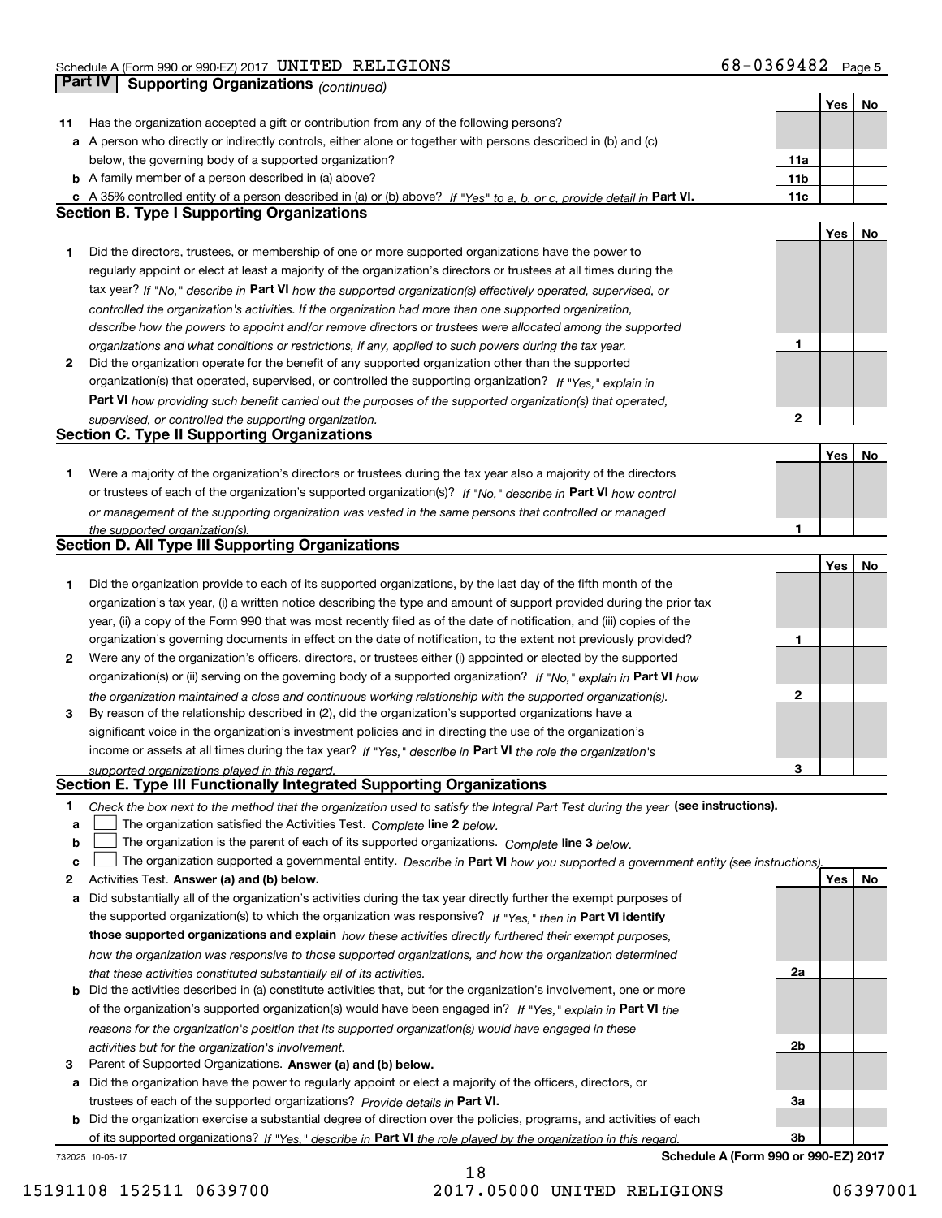## Part IV Supporting Organizations *(continued)*

| | | | Yes | No |
|---|---|---|---|---|
| **11** | Has the organization accepted a gift or contribution from any of the following persons? | | | |
| **a** | A person who directly or indirectly controls, either alone or together with persons described in (b) and (c) below, the governing body of a supported organization? | 11a | | |
| **b** | A family member of a person described in (a) above? | 11b | | |
| **c** | A 35% controlled entity of a person described in (a) or (b) above? *If "Yes" to a, b, or c, provide detail in* **Part VI.** | 11c | | |

### Section B. Type I Supporting Organizations

| | | | Yes | No |
|---|---|---|---|---|
| **1** | Did the directors, trustees, or membership of one or more supported organizations have the power to regularly appoint or elect at least a majority of the organization's directors or trustees at all times during the tax year? *If "No," describe in* **Part VI** *how the supported organization(s) effectively operated, supervised, or controlled the organization's activities. If the organization had more than one supported organization, describe how the powers to appoint and/or remove directors or trustees were allocated among the supported organizations and what conditions or restrictions, if any, applied to such powers during the tax year.* | 1 | | |
| **2** | Did the organization operate for the benefit of any supported organization other than the supported organization(s) that operated, supervised, or controlled the supporting organization? *If "Yes," explain in* **Part VI** *how providing such benefit carried out the purposes of the supported organization(s) that operated, supervised, or controlled the supporting organization.* | 2 | | |

### Section C. Type II Supporting Organizations

| | | | Yes | No |
|---|---|---|---|---|
| **1** | Were a majority of the organization's directors or trustees during the tax year also a majority of the directors or trustees of each of the organization's supported organization(s)? *If "No," describe in* **Part VI** *how control or management of the supporting organization was vested in the same persons that controlled or managed the supported organization(s).* | 1 | | |

### Section D. All Type III Supporting Organizations

| | | | Yes | No |
|---|---|---|---|---|
| **1** | Did the organization provide to each of its supported organizations, by the last day of the fifth month of the organization's tax year, (i) a written notice describing the type and amount of support provided during the prior tax year, (ii) a copy of the Form 990 that was most recently filed as of the date of notification, and (iii) copies of the organization's governing documents in effect on the date of notification, to the extent not previously provided? | 1 | | |
| **2** | Were any of the organization's officers, directors, or trustees either (i) appointed or elected by the supported organization(s) or (ii) serving on the governing body of a supported organization? *If "No," explain in* **Part VI** *how the organization maintained a close and continuous working relationship with the supported organization(s).* | 2 | | |
| **3** | By reason of the relationship described in (2), did the organization's supported organizations have a significant voice in the organization's investment policies and in directing the use of the organization's income or assets at all times during the tax year? *If "Yes," describe in* **Part VI** *the role the organization's supported organizations played in this regard.* | 3 | | |

### Section E. Type III Functionally Integrated Supporting Organizations

**1** *Check the box next to the method that the organization used to satisfy the Integral Part Test during the year* **(see instructions).**

**a** ☐ The organization satisfied the Activities Test. *Complete* **line 2** *below.*

**b** ☐ The organization is the parent of each of its supported organizations. *Complete* **line 3** *below.*

**c** ☐ The organization supported a governmental entity. *Describe in* **Part VI** *how you supported a government entity (see instructions).*

| | | | Yes | No |
|---|---|---|---|---|
| **2** | Activities Test. **Answer (a) and (b) below.** | | | |
| **a** | Did substantially all of the organization's activities during the tax year directly further the exempt purposes of the supported organization(s) to which the organization was responsive? *If "Yes," then in* **Part VI identify those supported organizations and explain** *how these activities directly furthered their exempt purposes, how the organization was responsive to those supported organizations, and how the organization determined that these activities constituted substantially all of its activities.* | 2a | | |
| **b** | Did the activities described in (a) constitute activities that, but for the organization's involvement, one or more of the organization's supported organization(s) would have been engaged in? *If "Yes," explain in* **Part VI** *the reasons for the organization's position that its supported organization(s) would have engaged in these activities but for the organization's involvement.* | 2b | | |
| **3** | Parent of Supported Organizations. **Answer (a) and (b) below.** | | | |
| **a** | Did the organization have the power to regularly appoint or elect a majority of the officers, directors, or trustees of each of the supported organizations? *Provide details in* **Part VI.** | 3a | | |
| **b** | Did the organization exercise a substantial degree of direction over the policies, programs, and activities of each of its supported organizations? *If "Yes," describe in* **Part VI** *the role played by the organization in this regard.* | 3b | | |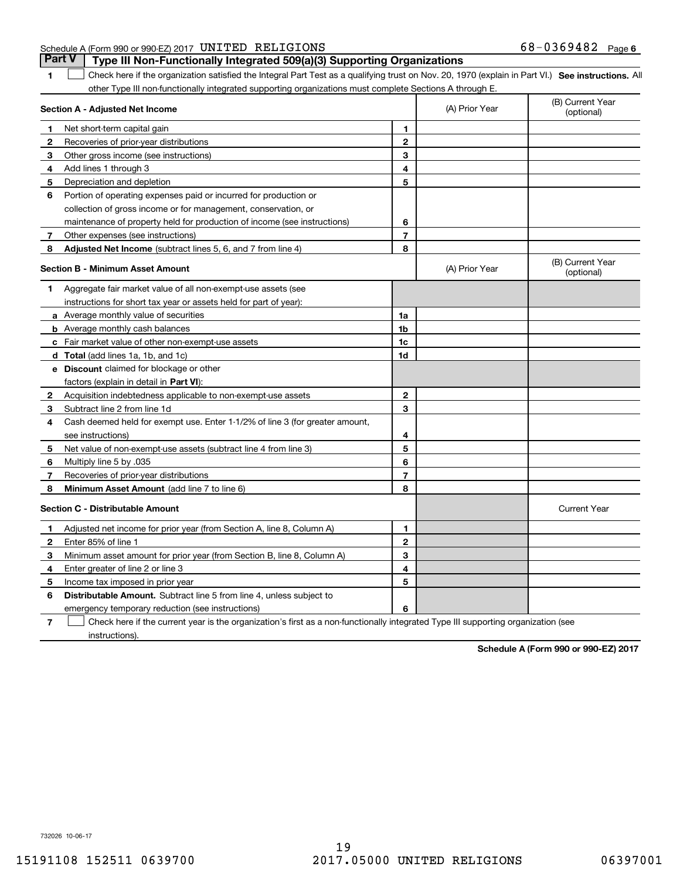Schedule A (Form 990 or 990-EZ) 2017 UNITED RELIGIONS 68-0369482 Page 6

## Part V Type III Non-Functionally Integrated 509(a)(3) Supporting Organizations

1 ☐ Check here if the organization satisfied the Integral Part Test as a qualifying trust on Nov. 20, 1970 (explain in Part VI.) **See instructions.** All other Type III non-functionally integrated supporting organizations must complete Sections A through E.

| **Section A - Adjusted Net Income** | | | (A) Prior Year | (B) Current Year (optional) |
|---|---|---|---|---|
| 1 | Net short-term capital gain | 1 | | |
| 2 | Recoveries of prior-year distributions | 2 | | |
| 3 | Other gross income (see instructions) | 3 | | |
| 4 | Add lines 1 through 3 | 4 | | |
| 5 | Depreciation and depletion | 5 | | |
| 6 | Portion of operating expenses paid or incurred for production or collection of gross income or for management, conservation, or maintenance of property held for production of income (see instructions) | 6 | | |
| 7 | Other expenses (see instructions) | 7 | | |
| 8 | **Adjusted Net Income** (subtract lines 5, 6, and 7 from line 4) | 8 | | |

| **Section B - Minimum Asset Amount** | | | (A) Prior Year | (B) Current Year (optional) |
|---|---|---|---|---|
| 1 | Aggregate fair market value of all non-exempt-use assets (see instructions for short tax year or assets held for part of year): | | | |
| a | Average monthly value of securities | 1a | | |
| b | Average monthly cash balances | 1b | | |
| c | Fair market value of other non-exempt-use assets | 1c | | |
| d | **Total** (add lines 1a, 1b, and 1c) | 1d | | |
| e | **Discount** claimed for blockage or other factors (explain in detail in **Part VI**): | | | |
| 2 | Acquisition indebtedness applicable to non-exempt-use assets | 2 | | |
| 3 | Subtract line 2 from line 1d | 3 | | |
| 4 | Cash deemed held for exempt use. Enter 1-1/2% of line 3 (for greater amount, see instructions) | 4 | | |
| 5 | Net value of non-exempt-use assets (subtract line 4 from line 3) | 5 | | |
| 6 | Multiply line 5 by .035 | 6 | | |
| 7 | Recoveries of prior-year distributions | 7 | | |
| 8 | **Minimum Asset Amount** (add line 7 to line 6) | 8 | | |

| **Section C - Distributable Amount** | | | | Current Year |
|---|---|---|---|---|
| 1 | Adjusted net income for prior year (from Section A, line 8, Column A) | 1 | | |
| 2 | Enter 85% of line 1 | 2 | | |
| 3 | Minimum asset amount for prior year (from Section B, line 8, Column A) | 3 | | |
| 4 | Enter greater of line 2 or line 3 | 4 | | |
| 5 | Income tax imposed in prior year | 5 | | |
| 6 | **Distributable Amount.** Subtract line 5 from line 4, unless subject to emergency temporary reduction (see instructions) | 6 | | |

7 ☐ Check here if the current year is the organization's first as a non-functionally integrated Type III supporting organization (see instructions).

**Schedule A (Form 990 or 990-EZ) 2017**

732026 10-06-17

19

15191108 152511 0639700 2017.05000 UNITED RELIGIONS 06397001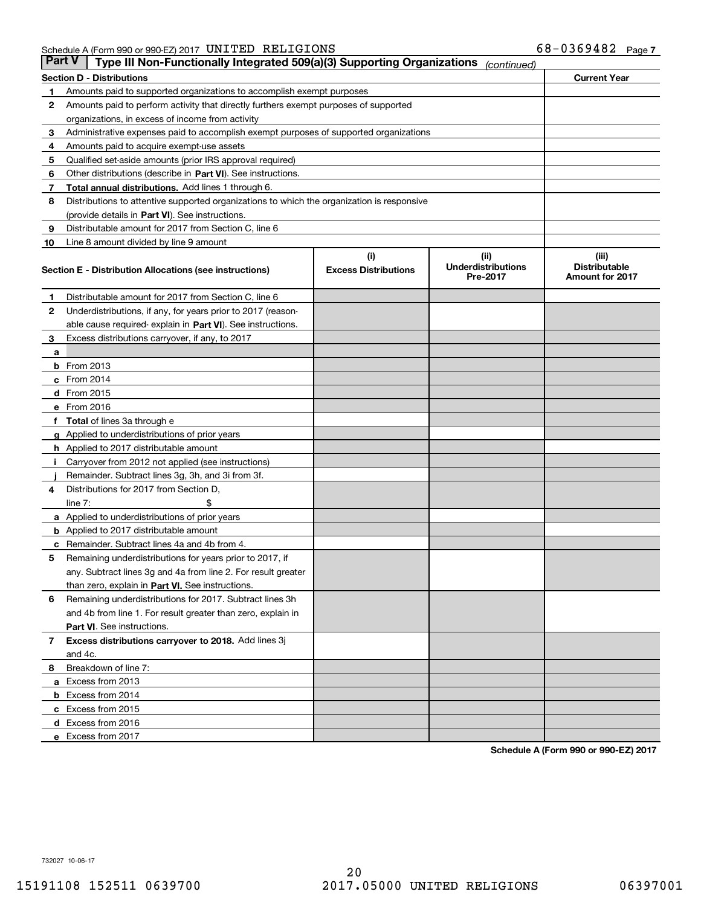Schedule A (Form 990 or 990-EZ) 2017 UNITED RELIGIONS 68-0369482 Page 7

## Part V Type III Non-Functionally Integrated 509(a)(3) Supporting Organizations *(continued)*

| Section D - Distributions | | Current Year |
|---|---|---|
| 1 | Amounts paid to supported organizations to accomplish exempt purposes | |
| 2 | Amounts paid to perform activity that directly furthers exempt purposes of supported organizations, in excess of income from activity | |
| 3 | Administrative expenses paid to accomplish exempt purposes of supported organizations | |
| 4 | Amounts paid to acquire exempt-use assets | |
| 5 | Qualified set-aside amounts (prior IRS approval required) | |
| 6 | Other distributions (describe in **Part VI**). See instructions. | |
| 7 | **Total annual distributions.** Add lines 1 through 6. | |
| 8 | Distributions to attentive supported organizations to which the organization is responsive (provide details in **Part VI**). See instructions. | |
| 9 | Distributable amount for 2017 from Section C, line 6 | |
| 10 | Line 8 amount divided by line 9 amount | |

| | Section E - Distribution Allocations (see instructions) | (i) Excess Distributions | (ii) Underdistributions Pre-2017 | (iii) Distributable Amount for 2017 |
|---|---|---|---|---|
| 1 | Distributable amount for 2017 from Section C, line 6 | | | |
| 2 | Underdistributions, if any, for years prior to 2017 (reasonable cause required- explain in **Part VI**). See instructions. | | | |
| 3 | Excess distributions carryover, if any, to 2017 | | | |
| a | | | | |
| b | From 2013 | | | |
| c | From 2014 | | | |
| d | From 2015 | | | |
| e | From 2016 | | | |
| f | **Total** of lines 3a through e | | | |
| g | Applied to underdistributions of prior years | | | |
| h | Applied to 2017 distributable amount | | | |
| i | Carryover from 2012 not applied (see instructions) | | | |
| j | Remainder. Subtract lines 3g, 3h, and 3i from 3f. | | | |
| 4 | Distributions for 2017 from Section D, line 7: $ | | | |
| a | Applied to underdistributions of prior years | | | |
| b | Applied to 2017 distributable amount | | | |
| c | Remainder. Subtract lines 4a and 4b from 4. | | | |
| 5 | Remaining underdistributions for years prior to 2017, if any. Subtract lines 3g and 4a from line 2. For result greater than zero, explain in **Part VI.** See instructions. | | | |
| 6 | Remaining underdistributions for 2017. Subtract lines 3h and 4b from line 1. For result greater than zero, explain in **Part VI**. See instructions. | | | |
| 7 | **Excess distributions carryover to 2018.** Add lines 3j and 4c. | | | |
| 8 | Breakdown of line 7: | | | |
| a | Excess from 2013 | | | |
| b | Excess from 2014 | | | |
| c | Excess from 2015 | | | |
| d | Excess from 2016 | | | |
| e | Excess from 2017 | | | |

**Schedule A (Form 990 or 990-EZ) 2017**

732027 10-06-17

15191108 152511 0639700 2017.05000 UNITED RELIGIONS 06397001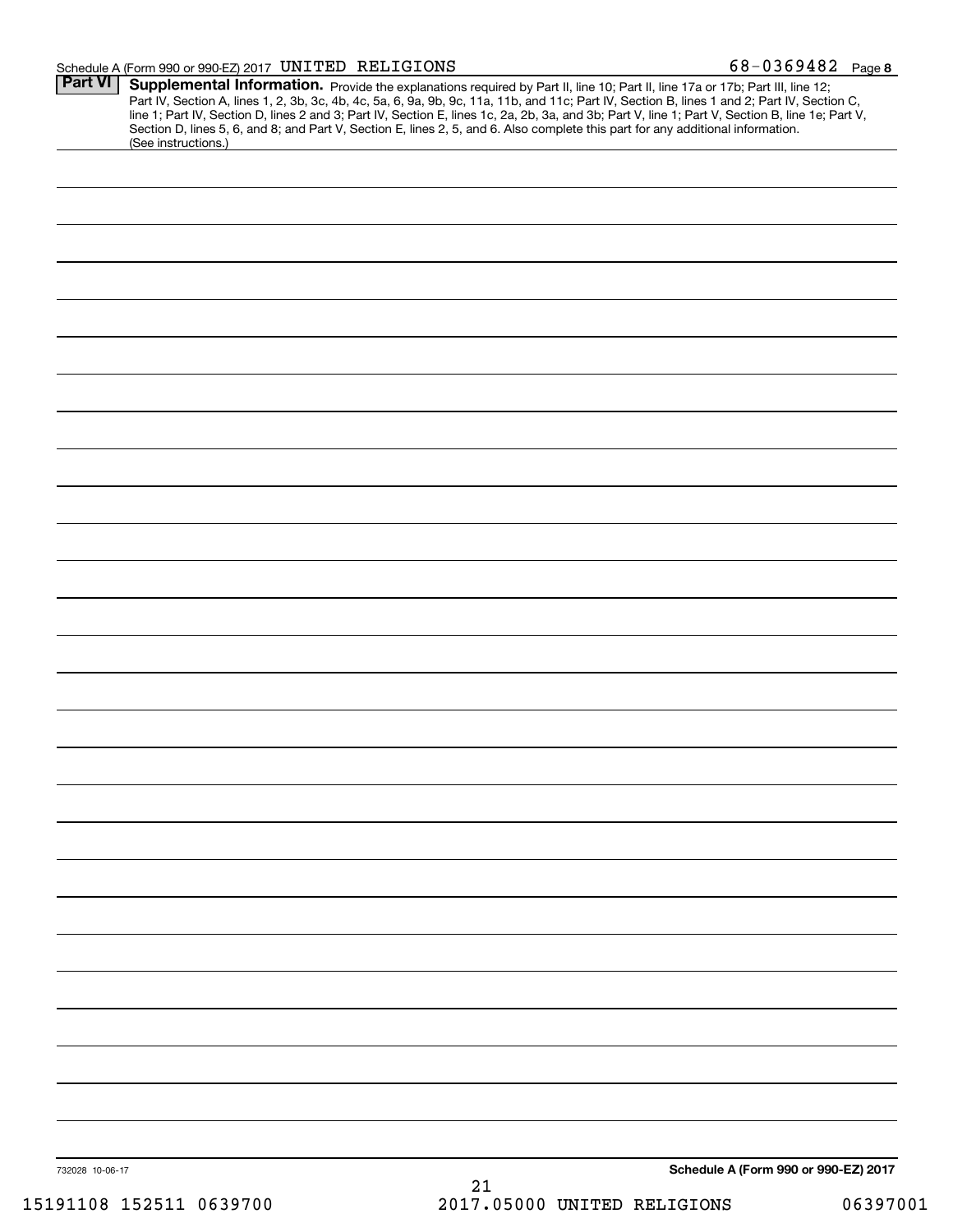Schedule A (Form 990 or 990-EZ) 2017 UNITED RELIGIONS 68-0369482 Page 8

**Part VI** **Supplemental Information.** Provide the explanations required by Part II, line 10; Part II, line 17a or 17b; Part III, line 12; Part IV, Section A, lines 1, 2, 3b, 3c, 4b, 4c, 5a, 6, 9a, 9b, 9c, 11a, 11b, and 11c; Part IV, Section B, lines 1 and 2; Part IV, Section C, line 1; Part IV, Section D, lines 2 and 3; Part IV, Section E, lines 1c, 2a, 2b, 3a, and 3b; Part V, line 1; Part V, Section B, line 1e; Part V, Section D, lines 5, 6, and 8; and Part V, Section E, lines 2, 5, and 6. Also complete this part for any additional information. (See instructions.)

732028 10-06-17

**Schedule A (Form 990 or 990-EZ) 2017**

15191108 152511 0639700 2017.05000 UNITED RELIGIONS 06397001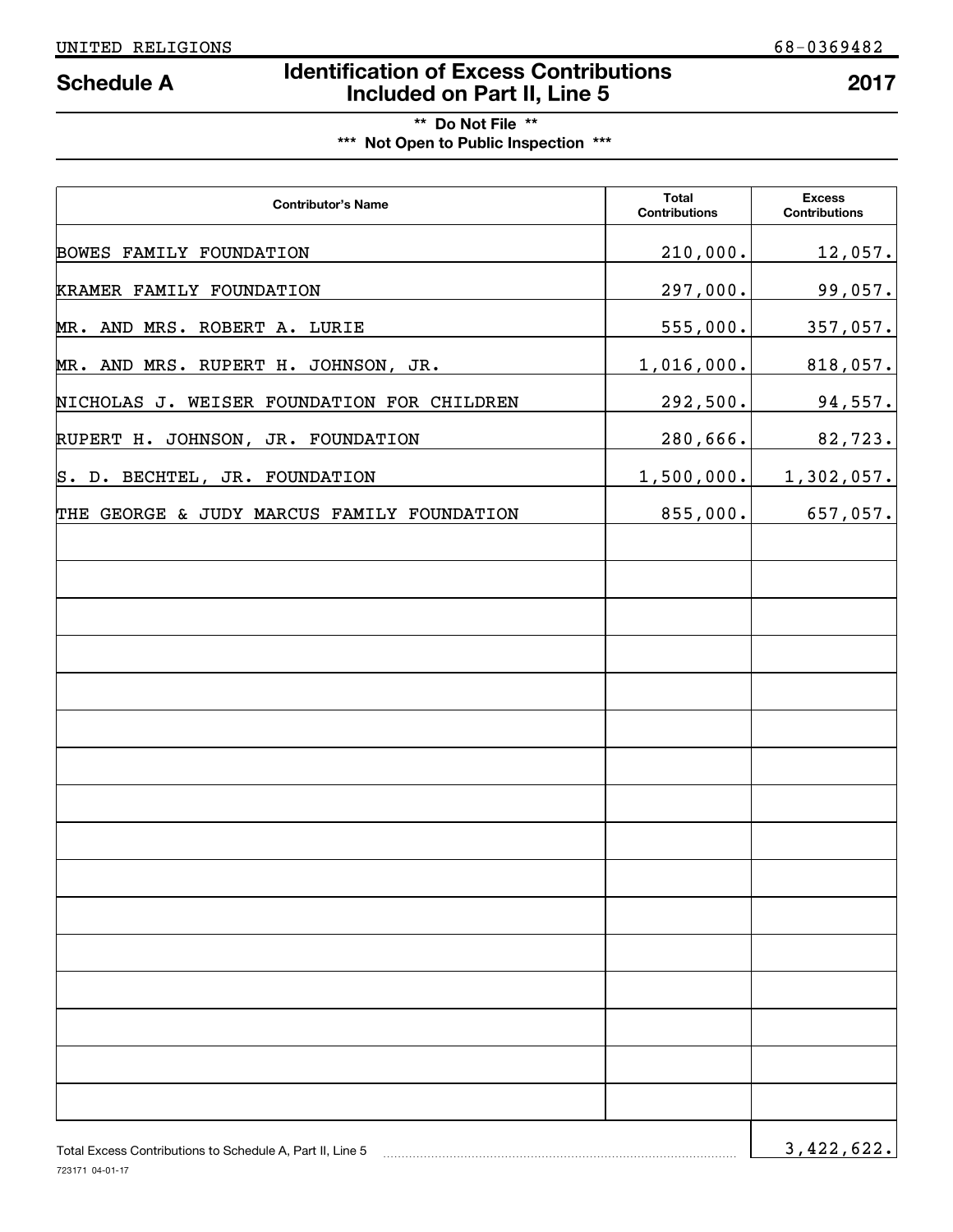UNITED RELIGIONS 68-0369482

# Schedule A — Identification of Excess Contributions Included on Part II, Line 5 — 2017

** Do Not File **

*** Not Open to Public Inspection ***

| Contributor's Name | Total Contributions | Excess Contributions |
|---|---|---|
| BOWES FAMILY FOUNDATION | 210,000. | 12,057. |
| KRAMER FAMILY FOUNDATION | 297,000. | 99,057. |
| MR. AND MRS. ROBERT A. LURIE | 555,000. | 357,057. |
| MR. AND MRS. RUPERT H. JOHNSON, JR. | 1,016,000. | 818,057. |
| NICHOLAS J. WEISER FOUNDATION FOR CHILDREN | 292,500. | 94,557. |
| RUPERT H. JOHNSON, JR. FOUNDATION | 280,666. | 82,723. |
| S. D. BECHTEL, JR. FOUNDATION | 1,500,000. | 1,302,057. |
| THE GEORGE & JUDY MARCUS FAMILY FOUNDATION | 855,000. | 657,057. |

Total Excess Contributions to Schedule A, Part II, Line 5 ........ 3,422,622.

723171 04-01-17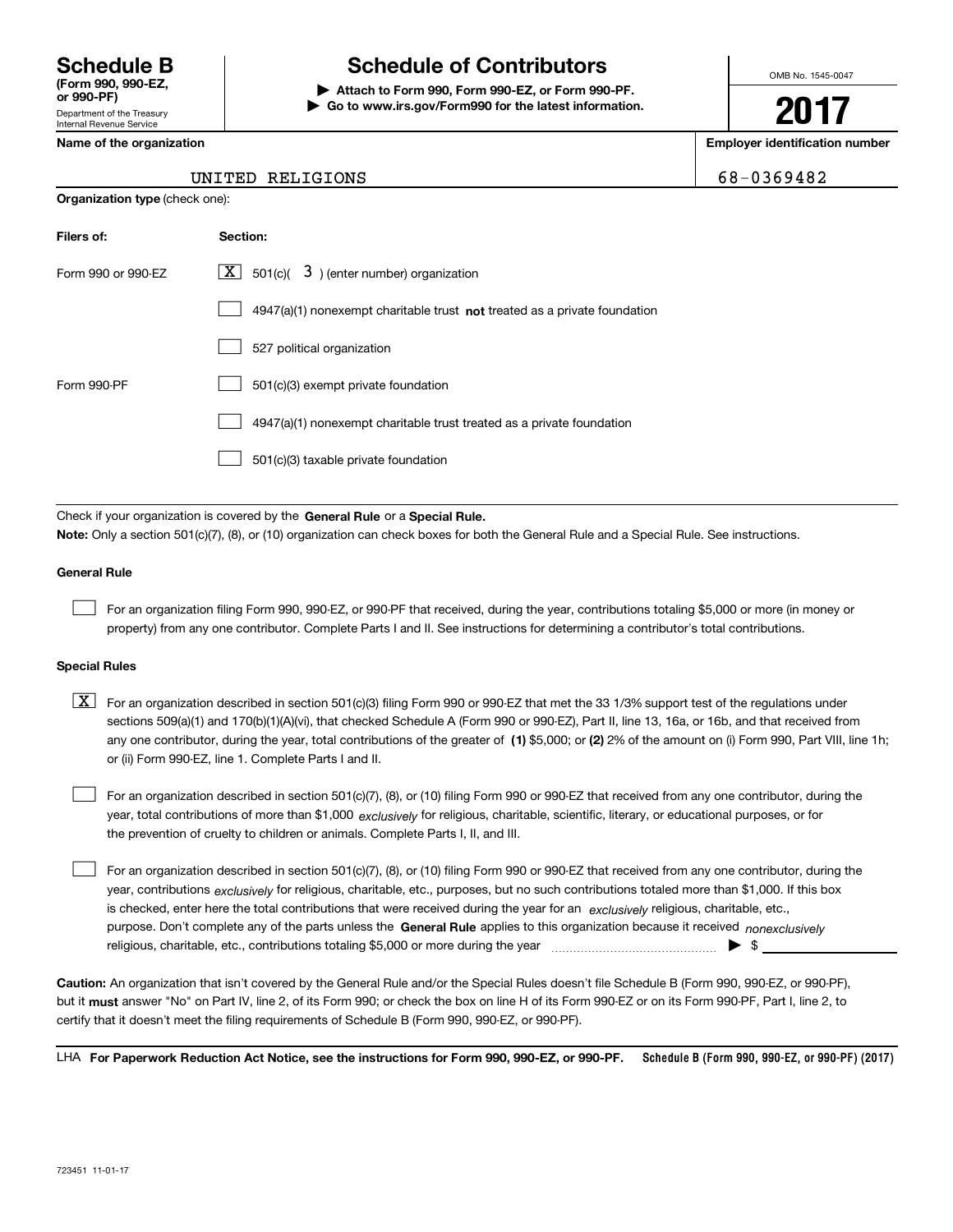# Schedule B

**(Form 990, 990-EZ, or 990-PF)**

Department of the Treasury
Internal Revenue Service

# Schedule of Contributors

▶ **Attach to Form 990, Form 990-EZ, or Form 990-PF.**
▶ **Go to www.irs.gov/Form990 for the latest information.**

OMB No. 1545-0047

**2017**

**Name of the organization**

UNITED RELIGIONS

**Employer identification number**

68-0369482

**Organization type** (check one):

| **Filers of:** | **Section:** |
|---|---|
| Form 990 or 990-EZ | [X] 501(c)( 3 ) (enter number) organization |
| | [ ] 4947(a)(1) nonexempt charitable trust **not** treated as a private foundation |
| | [ ] 527 political organization |
| Form 990-PF | [ ] 501(c)(3) exempt private foundation |
| | [ ] 4947(a)(1) nonexempt charitable trust treated as a private foundation |
| | [ ] 501(c)(3) taxable private foundation |

Check if your organization is covered by the **General Rule** or a **Special Rule.**

**Note:** Only a section 501(c)(7), (8), or (10) organization can check boxes for both the General Rule and a Special Rule. See instructions.

**General Rule**

[ ] For an organization filing Form 990, 990-EZ, or 990-PF that received, during the year, contributions totaling $5,000 or more (in money or property) from any one contributor. Complete Parts I and II. See instructions for determining a contributor's total contributions.

**Special Rules**

[X] For an organization described in section 501(c)(3) filing Form 990 or 990-EZ that met the 33 1/3% support test of the regulations under sections 509(a)(1) and 170(b)(1)(A)(vi), that checked Schedule A (Form 990 or 990-EZ), Part II, line 13, 16a, or 16b, and that received from any one contributor, during the year, total contributions of the greater of **(1)** $5,000; or **(2)** 2% of the amount on (i) Form 990, Part VIII, line 1h; or (ii) Form 990-EZ, line 1. Complete Parts I and II.

[ ] For an organization described in section 501(c)(7), (8), or (10) filing Form 990 or 990-EZ that received from any one contributor, during the year, total contributions of more than $1,000 *exclusively* for religious, charitable, scientific, literary, or educational purposes, or for the prevention of cruelty to children or animals. Complete Parts I, II, and III.

[ ] For an organization described in section 501(c)(7), (8), or (10) filing Form 990 or 990-EZ that received from any one contributor, during the year, contributions *exclusively* for religious, charitable, etc., purposes, but no such contributions totaled more than $1,000. If this box is checked, enter here the total contributions that were received during the year for an *exclusively* religious, charitable, etc., purpose. Don't complete any of the parts unless the **General Rule** applies to this organization because it received *nonexclusively* religious, charitable, etc., contributions totaling $5,000 or more during the year ▶ $ ________

**Caution:** An organization that isn't covered by the General Rule and/or the Special Rules doesn't file Schedule B (Form 990, 990-EZ, or 990-PF), but it **must** answer "No" on Part IV, line 2, of its Form 990; or check the box on line H of its Form 990-EZ or on its Form 990-PF, Part I, line 2, to certify that it doesn't meet the filing requirements of Schedule B (Form 990, 990-EZ, or 990-PF).

LHA **For Paperwork Reduction Act Notice, see the instructions for Form 990, 990-EZ, or 990-PF.** **Schedule B (Form 990, 990-EZ, or 990-PF) (2017)**

723451 11-01-17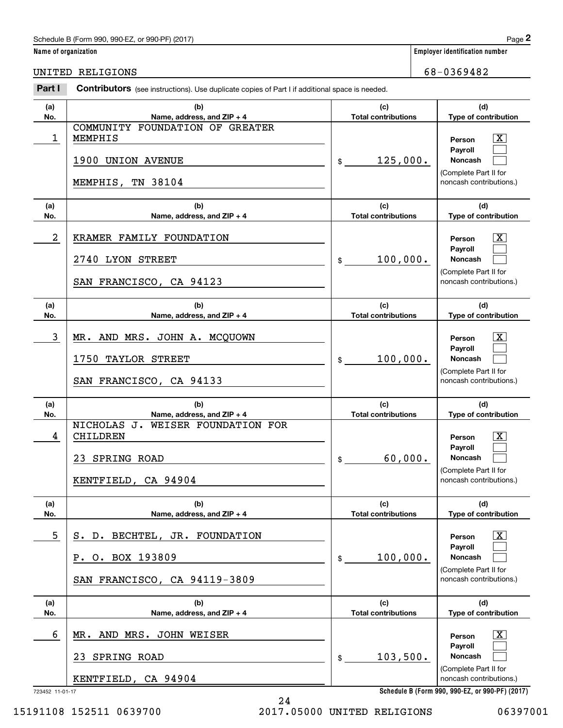Schedule B (Form 990, 990-EZ, or 990-PF) (2017)

**Name of organization**

UNITED RELIGIONS

**Employer identification number**

68-0369482

**Part I** **Contributors** (see instructions). Use duplicate copies of Part I if additional space is needed.

| (a) No. | (b) Name, address, and ZIP + 4 | (c) Total contributions | (d) Type of contribution |
|---|---|---|---|
| 1 | COMMUNITY FOUNDATION OF GREATER MEMPHIS<br>1900 UNION AVENUE<br>MEMPHIS, TN 38104 | $ 125,000. | Person [X]<br>Payroll [ ]<br>Noncash [ ]<br>(Complete Part II for noncash contributions.) |
| 2 | KRAMER FAMILY FOUNDATION<br>2740 LYON STREET<br>SAN FRANCISCO, CA 94123 | $ 100,000. | Person [X]<br>Payroll [ ]<br>Noncash [ ]<br>(Complete Part II for noncash contributions.) |
| 3 | MR. AND MRS. JOHN A. MCQUOWN<br>1750 TAYLOR STREET<br>SAN FRANCISCO, CA 94133 | $ 100,000. | Person [X]<br>Payroll [ ]<br>Noncash [ ]<br>(Complete Part II for noncash contributions.) |
| 4 | NICHOLAS J. WEISER FOUNDATION FOR CHILDREN<br>23 SPRING ROAD<br>KENTFIELD, CA 94904 | $ 60,000. | Person [X]<br>Payroll [ ]<br>Noncash [ ]<br>(Complete Part II for noncash contributions.) |
| 5 | S. D. BECHTEL, JR. FOUNDATION<br>P. O. BOX 193809<br>SAN FRANCISCO, CA 94119-3809 | $ 100,000. | Person [X]<br>Payroll [ ]<br>Noncash [ ]<br>(Complete Part II for noncash contributions.) |
| 6 | MR. AND MRS. JOHN WEISER<br>23 SPRING ROAD<br>KENTFIELD, CA 94904 | $ 103,500. | Person [X]<br>Payroll [ ]<br>Noncash [ ]<br>(Complete Part II for noncash contributions.) |

723452 11-01-17

Schedule B (Form 990, 990-EZ, or 990-PF) (2017)

15191108 152511 0639700 2017.05000 UNITED RELIGIONS 06397001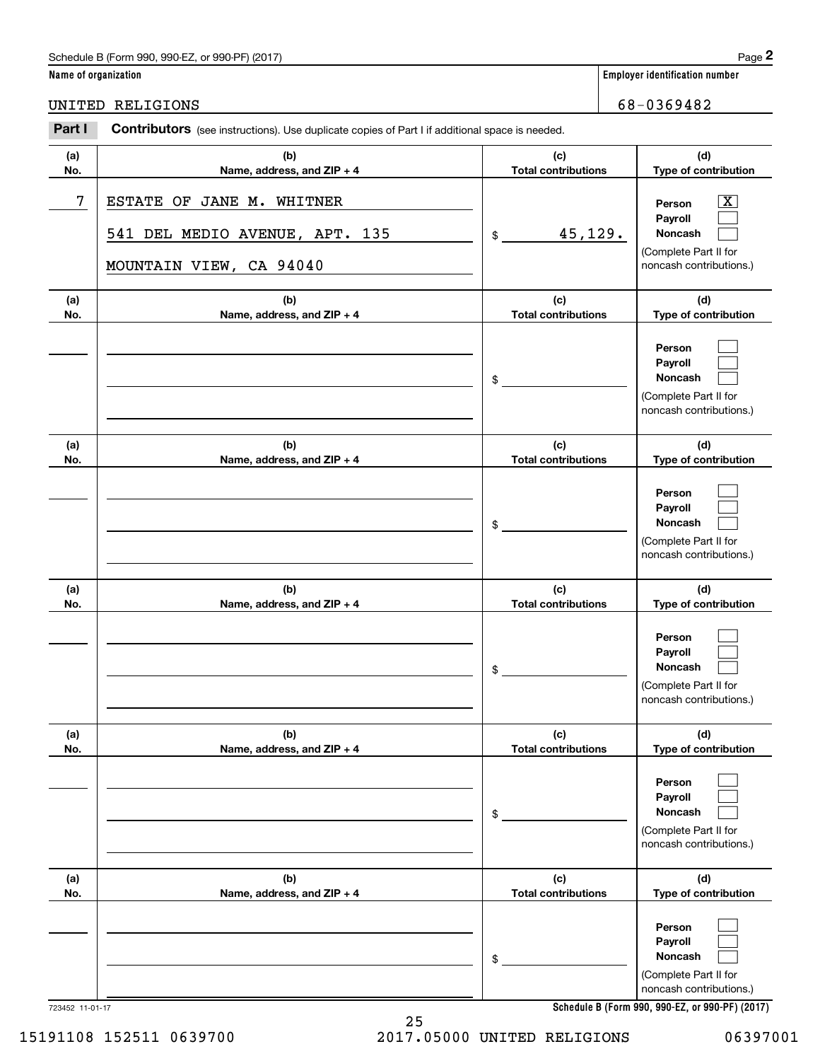**Name of organization**

UNITED RELIGIONS

**Employer identification number**

68-0369482

**Part I** **Contributors** (see instructions). Use duplicate copies of Part I if additional space is needed.

| (a) No. | (b) Name, address, and ZIP + 4 | (c) Total contributions | (d) Type of contribution |
|---|---|---|---|
| 7 | ESTATE OF JANE M. WHITNER<br>541 DEL MEDIO AVENUE, APT. 135<br>MOUNTAIN VIEW, CA 94040 | $ 45,129. | Person [X]<br>Payroll [ ]<br>Noncash [ ]<br>(Complete Part II for noncash contributions.) |
| | | $ | Person [ ]<br>Payroll [ ]<br>Noncash [ ]<br>(Complete Part II for noncash contributions.) |
| | | $ | Person [ ]<br>Payroll [ ]<br>Noncash [ ]<br>(Complete Part II for noncash contributions.) |
| | | $ | Person [ ]<br>Payroll [ ]<br>Noncash [ ]<br>(Complete Part II for noncash contributions.) |
| | | $ | Person [ ]<br>Payroll [ ]<br>Noncash [ ]<br>(Complete Part II for noncash contributions.) |
| | | $ | Person [ ]<br>Payroll [ ]<br>Noncash [ ]<br>(Complete Part II for noncash contributions.) |

723452 11-01-17

**Schedule B (Form 990, 990-EZ, or 990-PF) (2017)**

15191108 152511 0639700 2017.05000 UNITED RELIGIONS 06397001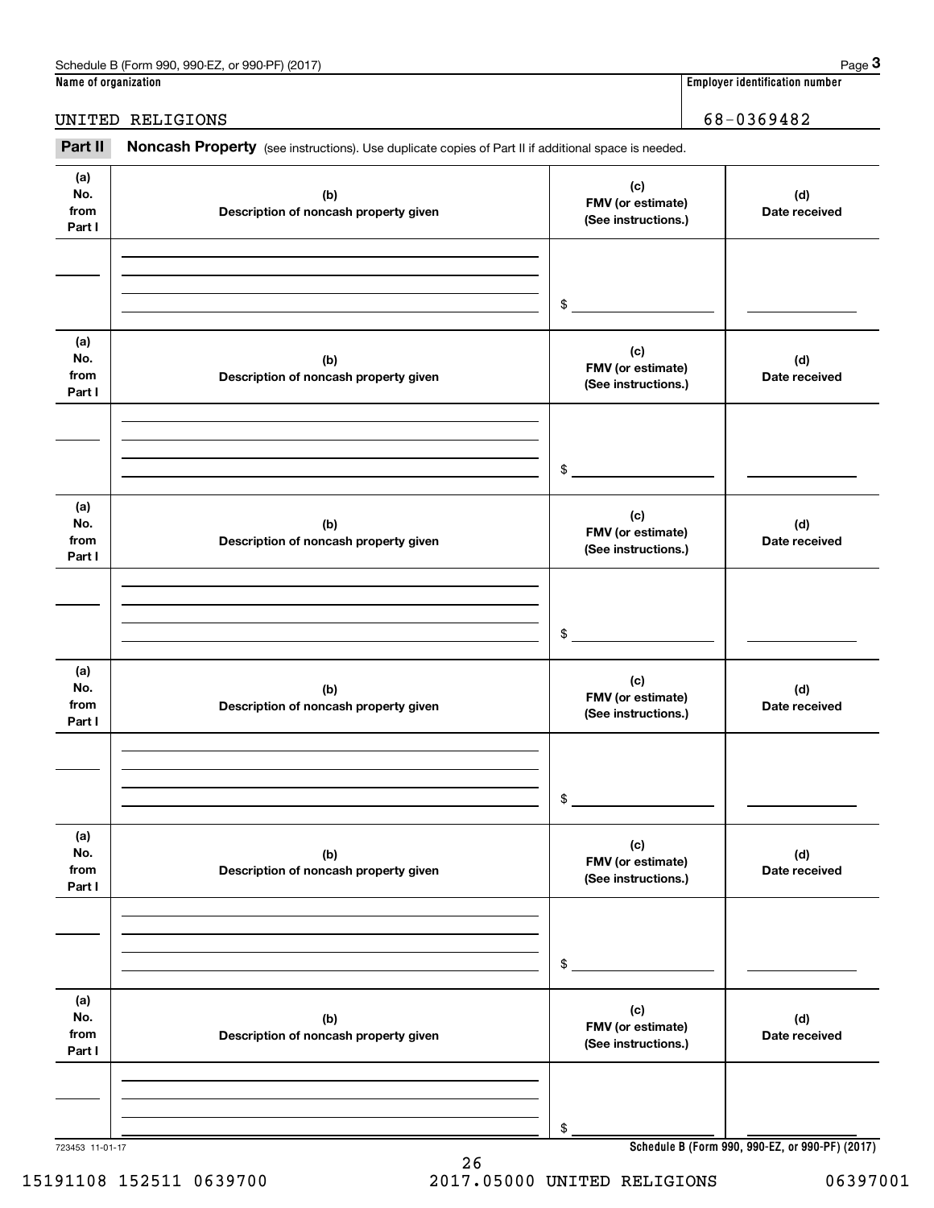Schedule B (Form 990, 990-EZ, or 990-PF) (2017)

**Name of organization**: UNITED RELIGIONS

**Employer identification number**: 68-0369482

**Part II** **Noncash Property** (see instructions). Use duplicate copies of Part II if additional space is needed.

| (a) No. from Part I | (b) Description of noncash property given | (c) FMV (or estimate) (See instructions.) | (d) Date received |
|---|---|---|---|
| | | $ | |

| (a) No. from Part I | (b) Description of noncash property given | (c) FMV (or estimate) (See instructions.) | (d) Date received |
|---|---|---|---|
| | | $ | |

| (a) No. from Part I | (b) Description of noncash property given | (c) FMV (or estimate) (See instructions.) | (d) Date received |
|---|---|---|---|
| | | $ | |

| (a) No. from Part I | (b) Description of noncash property given | (c) FMV (or estimate) (See instructions.) | (d) Date received |
|---|---|---|---|
| | | $ | |

| (a) No. from Part I | (b) Description of noncash property given | (c) FMV (or estimate) (See instructions.) | (d) Date received |
|---|---|---|---|
| | | $ | |

| (a) No. from Part I | (b) Description of noncash property given | (c) FMV (or estimate) (See instructions.) | (d) Date received |
|---|---|---|---|
| | | $ | |

723453 11-01-17

**Schedule B (Form 990, 990-EZ, or 990-PF) (2017)**

15191108 152511 0639700 2017.05000 UNITED RELIGIONS 06397001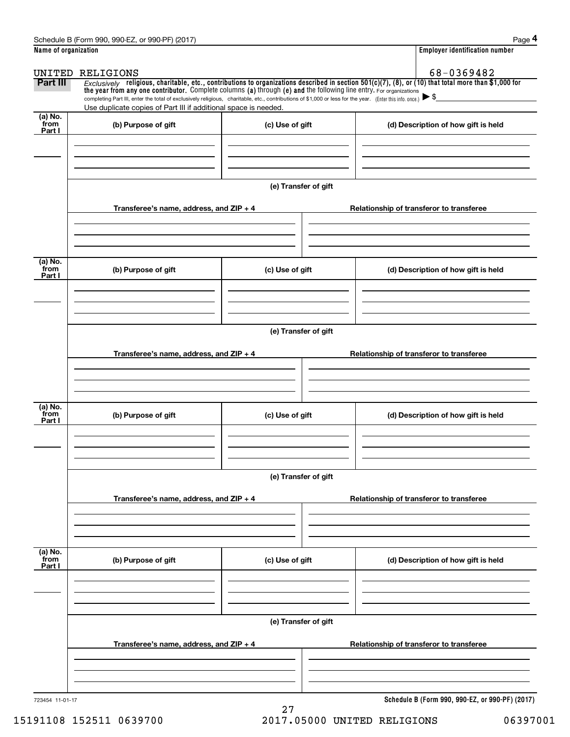**Name of organization**

UNITED RELIGIONS

**Employer identification number**

68-0369482

**Part III** *Exclusively* **religious, charitable, etc., contributions to organizations described in section 501(c)(7), (8), or (10) that total more than $1,000 for the year from any one contributor.** Complete columns **(a)** through **(e) and** the following line entry. For organizations completing Part III, enter the total of exclusively religious, charitable, etc., contributions of $1,000 or less for the year. (Enter this info. once.) ▶ $

Use duplicate copies of Part III if additional space is needed.

| (a) No. from Part I | (b) Purpose of gift | (c) Use of gift | (d) Description of how gift is held |
|---|---|---|---|
| | | | |

**(e) Transfer of gift**

| Transferee's name, address, and ZIP + 4 | Relationship of transferor to transferee |
|---|---|
| | |

| (a) No. from Part I | (b) Purpose of gift | (c) Use of gift | (d) Description of how gift is held |
|---|---|---|---|
| | | | |

**(e) Transfer of gift**

| Transferee's name, address, and ZIP + 4 | Relationship of transferor to transferee |
|---|---|
| | |

| (a) No. from Part I | (b) Purpose of gift | (c) Use of gift | (d) Description of how gift is held |
|---|---|---|---|
| | | | |

**(e) Transfer of gift**

| Transferee's name, address, and ZIP + 4 | Relationship of transferor to transferee |
|---|---|
| | |

| (a) No. from Part I | (b) Purpose of gift | (c) Use of gift | (d) Description of how gift is held |
|---|---|---|---|
| | | | |

**(e) Transfer of gift**

| Transferee's name, address, and ZIP + 4 | Relationship of transferor to transferee |
|---|---|
| | |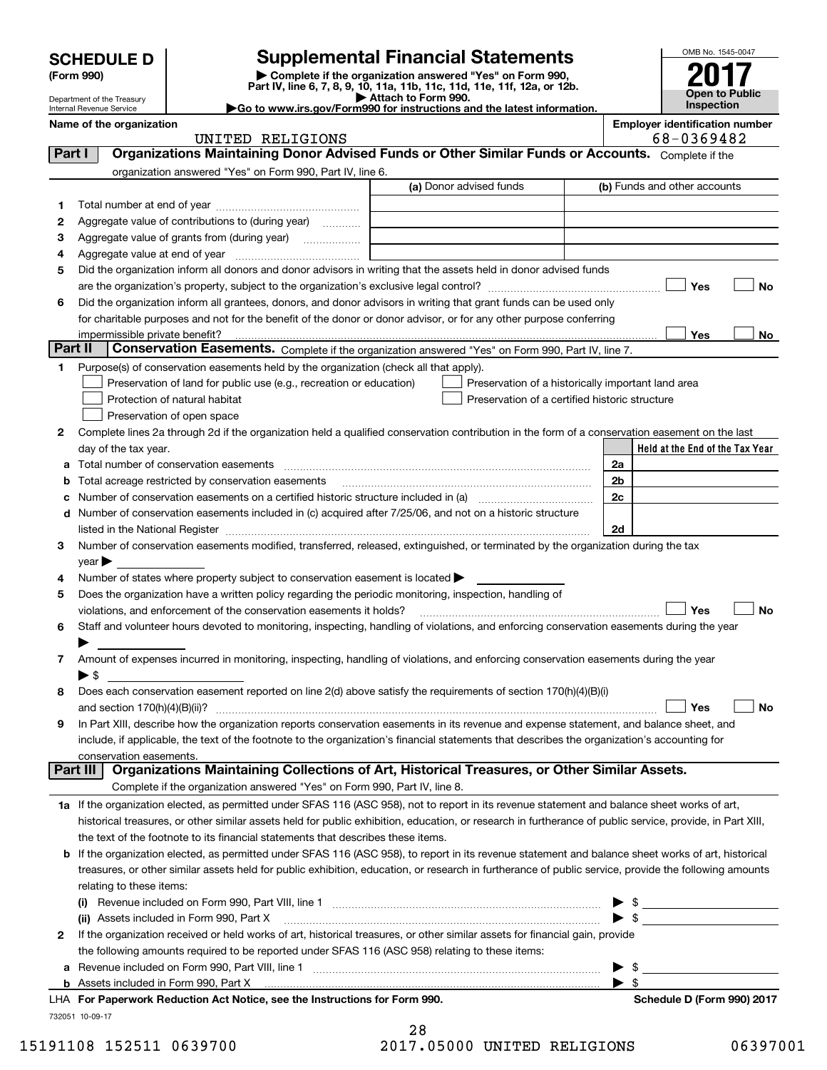**SCHEDULE D**
**(Form 990)**

Department of the Treasury
Internal Revenue Service

# Supplemental Financial Statements

▶ Complete if the organization answered "Yes" on Form 990, Part IV, line 6, 7, 8, 9, 10, 11a, 11b, 11c, 11d, 11e, 11f, 12a, or 12b.
▶ Attach to Form 990.
▶Go to www.irs.gov/Form990 for instructions and the latest information.

OMB No. 1545-0047
**2017**
**Open to Public Inspection**

**Name of the organization** UNITED RELIGIONS
**Employer identification number** 68-0369482

**Part I** **Organizations Maintaining Donor Advised Funds or Other Similar Funds or Accounts.** Complete if the organization answered "Yes" on Form 990, Part IV, line 6.

| | | (a) Donor advised funds | (b) Funds and other accounts |
|---|---|---|---|
| 1 | Total number at end of year | | |
| 2 | Aggregate value of contributions to (during year) | | |
| 3 | Aggregate value of grants from (during year) | | |
| 4 | Aggregate value at end of year | | |

5 Did the organization inform all donors and donor advisors in writing that the assets held in donor advised funds are the organization's property, subject to the organization's exclusive legal control? ☐ Yes ☐ No

6 Did the organization inform all grantees, donors, and donor advisors in writing that grant funds can be used only for charitable purposes and not for the benefit of the donor or donor advisor, or for any other purpose conferring impermissible private benefit? ☐ Yes ☐ No

**Part II** **Conservation Easements.** Complete if the organization answered "Yes" on Form 990, Part IV, line 7.

1 Purpose(s) of conservation easements held by the organization (check all that apply).
- ☐ Preservation of land for public use (e.g., recreation or education)
- ☐ Preservation of a historically important land area
- ☐ Protection of natural habitat
- ☐ Preservation of a certified historic structure
- ☐ Preservation of open space

2 Complete lines 2a through 2d if the organization held a qualified conservation contribution in the form of a conservation easement on the last day of the tax year.

| | | | Held at the End of the Tax Year |
|---|---|---|---|
| a | Total number of conservation easements | 2a | |
| b | Total acreage restricted by conservation easements | 2b | |
| c | Number of conservation easements on a certified historic structure included in (a) | 2c | |
| d | Number of conservation easements included in (c) acquired after 7/25/06, and not on a historic structure listed in the National Register | 2d | |

3 Number of conservation easements modified, transferred, released, extinguished, or terminated by the organization during the tax year ▶

4 Number of states where property subject to conservation easement is located ▶

5 Does the organization have a written policy regarding the periodic monitoring, inspection, handling of violations, and enforcement of the conservation easements it holds? ☐ Yes ☐ No

6 Staff and volunteer hours devoted to monitoring, inspecting, handling of violations, and enforcing conservation easements during the year ▶

7 Amount of expenses incurred in monitoring, inspecting, handling of violations, and enforcing conservation easements during the year ▶ $

8 Does each conservation easement reported on line 2(d) above satisfy the requirements of section 170(h)(4)(B)(i) and section 170(h)(4)(B)(ii)? ☐ Yes ☐ No

9 In Part XIII, describe how the organization reports conservation easements in its revenue and expense statement, and balance sheet, and include, if applicable, the text of the footnote to the organization's financial statements that describes the organization's accounting for conservation easements.

**Part III** **Organizations Maintaining Collections of Art, Historical Treasures, or Other Similar Assets.** Complete if the organization answered "Yes" on Form 990, Part IV, line 8.

1a If the organization elected, as permitted under SFAS 116 (ASC 958), not to report in its revenue statement and balance sheet works of art, historical treasures, or other similar assets held for public exhibition, education, or research in furtherance of public service, provide, in Part XIII, the text of the footnote to its financial statements that describes these items.

b If the organization elected, as permitted under SFAS 116 (ASC 958), to report in its revenue statement and balance sheet works of art, historical treasures, or other similar assets held for public exhibition, education, or research in furtherance of public service, provide the following amounts relating to these items:

(i) Revenue included on Form 990, Part VIII, line 1 ▶ $

(ii) Assets included in Form 990, Part X ▶ $

2 If the organization received or held works of art, historical treasures, or other similar assets for financial gain, provide the following amounts required to be reported under SFAS 116 (ASC 958) relating to these items:

a Revenue included on Form 990, Part VIII, line 1 ▶ $

b Assets included in Form 990, Part X ▶ $

LHA **For Paperwork Reduction Act Notice, see the Instructions for Form 990.** **Schedule D (Form 990) 2017**

732051 10-09-17

15191108 152511 0639700 2017.05000 UNITED RELIGIONS 06397001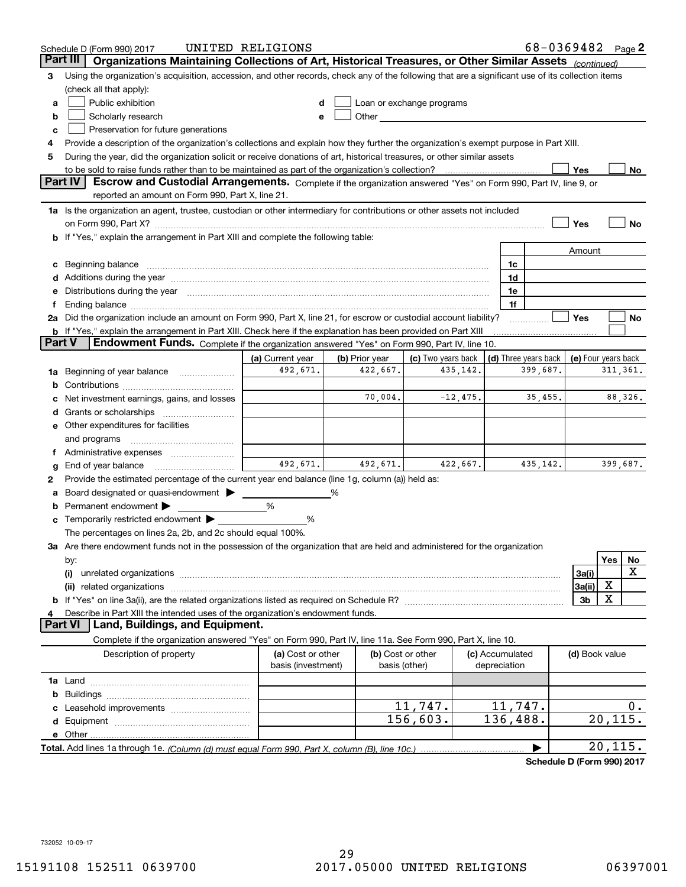Schedule D (Form 990) 2017 UNITED RELIGIONS 68-0369482 Page 2

## Part III Organizations Maintaining Collections of Art, Historical Treasures, or Other Similar Assets *(continued)*

3 Using the organization's acquisition, accession, and other records, check any of the following that are a significant use of its collection items (check all that apply):

a ☐ Public exhibition
b ☐ Scholarly research
c ☐ Preservation for future generations
d ☐ Loan or exchange programs
e ☐ Other

4 Provide a description of the organization's collections and explain how they further the organization's exempt purpose in Part XIII.

5 During the year, did the organization solicit or receive donations of art, historical treasures, or other similar assets to be sold to raise funds rather than to be maintained as part of the organization's collection? ☐ Yes ☐ No

## Part IV Escrow and Custodial Arrangements.

Complete if the organization answered "Yes" on Form 990, Part IV, line 9, or reported an amount on Form 990, Part X, line 21.

1a Is the organization an agent, trustee, custodian or other intermediary for contributions or other assets not included on Form 990, Part X? ☐ Yes ☐ No

b If "Yes," explain the arrangement in Part XIII and complete the following table:

| | | Amount |
|---|---|---|
| c Beginning balance | 1c | |
| d Additions during the year | 1d | |
| e Distributions during the year | 1e | |
| f Ending balance | 1f | |

2a Did the organization include an amount on Form 990, Part X, line 21, for escrow or custodial account liability? ☐ Yes ☐ No

b If "Yes," explain the arrangement in Part XIII. Check here if the explanation has been provided on Part XIII ☐

## Part V Endowment Funds.

Complete if the organization answered "Yes" on Form 990, Part IV, line 10.

| | (a) Current year | (b) Prior year | (c) Two years back | (d) Three years back | (e) Four years back |
|---|---|---|---|---|---|
| 1a Beginning of year balance | 492,671. | 422,667. | 435,142. | 399,687. | 311,361. |
| b Contributions | | | | | |
| c Net investment earnings, gains, and losses | | 70,004. | -12,475. | 35,455. | 88,326. |
| d Grants or scholarships | | | | | |
| e Other expenditures for facilities and programs | | | | | |
| f Administrative expenses | | | | | |
| g End of year balance | 492,671. | 492,671. | 422,667. | 435,142. | 399,687. |

2 Provide the estimated percentage of the current year end balance (line 1g, column (a)) held as:

a Board designated or quasi-endowment ▶ ______ %
b Permanent endowment ▶ ______ %
c Temporarily restricted endowment ▶ ______ %

The percentages on lines 2a, 2b, and 2c should equal 100%.

3a Are there endowment funds not in the possession of the organization that are held and administered for the organization by:

| | | Yes | No |
|---|---|---|---|
| (i) unrelated organizations | 3a(i) | | X |
| (ii) related organizations | 3a(ii) | X | |
| b If "Yes" on line 3a(ii), are the related organizations listed as required on Schedule R? | 3b | X | |

4 Describe in Part XIII the intended uses of the organization's endowment funds.

## Part VI Land, Buildings, and Equipment.

Complete if the organization answered "Yes" on Form 990, Part IV, line 11a. See Form 990, Part X, line 10.

| Description of property | (a) Cost or other basis (investment) | (b) Cost or other basis (other) | (c) Accumulated depreciation | (d) Book value |
|---|---|---|---|---|
| 1a Land | | | | |
| b Buildings | | | | |
| c Leasehold improvements | | 11,747. | 11,747. | 0. |
| d Equipment | | 156,603. | 136,488. | 20,115. |
| e Other | | | | |
| **Total.** Add lines 1a through 1e. *(Column (d) must equal Form 990, Part X, column (B), line 10c.)* | | | ▶ | 20,115. |

**Schedule D (Form 990) 2017**

732052 10-09-17

15191108 152511 0639700 2017.05000 UNITED RELIGIONS 06397001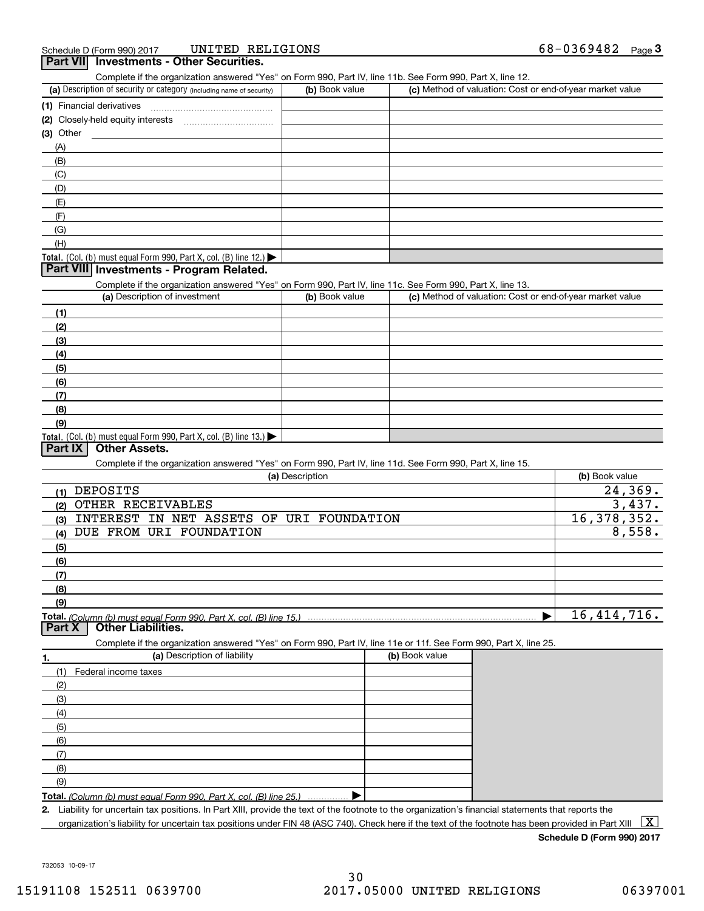Schedule D (Form 990) 2017 UNITED RELIGIONS 68-0369482 Page 3

## Part VII Investments - Other Securities.

Complete if the organization answered "Yes" on Form 990, Part IV, line 11b. See Form 990, Part X, line 12.

| (a) Description of security or category (including name of security) | (b) Book value | (c) Method of valuation: Cost or end-of-year market value |
|---|---|---|
| (1) Financial derivatives | | |
| (2) Closely-held equity interests | | |
| (3) Other | | |
| (A) | | |
| (B) | | |
| (C) | | |
| (D) | | |
| (E) | | |
| (F) | | |
| (G) | | |
| (H) | | |
| **Total.** (Col. (b) must equal Form 990, Part X, col. (B) line 12.) | | |

## Part VIII Investments - Program Related.

Complete if the organization answered "Yes" on Form 990, Part IV, line 11c. See Form 990, Part X, line 13.

| (a) Description of investment | (b) Book value | (c) Method of valuation: Cost or end-of-year market value |
|---|---|---|
| (1) | | |
| (2) | | |
| (3) | | |
| (4) | | |
| (5) | | |
| (6) | | |
| (7) | | |
| (8) | | |
| (9) | | |
| **Total.** (Col. (b) must equal Form 990, Part X, col. (B) line 13.) | | |

## Part IX Other Assets.

Complete if the organization answered "Yes" on Form 990, Part IV, line 11d. See Form 990, Part X, line 15.

| (a) Description | (b) Book value |
|---|---|
| (1) DEPOSITS | 24,369. |
| (2) OTHER RECEIVABLES | 3,437. |
| (3) INTEREST IN NET ASSETS OF URI FOUNDATION | 16,378,352. |
| (4) DUE FROM URI FOUNDATION | 8,558. |
| (5) | |
| (6) | |
| (7) | |
| (8) | |
| (9) | |
| **Total.** *(Column (b) must equal Form 990, Part X, col. (B) line 15.)* | 16,414,716. |

## Part X Other Liabilities.

Complete if the organization answered "Yes" on Form 990, Part IV, line 11e or 11f. See Form 990, Part X, line 25.

| 1. (a) Description of liability | (b) Book value |
|---|---|
| (1) Federal income taxes | |
| (2) | |
| (3) | |
| (4) | |
| (5) | |
| (6) | |
| (7) | |
| (8) | |
| (9) | |
| **Total.** *(Column (b) must equal Form 990, Part X, col. (B) line 25.)* | |

2. Liability for uncertain tax positions. In Part XIII, provide the text of the footnote to the organization's financial statements that reports the organization's liability for uncertain tax positions under FIN 48 (ASC 740). Check here if the text of the footnote has been provided in Part XIII [X]

**Schedule D (Form 990) 2017**

732053 10-09-17

15191108 152511 0639700 2017.05000 UNITED RELIGIONS 06397001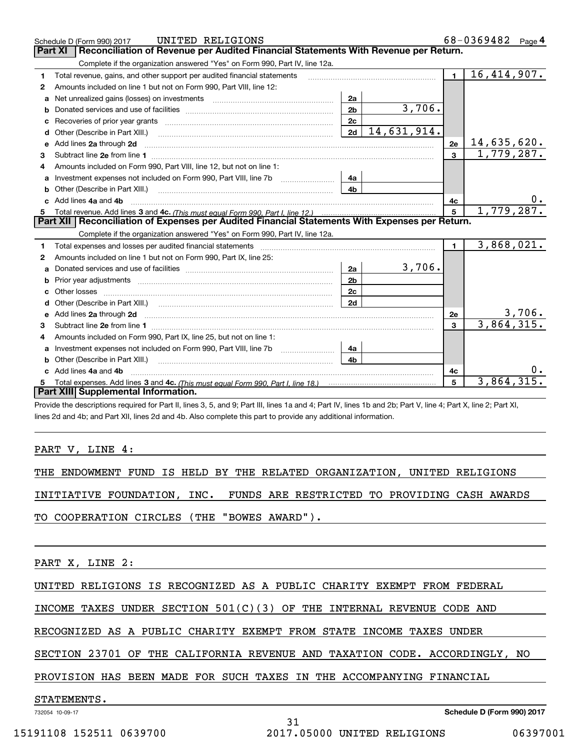Schedule D (Form 990) 2017 UNITED RELIGIONS 68-0369482 Page 4

## Part XI Reconciliation of Revenue per Audited Financial Statements With Revenue per Return.

Complete if the organization answered "Yes" on Form 990, Part IV, line 12a.

| | | | | | |
|---|---|---|---|---|---|
| 1 | Total revenue, gains, and other support per audited financial statements | | | 1 | 16,414,907. |
| 2 | Amounts included on line 1 but not on Form 990, Part VIII, line 12: | | | | |
| a | Net unrealized gains (losses) on investments | 2a | | | |
| b | Donated services and use of facilities | 2b | 3,706. | | |
| c | Recoveries of prior year grants | 2c | | | |
| d | Other (Describe in Part XIII.) | 2d | 14,631,914. | | |
| e | Add lines 2a through 2d | | | 2e | 14,635,620. |
| 3 | Subtract line 2e from line 1 | | | 3 | 1,779,287. |
| 4 | Amounts included on Form 990, Part VIII, line 12, but not on line 1: | | | | |
| a | Investment expenses not included on Form 990, Part VIII, line 7b | 4a | | | |
| b | Other (Describe in Part XIII.) | 4b | | | |
| c | Add lines 4a and 4b | | | 4c | 0. |
| 5 | Total revenue. Add lines 3 and 4c. *(This must equal Form 990, Part I, line 12.)* | | | 5 | 1,779,287. |

## Part XII Reconciliation of Expenses per Audited Financial Statements With Expenses per Return.

Complete if the organization answered "Yes" on Form 990, Part IV, line 12a.

| | | | | | |
|---|---|---|---|---|---|
| 1 | Total expenses and losses per audited financial statements | | | 1 | 3,868,021. |
| 2 | Amounts included on line 1 but not on Form 990, Part IX, line 25: | | | | |
| a | Donated services and use of facilities | 2a | 3,706. | | |
| b | Prior year adjustments | 2b | | | |
| c | Other losses | 2c | | | |
| d | Other (Describe in Part XIII.) | 2d | | | |
| e | Add lines 2a through 2d | | | 2e | 3,706. |
| 3 | Subtract line 2e from line 1 | | | 3 | 3,864,315. |
| 4 | Amounts included on Form 990, Part IX, line 25, but not on line 1: | | | | |
| a | Investment expenses not included on Form 990, Part VIII, line 7b | 4a | | | |
| b | Other (Describe in Part XIII.) | 4b | | | |
| c | Add lines 4a and 4b | | | 4c | 0. |
| 5 | Total expenses. Add lines 3 and 4c. *(This must equal Form 990, Part I, line 18.)* | | | 5 | 3,864,315. |

## Part XIII Supplemental Information.

Provide the descriptions required for Part II, lines 3, 5, and 9; Part III, lines 1a and 4; Part IV, lines 1b and 2b; Part V, line 4; Part X, line 2; Part XI, lines 2d and 4b; and Part XII, lines 2d and 4b. Also complete this part to provide any additional information.

PART V, LINE 4:

THE ENDOWMENT FUND IS HELD BY THE RELATED ORGANIZATION, UNITED RELIGIONS INITIATIVE FOUNDATION, INC. FUNDS ARE RESTRICTED TO PROVIDING CASH AWARDS TO COOPERATION CIRCLES (THE "BOWES AWARD").

PART X, LINE 2:

UNITED RELIGIONS IS RECOGNIZED AS A PUBLIC CHARITY EXEMPT FROM FEDERAL INCOME TAXES UNDER SECTION 501(C)(3) OF THE INTERNAL REVENUE CODE AND RECOGNIZED AS A PUBLIC CHARITY EXEMPT FROM STATE INCOME TAXES UNDER SECTION 23701 OF THE CALIFORNIA REVENUE AND TAXATION CODE. ACCORDINGLY, NO PROVISION HAS BEEN MADE FOR SUCH TAXES IN THE ACCOMPANYING FINANCIAL STATEMENTS.

732054 10-09-17 Schedule D (Form 990) 2017

15191108 152511 0639700 2017.05000 UNITED RELIGIONS 06397001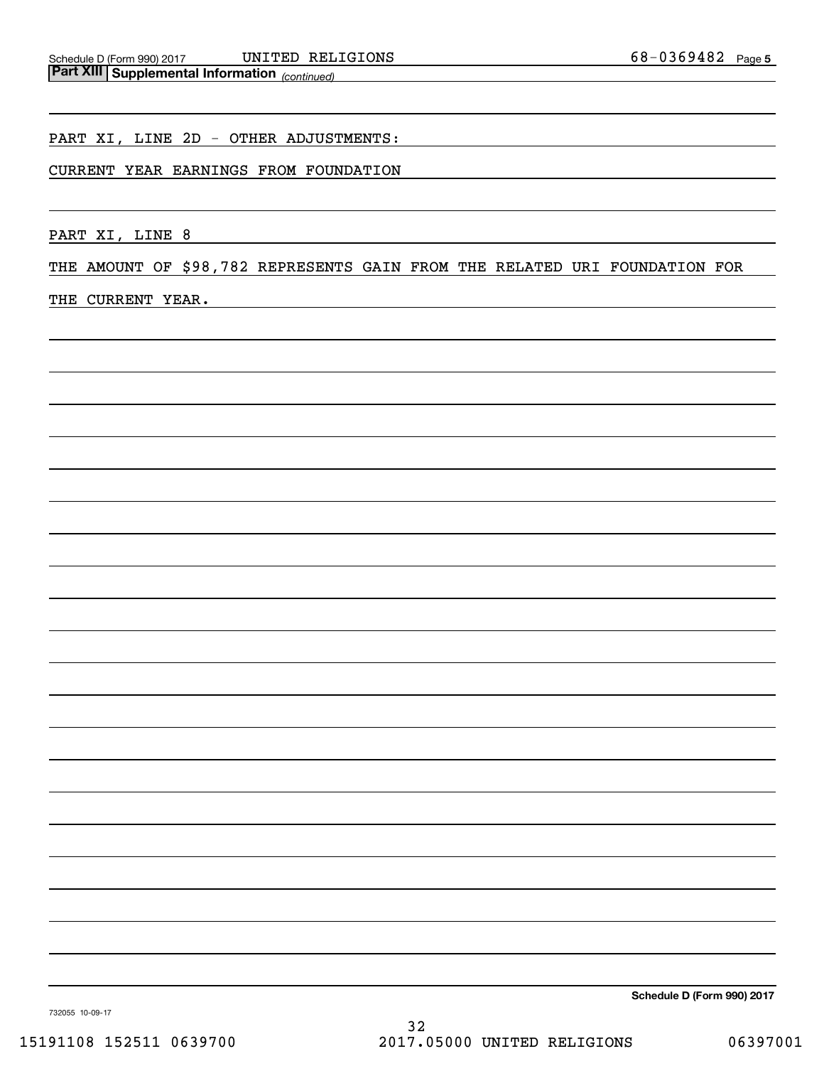## Part XIII Supplemental Information *(continued)*

PART XI, LINE 2D - OTHER ADJUSTMENTS:

CURRENT YEAR EARNINGS FROM FOUNDATION

PART XI, LINE 8

THE AMOUNT OF $98,782 REPRESENTS GAIN FROM THE RELATED URI FOUNDATION FOR THE CURRENT YEAR.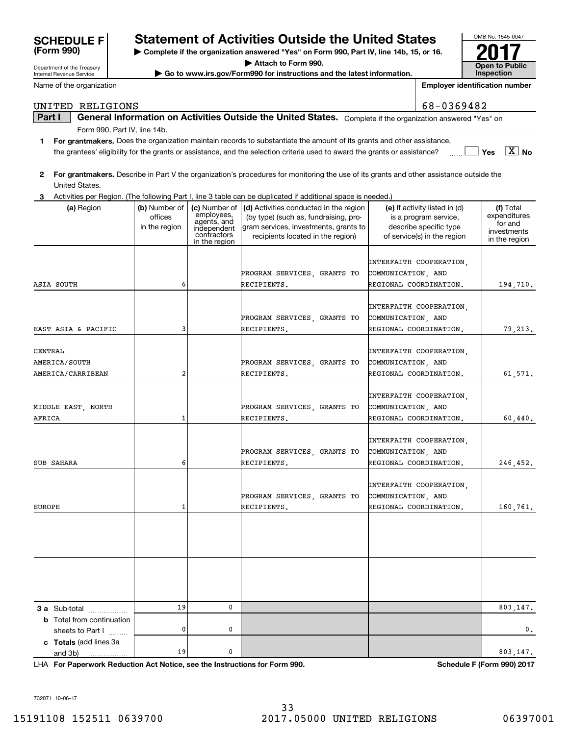**SCHEDULE F**
**(Form 990)**

Department of the Treasury
Internal Revenue Service

# Statement of Activities Outside the United States

▶ Complete if the organization answered "Yes" on Form 990, Part IV, line 14b, 15, or 16.
▶ Attach to Form 990.
▶ Go to www.irs.gov/Form990 for instructions and the latest information.

OMB No. 1545-0047
**2017**
**Open to Public Inspection**

Name of the organization: UNITED RELIGIONS

Employer identification number: 68-0369482

**Part I** **General Information on Activities Outside the United States.** Complete if the organization answered "Yes" on Form 990, Part IV, line 14b.

**1** **For grantmakers.** Does the organization maintain records to substantiate the amount of its grants and other assistance, the grantees' eligibility for the grants or assistance, and the selection criteria used to award the grants or assistance? ☐ Yes ☒ No

**2** **For grantmakers.** Describe in Part V the organization's procedures for monitoring the use of its grants and other assistance outside the United States.

**3** Activities per Region. (The following Part I, line 3 table can be duplicated if additional space is needed.)

| (a) Region | (b) Number of offices in the region | (c) Number of employees, agents, and independent contractors in the region | (d) Activities conducted in the region (by type) (such as, fundraising, program services, investments, grants to recipients located in the region) | (e) If activity listed in (d) is a program service, describe specific type of service(s) in the region | (f) Total expenditures for and investments in the region |
|---|---|---|---|---|---|
| ASIA SOUTH | 6 | | PROGRAM SERVICES, GRANTS TO RECIPIENTS. | INTERFAITH COOPERATION, COMMUNICATION, AND REGIONAL COORDINATION. | 194,710. |
| EAST ASIA & PACIFIC | 3 | | PROGRAM SERVICES, GRANTS TO RECIPIENTS. | INTERFAITH COOPERATION, COMMUNICATION, AND REGIONAL COORDINATION. | 79,213. |
| CENTRAL AMERICA/SOUTH AMERICA/CARRIBEAN | 2 | | PROGRAM SERVICES, GRANTS TO RECIPIENTS. | INTERFAITH COOPERATION, COMMUNICATION, AND REGIONAL COORDINATION. | 61,571. |
| MIDDLE EAST, NORTH AFRICA | 1 | | PROGRAM SERVICES, GRANTS TO RECIPIENTS. | INTERFAITH COOPERATION, COMMUNICATION, AND REGIONAL COORDINATION. | 60,440. |
| SUB SAHARA | 6 | | PROGRAM SERVICES, GRANTS TO RECIPIENTS. | INTERFAITH COOPERATION, COMMUNICATION, AND REGIONAL COORDINATION. | 246,452. |
| EUROPE | 1 | | PROGRAM SERVICES, GRANTS TO RECIPIENTS. | INTERFAITH COOPERATION, COMMUNICATION, AND REGIONAL COORDINATION. | 160,761. |
| | | | | | |
| | | | | | |
| **3 a** Sub-total | 19 | 0 | | | 803,147. |
| **b** Total from continuation sheets to Part I | 0 | 0 | | | 0. |
| **c** **Totals** (add lines 3a and 3b) | 19 | 0 | | | 803,147. |

LHA **For Paperwork Reduction Act Notice, see the Instructions for Form 990.** **Schedule F (Form 990) 2017**

732071 10-06-17

15191108 152511 0639700 2017.05000 UNITED RELIGIONS 06397001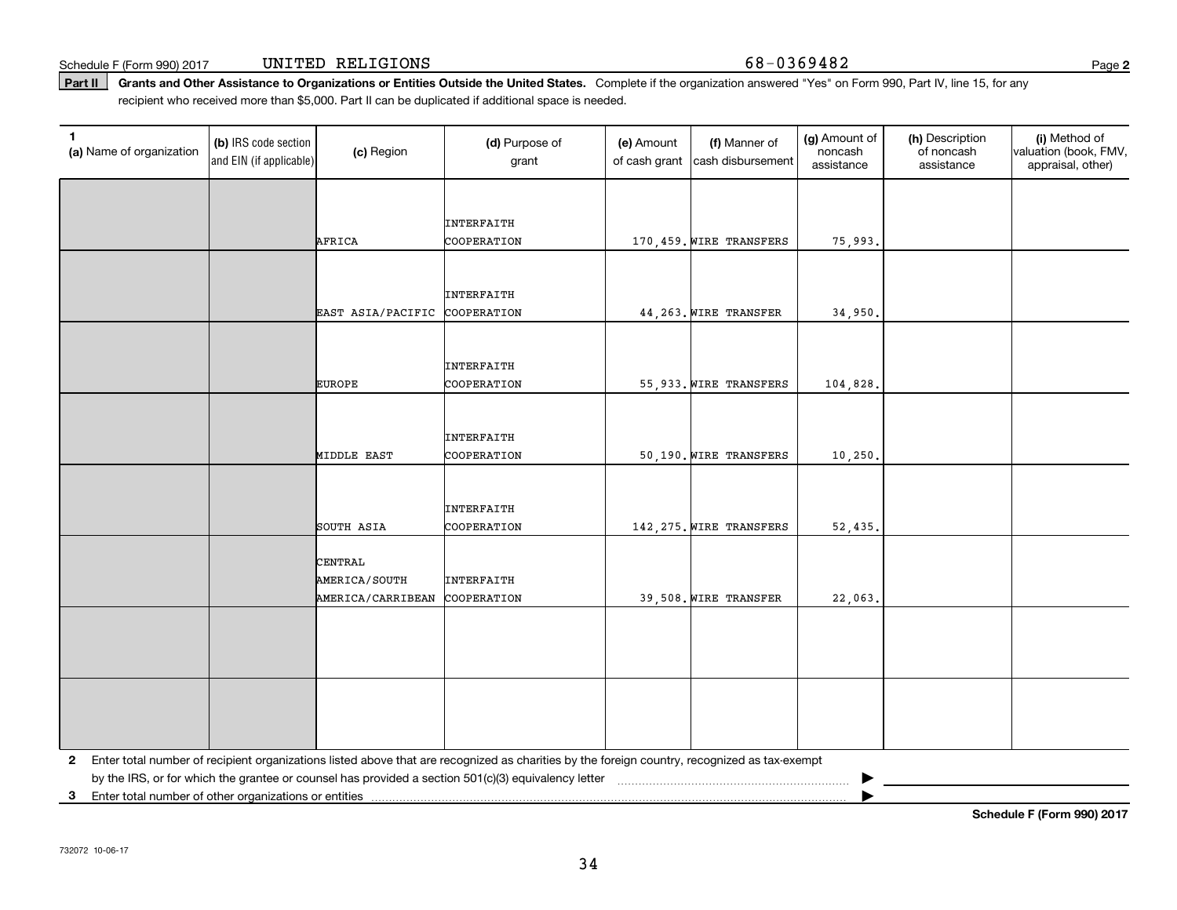Schedule F (Form 990) 2017 UNITED RELIGIONS 68-0369482

**Part II** **Grants and Other Assistance to Organizations or Entities Outside the United States.** Complete if the organization answered "Yes" on Form 990, Part IV, line 15, for any recipient who received more than $5,000. Part II can be duplicated if additional space is needed.

| 1 (a) Name of organization | (b) IRS code section and EIN (if applicable) | (c) Region | (d) Purpose of grant | (e) Amount of cash grant | (f) Manner of cash disbursement | (g) Amount of noncash assistance | (h) Description of noncash assistance | (i) Method of valuation (book, FMV, appraisal, other) |
|---|---|---|---|---|---|---|---|---|
| | | AFRICA | INTERFAITH COOPERATION | 170,459. | WIRE TRANSFERS | 75,993. | | |
| | | EAST ASIA/PACIFIC | INTERFAITH COOPERATION | 44,263. | WIRE TRANSFER | 34,950. | | |
| | | EUROPE | INTERFAITH COOPERATION | 55,933. | WIRE TRANSFERS | 104,828. | | |
| | | MIDDLE EAST | INTERFAITH COOPERATION | 50,190. | WIRE TRANSFERS | 10,250. | | |
| | | SOUTH ASIA | INTERFAITH COOPERATION | 142,275. | WIRE TRANSFERS | 52,435. | | |
| | | CENTRAL AMERICA/SOUTH AMERICA/CARRIBEAN | INTERFAITH COOPERATION | 39,508. | WIRE TRANSFER | 22,063. | | |
| | | | | | | | | |
| | | | | | | | | |

**2** Enter total number of recipient organizations listed above that are recognized as charities by the foreign country, recognized as tax-exempt by the IRS, or for which the grantee or counsel has provided a section 501(c)(3) equivalency letter ▶

**3** Enter total number of other organizations or entities ▶

**Schedule F (Form 990) 2017**

732072 10-06-17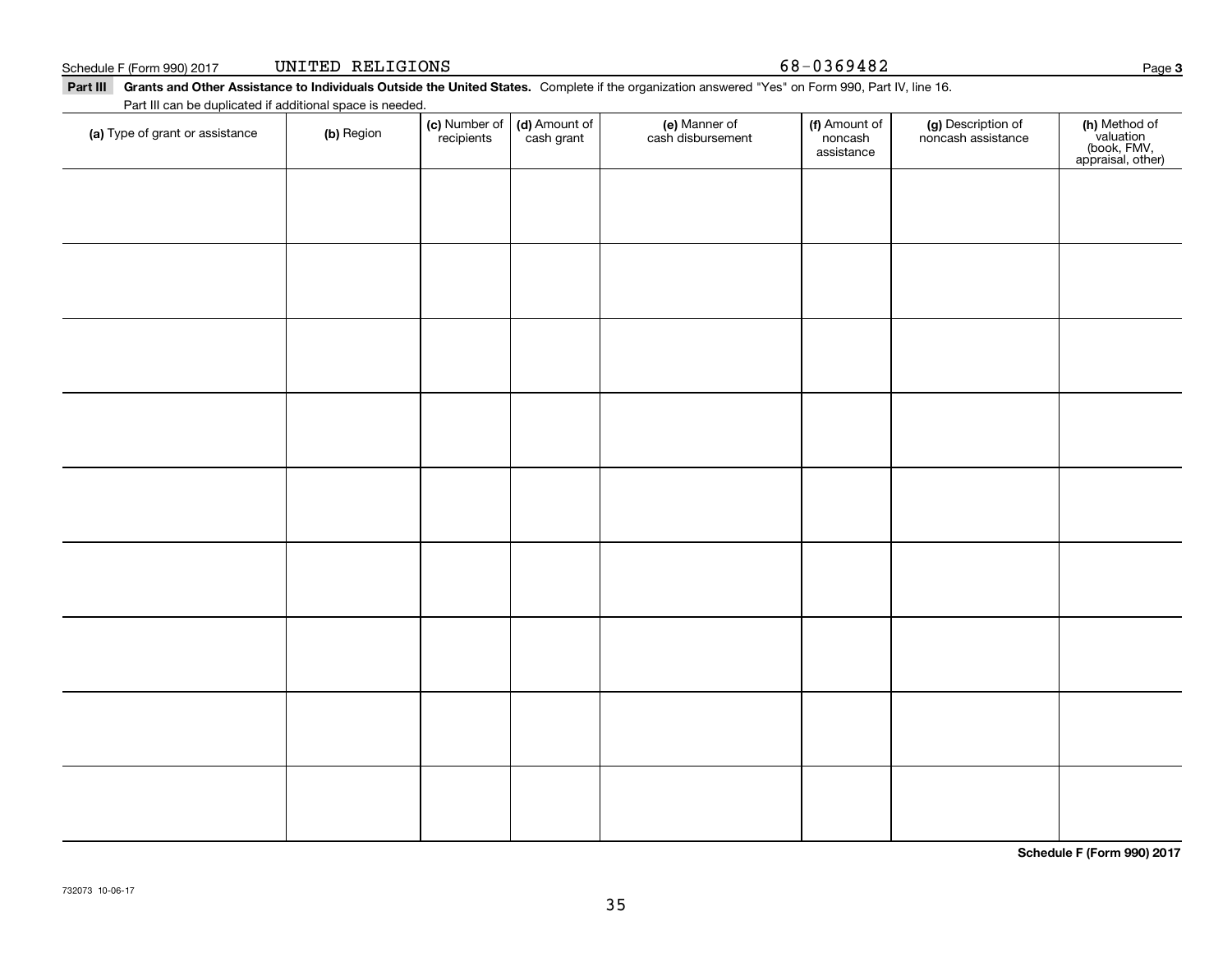Schedule F (Form 990) 2017 UNITED RELIGIONS 68-0369482 Page **3**

**Part III Grants and Other Assistance to Individuals Outside the United States.** Complete if the organization answered "Yes" on Form 990, Part IV, line 16.

Part III can be duplicated if additional space is needed.

| (a) Type of grant or assistance | (b) Region | (c) Number of recipients | (d) Amount of cash grant | (e) Manner of cash disbursement | (f) Amount of noncash assistance | (g) Description of noncash assistance | (h) Method of valuation (book, FMV, appraisal, other) |
|---|---|---|---|---|---|---|---|
| | | | | | | | |
| | | | | | | | |
| | | | | | | | |
| | | | | | | | |
| | | | | | | | |
| | | | | | | | |
| | | | | | | | |
| | | | | | | | |
| | | | | | | | |

**Schedule F (Form 990) 2017**

732073 10-06-17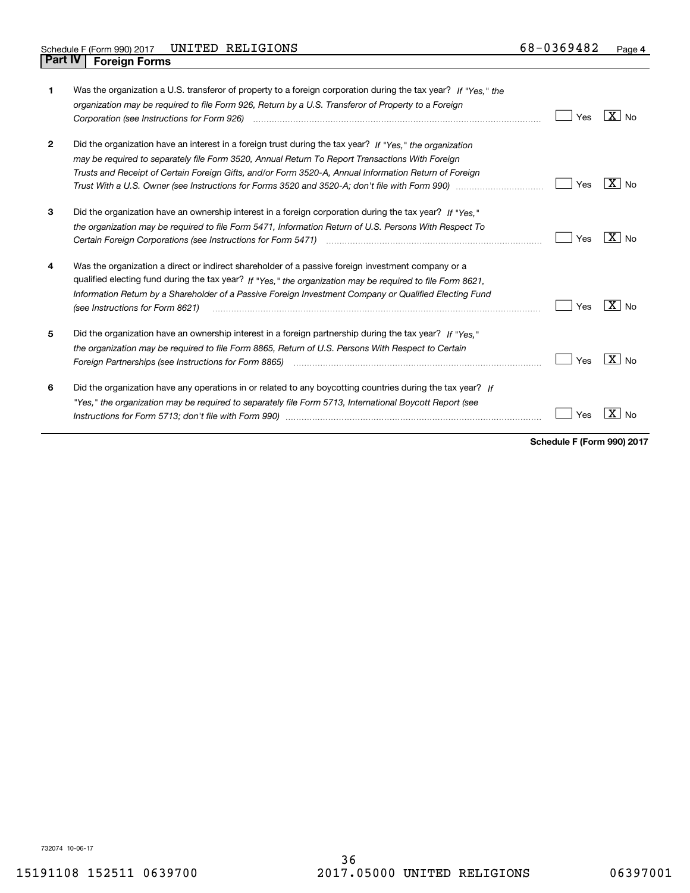Schedule F (Form 990) 2017 UNITED RELIGIONS 68-0369482

## Part IV Foreign Forms

| | | |
|---|---|---|
| **1** | Was the organization a U.S. transferor of property to a foreign corporation during the tax year? *If "Yes," the organization may be required to file Form 926, Return by a U.S. Transferor of Property to a Foreign Corporation (see Instructions for Form 926)* | Yes [ ] No [X] |
| **2** | Did the organization have an interest in a foreign trust during the tax year? *If "Yes," the organization may be required to separately file Form 3520, Annual Return To Report Transactions With Foreign Trusts and Receipt of Certain Foreign Gifts, and/or Form 3520-A, Annual Information Return of Foreign Trust With a U.S. Owner (see Instructions for Forms 3520 and 3520-A; don't file with Form 990)* | Yes [ ] No [X] |
| **3** | Did the organization have an ownership interest in a foreign corporation during the tax year? *If "Yes," the organization may be required to file Form 5471, Information Return of U.S. Persons With Respect To Certain Foreign Corporations (see Instructions for Form 5471)* | Yes [ ] No [X] |
| **4** | Was the organization a direct or indirect shareholder of a passive foreign investment company or a qualified electing fund during the tax year? *If "Yes," the organization may be required to file Form 8621, Information Return by a Shareholder of a Passive Foreign Investment Company or Qualified Electing Fund (see Instructions for Form 8621)* | Yes [ ] No [X] |
| **5** | Did the organization have an ownership interest in a foreign partnership during the tax year? *If "Yes," the organization may be required to file Form 8865, Return of U.S. Persons With Respect to Certain Foreign Partnerships (see Instructions for Form 8865)* | Yes [ ] No [X] |
| **6** | Did the organization have any operations in or related to any boycotting countries during the tax year? *If "Yes," the organization may be required to separately file Form 5713, International Boycott Report (see Instructions for Form 5713; don't file with Form 990)* | Yes [ ] No [X] |

**Schedule F (Form 990) 2017**

732074 10-06-17

15191108 152511 0639700 2017.05000 UNITED RELIGIONS 06397001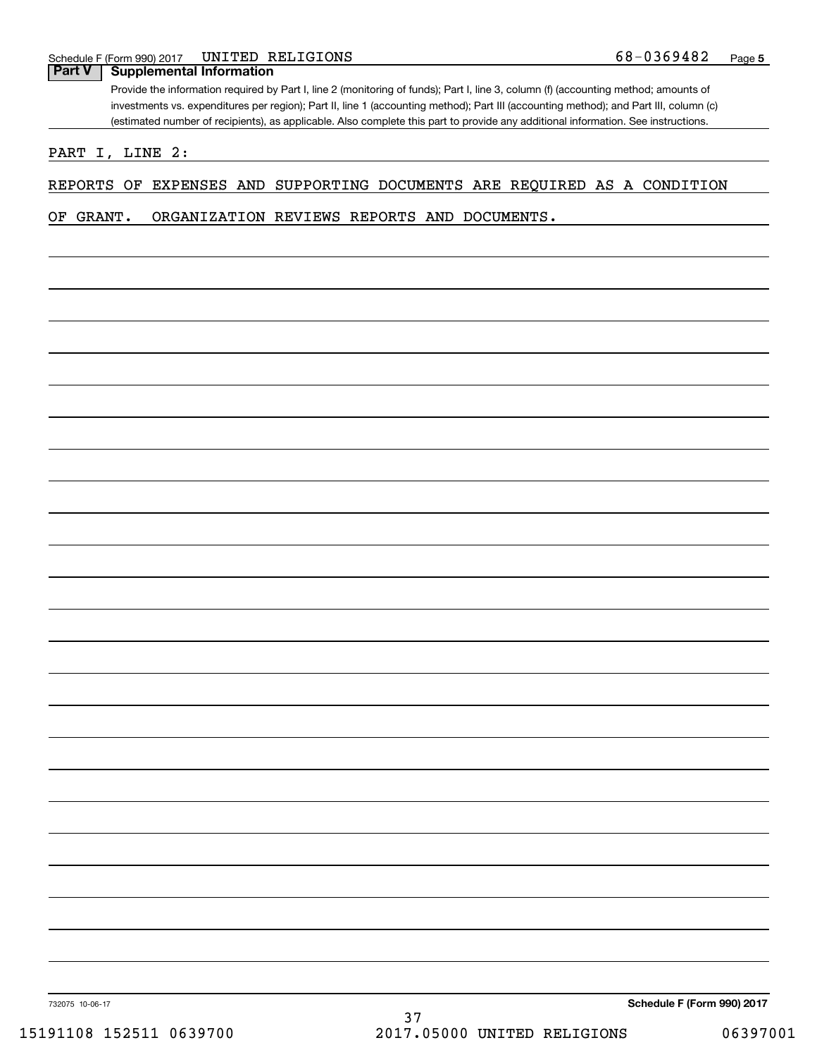Schedule F (Form 990) 2017 UNITED RELIGIONS 68-0369482

## Part V Supplemental Information

Provide the information required by Part I, line 2 (monitoring of funds); Part I, line 3, column (f) (accounting method; amounts of investments vs. expenditures per region); Part II, line 1 (accounting method); Part III (accounting method); and Part III, column (c) (estimated number of recipients), as applicable. Also complete this part to provide any additional information. See instructions.

PART I, LINE 2:

REPORTS OF EXPENSES AND SUPPORTING DOCUMENTS ARE REQUIRED AS A CONDITION OF GRANT. ORGANIZATION REVIEWS REPORTS AND DOCUMENTS.

732075 10-06-17

**Schedule F (Form 990) 2017**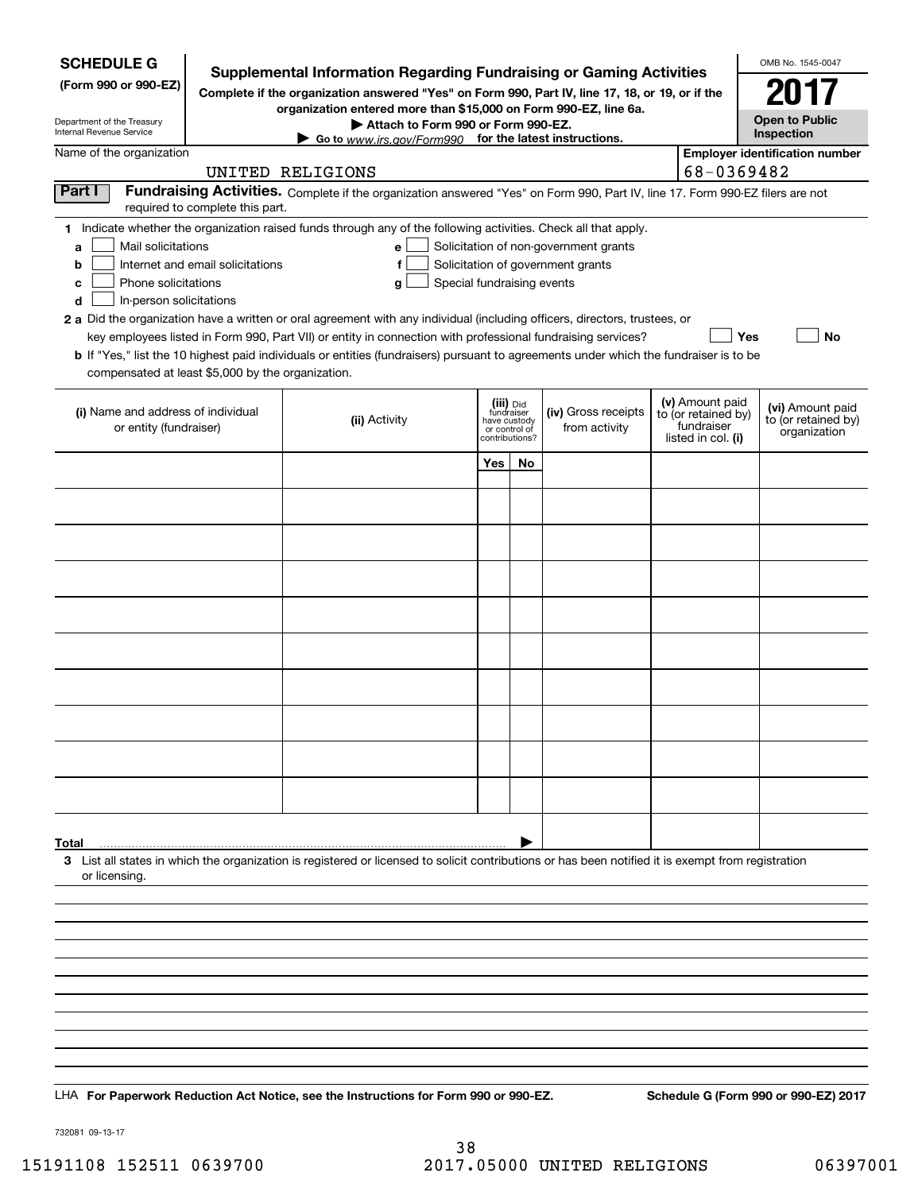**SCHEDULE G**
**(Form 990 or 990-EZ)**

Department of the Treasury
Internal Revenue Service

# Supplemental Information Regarding Fundraising or Gaming Activities

**Complete if the organization answered "Yes" on Form 990, Part IV, line 17, 18, or 19, or if the organization entered more than $15,000 on Form 990-EZ, line 6a.**
**▶ Attach to Form 990 or Form 990-EZ.**
**▶ Go to www.irs.gov/Form990 for the latest instructions.**

OMB No. 1545-0047
**2017**
**Open to Public Inspection**

Name of the organization: UNITED RELIGIONS

Employer identification number: 68-0369482

**Part I** **Fundraising Activities.** Complete if the organization answered "Yes" on Form 990, Part IV, line 17. Form 990-EZ filers are not required to complete this part.

1 Indicate whether the organization raised funds through any of the following activities. Check all that apply.

- a ☐ Mail solicitations
- b ☐ Internet and email solicitations
- c ☐ Phone solicitations
- d ☐ In-person solicitations
- e ☐ Solicitation of non-government grants
- f ☐ Solicitation of government grants
- g ☐ Special fundraising events

**2 a** Did the organization have a written or oral agreement with any individual (including officers, directors, trustees, or key employees listed in Form 990, Part VII) or entity in connection with professional fundraising services? ☐ Yes ☐ No

**b** If "Yes," list the 10 highest paid individuals or entities (fundraisers) pursuant to agreements under which the fundraiser is to be compensated at least $5,000 by the organization.

| (i) Name and address of individual or entity (fundraiser) | (ii) Activity | (iii) Did fundraiser have custody or control of contributions? | | (iv) Gross receipts from activity | (v) Amount paid to (or retained by) fundraiser listed in col. (i) | (vi) Amount paid to (or retained by) organization |
|---|---|---|---|---|---|---|
| | | Yes | No | | | |
| | | | | | | |
| | | | | | | |
| | | | | | | |
| | | | | | | |
| | | | | | | |
| | | | | | | |
| | | | | | | |
| | | | | | | |
| | | | | | | |
| **Total** ▶ | | | | | | |

3 List all states in which the organization is registered or licensed to solicit contributions or has been notified it is exempt from registration or licensing.

LHA **For Paperwork Reduction Act Notice, see the Instructions for Form 990 or 990-EZ.** **Schedule G (Form 990 or 990-EZ) 2017**

732081 09-13-17

15191108 152511 0639700 2017.05000 UNITED RELIGIONS 06397001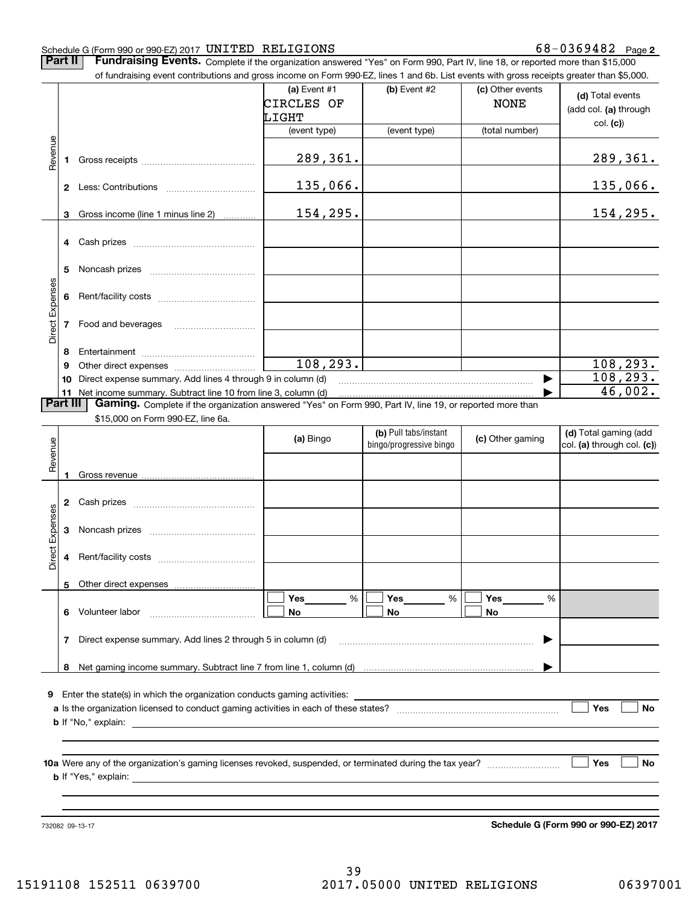Schedule G (Form 990 or 990-EZ) 2017 UNITED RELIGIONS 68-0369482 Page **2**

**Part II** **Fundraising Events.** Complete if the organization answered "Yes" on Form 990, Part IV, line 18, or reported more than $15,000 of fundraising event contributions and gross income on Form 990-EZ, lines 1 and 6b. List events with gross receipts greater than $5,000.

| | | (a) Event #1 CIRCLES OF LIGHT (event type) | (b) Event #2 (event type) | (c) Other events NONE (total number) | (d) Total events (add col. (a) through col. (c)) |
|---|---|---|---|---|---|
| Revenue | 1 Gross receipts | 289,361. | | | 289,361. |
| | 2 Less: Contributions | 135,066. | | | 135,066. |
| | 3 Gross income (line 1 minus line 2) | 154,295. | | | 154,295. |
| Direct Expenses | 4 Cash prizes | | | | |
| | 5 Noncash prizes | | | | |
| | 6 Rent/facility costs | | | | |
| | 7 Food and beverages | | | | |
| | 8 Entertainment | | | | |
| | 9 Other direct expenses | 108,293. | | | 108,293. |
| | 10 Direct expense summary. Add lines 4 through 9 in column (d) | | | ▶ | 108,293. |
| | 11 Net income summary. Subtract line 10 from line 3, column (d) | | | ▶ | 46,002. |

**Part III** **Gaming.** Complete if the organization answered "Yes" on Form 990, Part IV, line 19, or reported more than $15,000 on Form 990-EZ, line 6a.

| | | (a) Bingo | (b) Pull tabs/instant bingo/progressive bingo | (c) Other gaming | (d) Total gaming (add col. (a) through col. (c)) |
|---|---|---|---|---|---|
| Revenue | 1 Gross revenue | | | | |
| Direct Expenses | 2 Cash prizes | | | | |
| | 3 Noncash prizes | | | | |
| | 4 Rent/facility costs | | | | |
| | 5 Other direct expenses | | | | |
| | 6 Volunteer labor | ☐ Yes ___ % ☐ No | ☐ Yes ___ % ☐ No | ☐ Yes ___ % ☐ No | |
| | 7 Direct expense summary. Add lines 2 through 5 in column (d) | | | ▶ | |
| | 8 Net gaming income summary. Subtract line 7 from line 1, column (d) | | | ▶ | |

**9** Enter the state(s) in which the organization conducts gaming activities: ____________

**a** Is the organization licensed to conduct gaming activities in each of these states? ☐ Yes ☐ No

**b** If "No," explain: ____________

**10a** Were any of the organization's gaming licenses revoked, suspended, or terminated during the tax year? ☐ Yes ☐ No

**b** If "Yes," explain: ____________

732082 09-13-17 **Schedule G (Form 990 or 990-EZ) 2017**

15191108 152511 0639700 2017.05000 UNITED RELIGIONS 06397001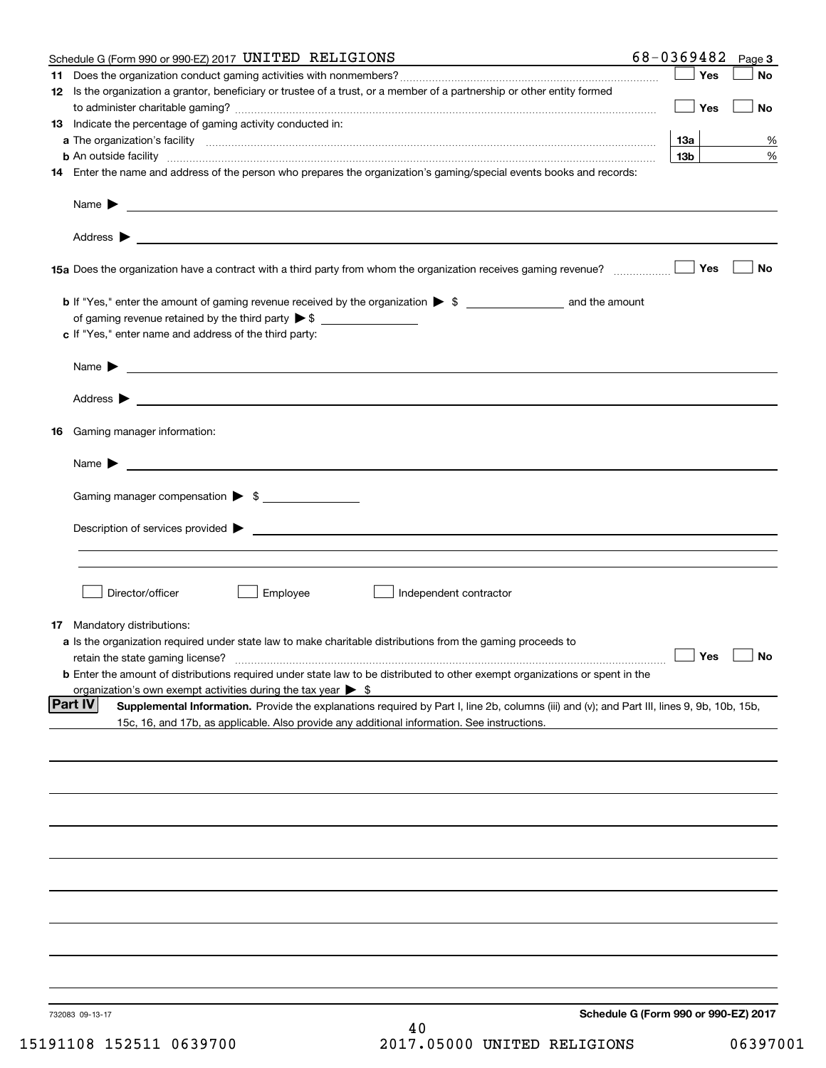Schedule G (Form 990 or 990-EZ) 2017 UNITED RELIGIONS 68-0369482 Page 3

**11** Does the organization conduct gaming activities with nonmembers? ☐ Yes ☐ No

**12** Is the organization a grantor, beneficiary or trustee of a trust, or a member of a partnership or other entity formed to administer charitable gaming? ☐ Yes ☐ No

**13** Indicate the percentage of gaming activity conducted in:

**a** The organization's facility **13a** %

**b** An outside facility **13b** %

**14** Enter the name and address of the person who prepares the organization's gaming/special events books and records:

Name ▶

Address ▶

**15a** Does the organization have a contract with a third party from whom the organization receives gaming revenue? ☐ Yes ☐ No

**b** If "Yes," enter the amount of gaming revenue received by the organization ▶ $ ______ and the amount of gaming revenue retained by the third party ▶ $ ______

**c** If "Yes," enter name and address of the third party:

Name ▶

Address ▶

**16** Gaming manager information:

Name ▶

Gaming manager compensation ▶ $

Description of services provided ▶

☐ Director/officer ☐ Employee ☐ Independent contractor

**17** Mandatory distributions:

**a** Is the organization required under state law to make charitable distributions from the gaming proceeds to retain the state gaming license? ☐ Yes ☐ No

**b** Enter the amount of distributions required under state law to be distributed to other exempt organizations or spent in the organization's own exempt activities during the tax year ▶ $

**Part IV** **Supplemental Information.** Provide the explanations required by Part I, line 2b, columns (iii) and (v); and Part III, lines 9, 9b, 10b, 15b, 15c, 16, and 17b, as applicable. Also provide any additional information. See instructions.

732083 09-13-17

**Schedule G (Form 990 or 990-EZ) 2017**

15191108 152511 0639700 2017.05000 UNITED RELIGIONS 06397001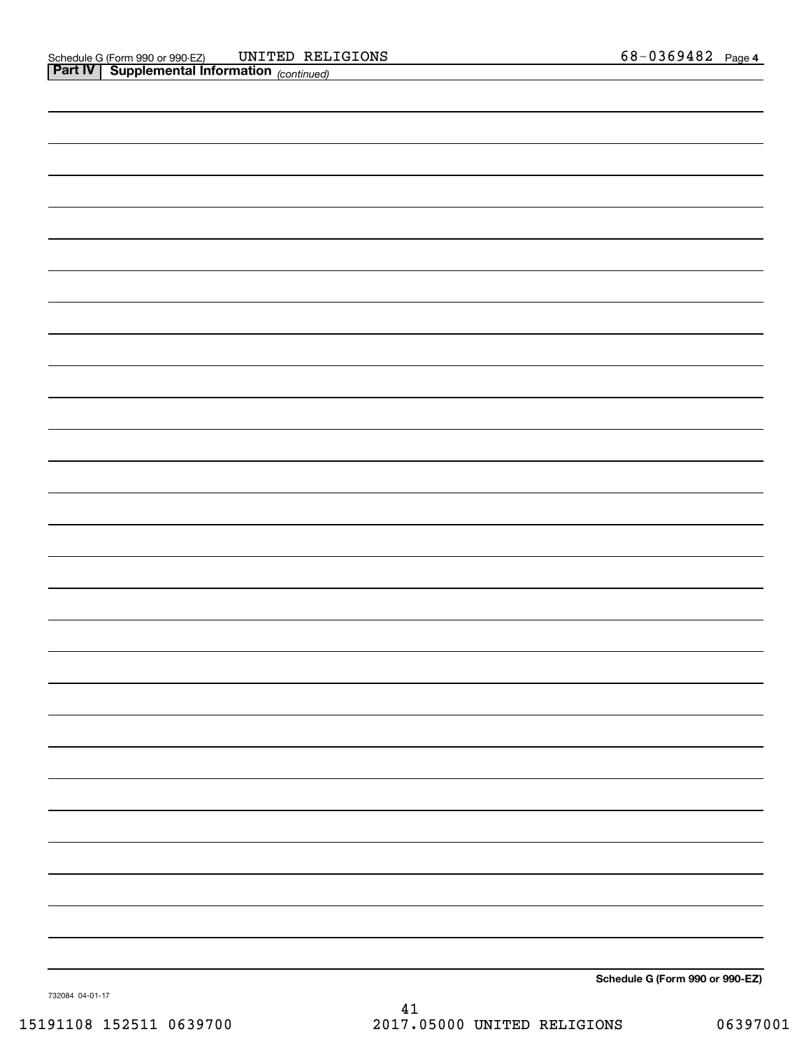Schedule G (Form 990 or 990-EZ) UNITED RELIGIONS 68-0369482 Page **4**

**Part IV | Supplemental Information** *(continued)*

**Schedule G (Form 990 or 990-EZ)**

732084 04-01-17

15191108 152511 0639700 2017.05000 UNITED RELIGIONS 06397001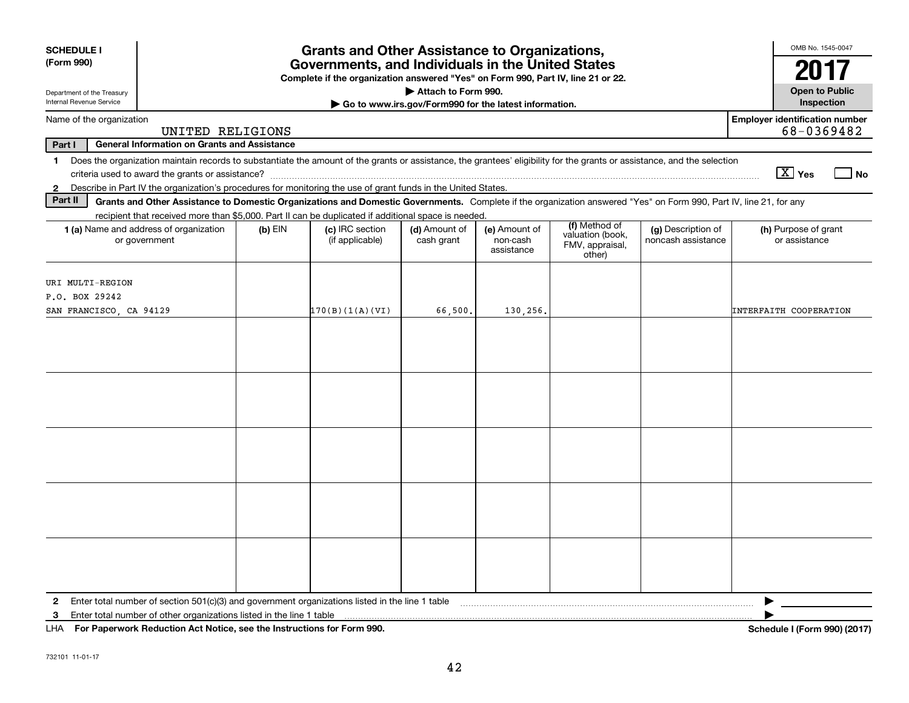**SCHEDULE I (Form 990)**

Department of the Treasury
Internal Revenue Service

# Grants and Other Assistance to Organizations, Governments, and Individuals in the United States

**Complete if the organization answered "Yes" on Form 990, Part IV, line 21 or 22.**

**▶ Attach to Form 990.**

**▶ Go to www.irs.gov/Form990 for the latest information.**

OMB No. 1545-0047

**2017**

**Open to Public Inspection**

Name of the organization: UNITED RELIGIONS

Employer identification number: 68-0369482

**Part I General Information on Grants and Assistance**

1 Does the organization maintain records to substantiate the amount of the grants or assistance, the grantees' eligibility for the grants or assistance, and the selection criteria used to award the grants or assistance? [X] Yes [ ] No

2 Describe in Part IV the organization's procedures for monitoring the use of grant funds in the United States.

**Part II Grants and Other Assistance to Domestic Organizations and Domestic Governments.** Complete if the organization answered "Yes" on Form 990, Part IV, line 21, for any recipient that received more than $5,000. Part II can be duplicated if additional space is needed.

| 1 (a) Name and address of organization or government | (b) EIN | (c) IRC section (if applicable) | (d) Amount of cash grant | (e) Amount of non-cash assistance | (f) Method of valuation (book, FMV, appraisal, other) | (g) Description of noncash assistance | (h) Purpose of grant or assistance |
|---|---|---|---|---|---|---|---|
| URI MULTI-REGION<br>P.O. BOX 29242<br>SAN FRANCISCO, CA 94129 | | 170(B)(1(A)(VI) | 66,500. | 130,256. | | | INTERFAITH COOPERATION |
| | | | | | | | |
| | | | | | | | |
| | | | | | | | |
| | | | | | | | |
| | | | | | | | |

2 Enter total number of section 501(c)(3) and government organizations listed in the line 1 table ▶

3 Enter total number of other organizations listed in the line 1 table ▶

LHA **For Paperwork Reduction Act Notice, see the Instructions for Form 990.** **Schedule I (Form 990) (2017)**

732101 11-01-17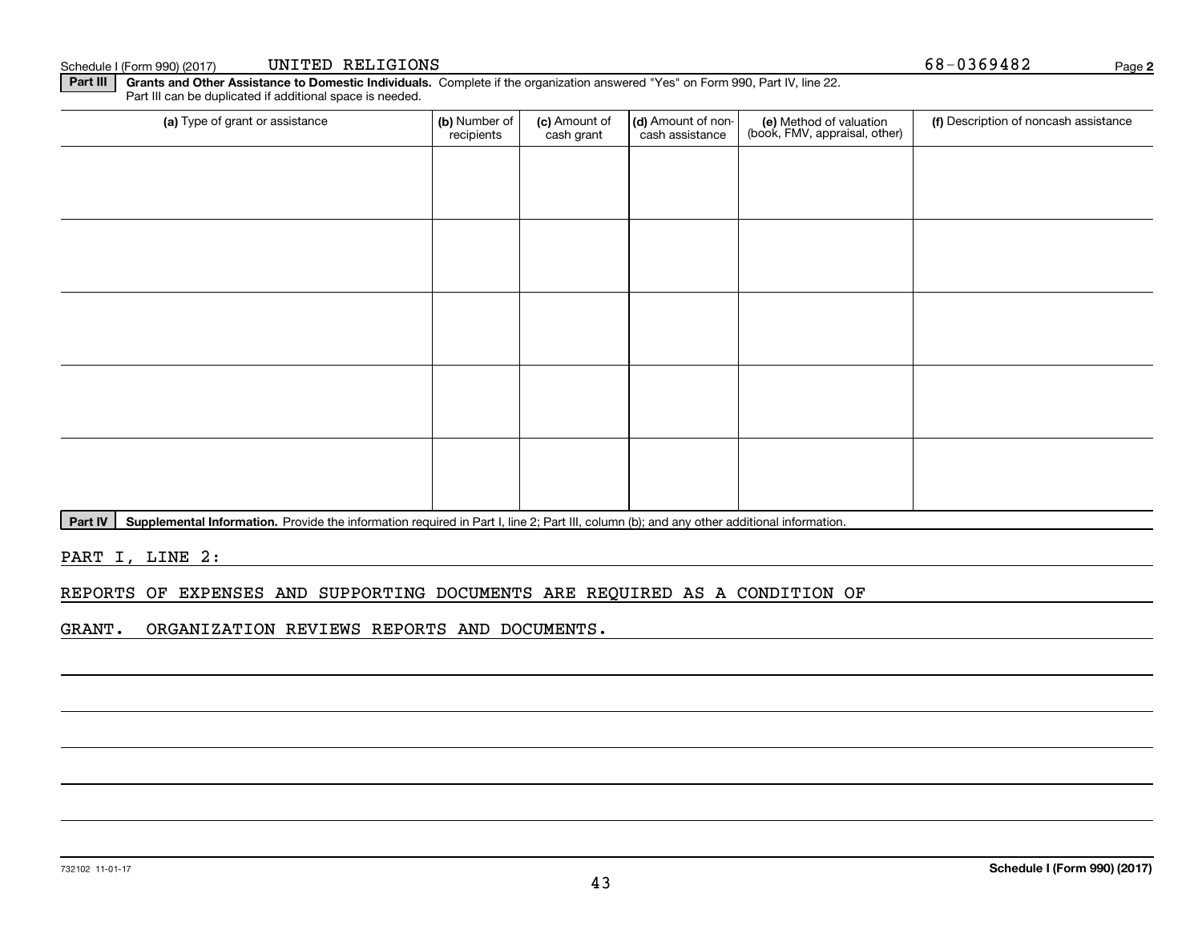Schedule I (Form 990) (2017) UNITED RELIGIONS 68-0369482 Page 2

**Part III** **Grants and Other Assistance to Domestic Individuals.** Complete if the organization answered "Yes" on Form 990, Part IV, line 22. Part III can be duplicated if additional space is needed.

| (a) Type of grant or assistance | (b) Number of recipients | (c) Amount of cash grant | (d) Amount of non-cash assistance | (e) Method of valuation (book, FMV, appraisal, other) | (f) Description of noncash assistance |
|---|---|---|---|---|---|
| | | | | | |
| | | | | | |
| | | | | | |
| | | | | | |
| | | | | | |

**Part IV** **Supplemental Information.** Provide the information required in Part I, line 2; Part III, column (b); and any other additional information.

PART I, LINE 2:

REPORTS OF EXPENSES AND SUPPORTING DOCUMENTS ARE REQUIRED AS A CONDITION OF GRANT. ORGANIZATION REVIEWS REPORTS AND DOCUMENTS.

732102 11-01-17 **Schedule I (Form 990) (2017)**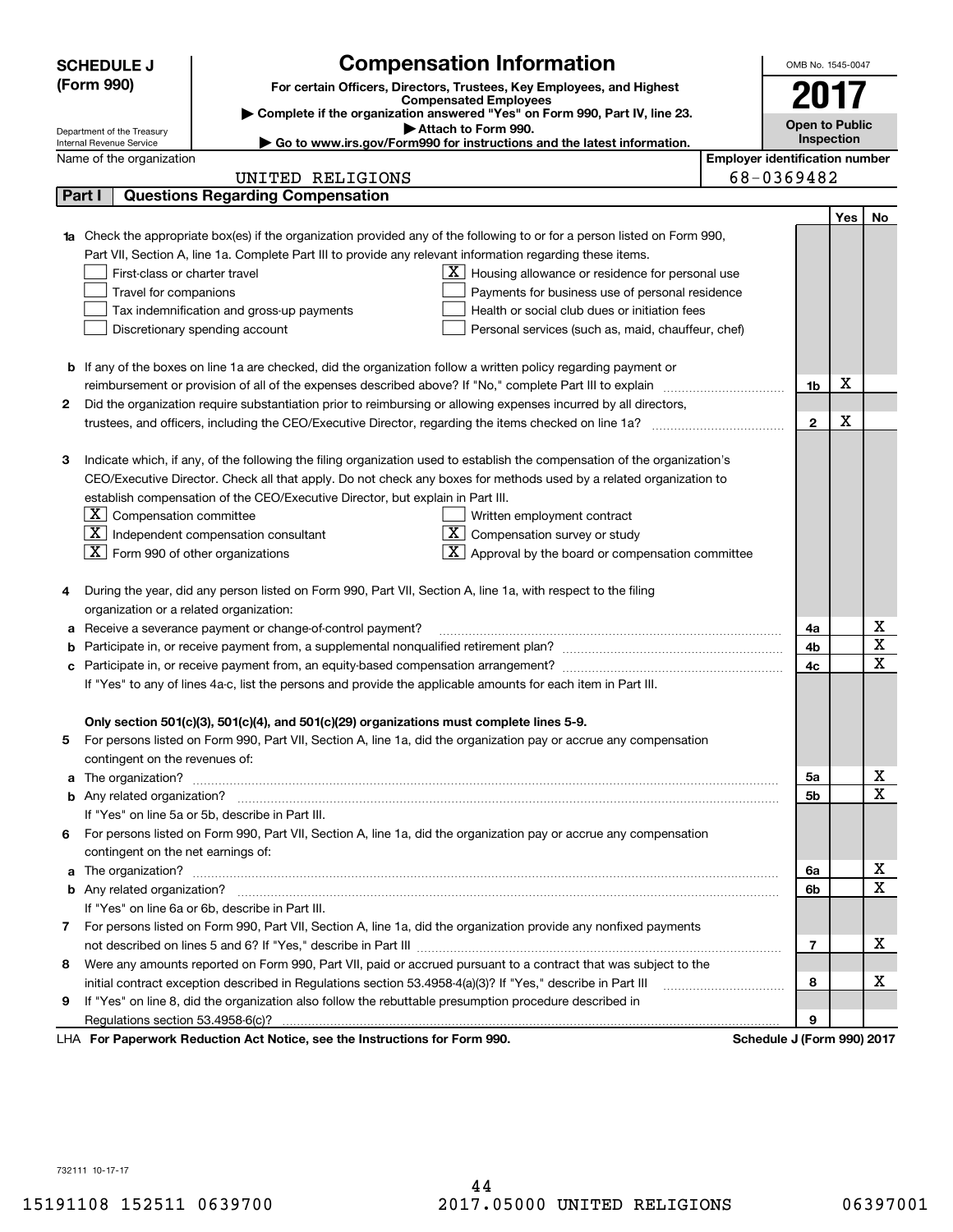**SCHEDULE J (Form 990)**

Department of the Treasury
Internal Revenue Service

# Compensation Information

**For certain Officers, Directors, Trustees, Key Employees, and Highest Compensated Employees**

▶ Complete if the organization answered "Yes" on Form 990, Part IV, line 23.
▶ Attach to Form 990.
▶ Go to www.irs.gov/Form990 for instructions and the latest information.

OMB No. 1545-0047

**2017**

**Open to Public Inspection**

Name of the organization: UNITED RELIGIONS

**Employer identification number:** 68-0369482

## Part I Questions Regarding Compensation

| | | | Yes | No |
|---|---|---|---|---|
| **1a** | Check the appropriate box(es) if the organization provided any of the following to or for a person listed on Form 990, Part VII, Section A, line 1a. Complete Part III to provide any relevant information regarding these items.<br>☐ First-class or charter travel<br>☐ Travel for companions<br>☐ Tax indemnification and gross-up payments<br>☐ Discretionary spending account<br>☒ Housing allowance or residence for personal use<br>☐ Payments for business use of personal residence<br>☐ Health or social club dues or initiation fees<br>☐ Personal services (such as, maid, chauffeur, chef) | | | |
| **b** | If any of the boxes on line 1a are checked, did the organization follow a written policy regarding payment or reimbursement or provision of all of the expenses described above? If "No," complete Part III to explain | 1b | X | |
| **2** | Did the organization require substantiation prior to reimbursing or allowing expenses incurred by all directors, trustees, and officers, including the CEO/Executive Director, regarding the items checked on line 1a? | 2 | X | |
| **3** | Indicate which, if any, of the following the filing organization used to establish the compensation of the organization's CEO/Executive Director. Check all that apply. Do not check any boxes for methods used by a related organization to establish compensation of the CEO/Executive Director, but explain in Part III.<br>☒ Compensation committee<br>☒ Independent compensation consultant<br>☒ Form 990 of other organizations<br>☐ Written employment contract<br>☒ Compensation survey or study<br>☒ Approval by the board or compensation committee | | | |
| **4** | During the year, did any person listed on Form 990, Part VII, Section A, line 1a, with respect to the filing organization or a related organization: | | | |
| **a** | Receive a severance payment or change-of-control payment? | 4a | | X |
| **b** | Participate in, or receive payment from, a supplemental nonqualified retirement plan? | 4b | | X |
| **c** | Participate in, or receive payment from, an equity-based compensation arrangement? | 4c | | X |
| | If "Yes" to any of lines 4a-c, list the persons and provide the applicable amounts for each item in Part III. | | | |
| | **Only section 501(c)(3), 501(c)(4), and 501(c)(29) organizations must complete lines 5-9.** | | | |
| **5** | For persons listed on Form 990, Part VII, Section A, line 1a, did the organization pay or accrue any compensation contingent on the revenues of: | | | |
| **a** | The organization? | 5a | | X |
| **b** | Any related organization? | 5b | | X |
| | If "Yes" on line 5a or 5b, describe in Part III. | | | |
| **6** | For persons listed on Form 990, Part VII, Section A, line 1a, did the organization pay or accrue any compensation contingent on the net earnings of: | | | |
| **a** | The organization? | 6a | | X |
| **b** | Any related organization? | 6b | | X |
| | If "Yes" on line 6a or 6b, describe in Part III. | | | |
| **7** | For persons listed on Form 990, Part VII, Section A, line 1a, did the organization provide any nonfixed payments not described on lines 5 and 6? If "Yes," describe in Part III | 7 | | X |
| **8** | Were any amounts reported on Form 990, Part VII, paid or accrued pursuant to a contract that was subject to the initial contract exception described in Regulations section 53.4958-4(a)(3)? If "Yes," describe in Part III | 8 | | X |
| **9** | If "Yes" on line 8, did the organization also follow the rebuttable presumption procedure described in Regulations section 53.4958-6(c)? | 9 | | |

LHA **For Paperwork Reduction Act Notice, see the Instructions for Form 990.** **Schedule J (Form 990) 2017**

732111 10-17-17

15191108 152511 0639700 2017.05000 UNITED RELIGIONS 06397001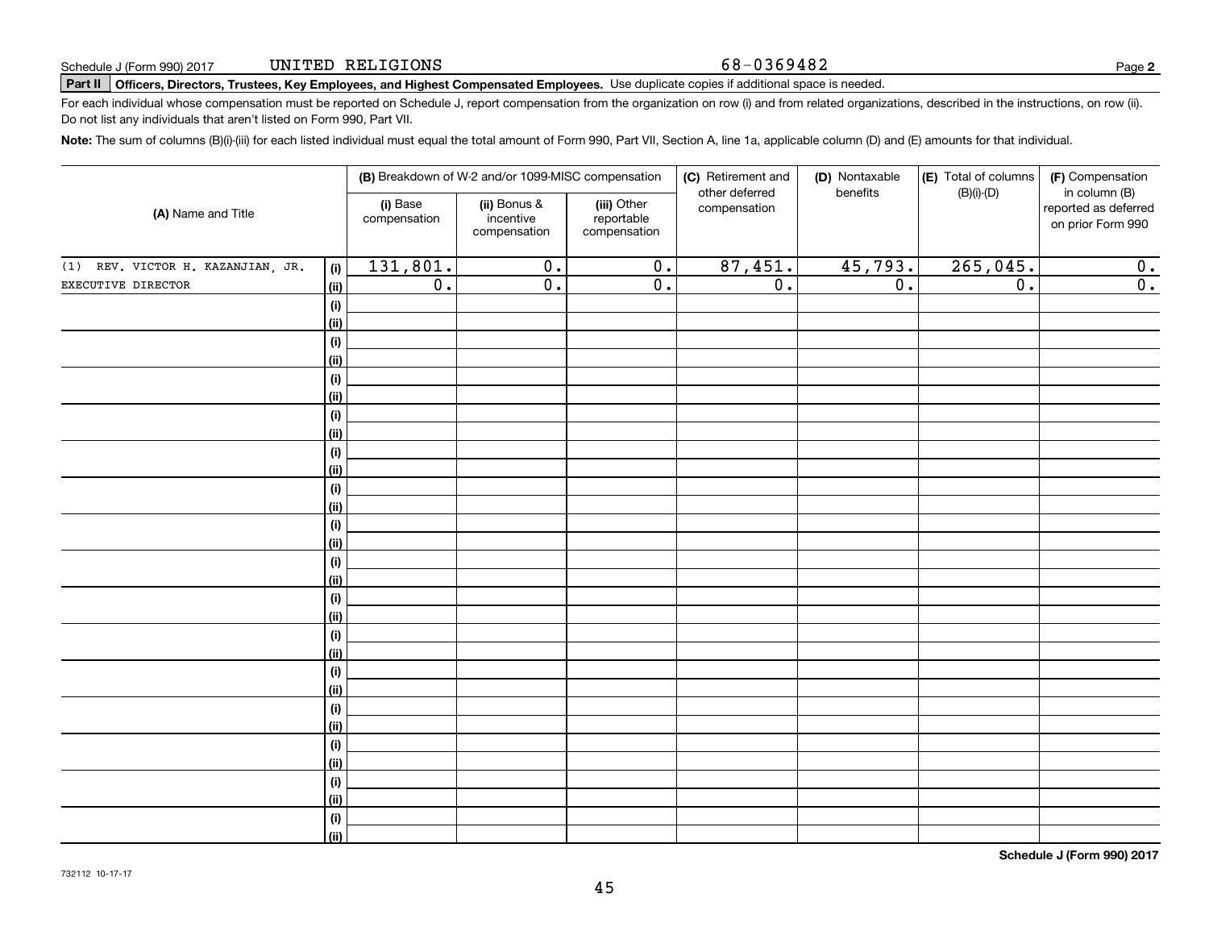Schedule J (Form 990) 2017 UNITED RELIGIONS 68-0369482

**Part II** **Officers, Directors, Trustees, Key Employees, and Highest Compensated Employees.** Use duplicate copies if additional space is needed.

For each individual whose compensation must be reported on Schedule J, report compensation from the organization on row (i) and from related organizations, described in the instructions, on row (ii). Do not list any individuals that aren't listed on Form 990, Part VII.

**Note:** The sum of columns (B)(i)-(iii) for each listed individual must equal the total amount of Form 990, Part VII, Section A, line 1a, applicable column (D) and (E) amounts for that individual.

| (A) Name and Title | | (B) Breakdown of W-2 and/or 1099-MISC compensation | | | (C) Retirement and other deferred compensation | (D) Nontaxable benefits | (E) Total of columns (B)(i)-(D) | (F) Compensation in column (B) reported as deferred on prior Form 990 |
|---|---|---|---|---|---|---|---|---|
| | | (i) Base compensation | (ii) Bonus & incentive compensation | (iii) Other reportable compensation | | | | |
| (1) REV. VICTOR H. KAZANJIAN, JR. | (i) | 131,801. | 0. | 0. | 87,451. | 45,793. | 265,045. | 0. |
| EXECUTIVE DIRECTOR | (ii) | 0. | 0. | 0. | 0. | 0. | 0. | 0. |

**Schedule J (Form 990) 2017**

732112 10-17-17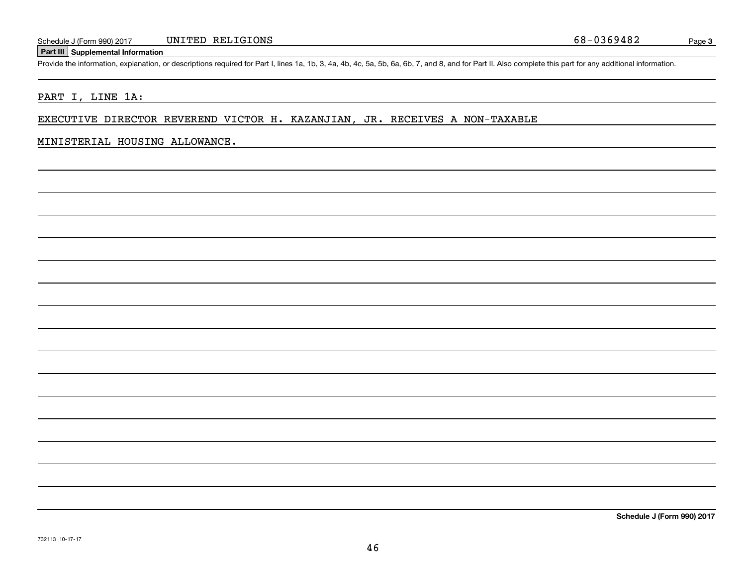Schedule J (Form 990) 2017 UNITED RELIGIONS 68-0369482

## Part III Supplemental Information

Provide the information, explanation, or descriptions required for Part I, lines 1a, 1b, 3, 4a, 4b, 4c, 5a, 5b, 6a, 6b, 7, and 8, and for Part II. Also complete this part for any additional information.

PART I, LINE 1A:

EXECUTIVE DIRECTOR REVEREND VICTOR H. KAZANJIAN, JR. RECEIVES A NON-TAXABLE MINISTERIAL HOUSING ALLOWANCE.

Schedule J (Form 990) 2017

732113 10-17-17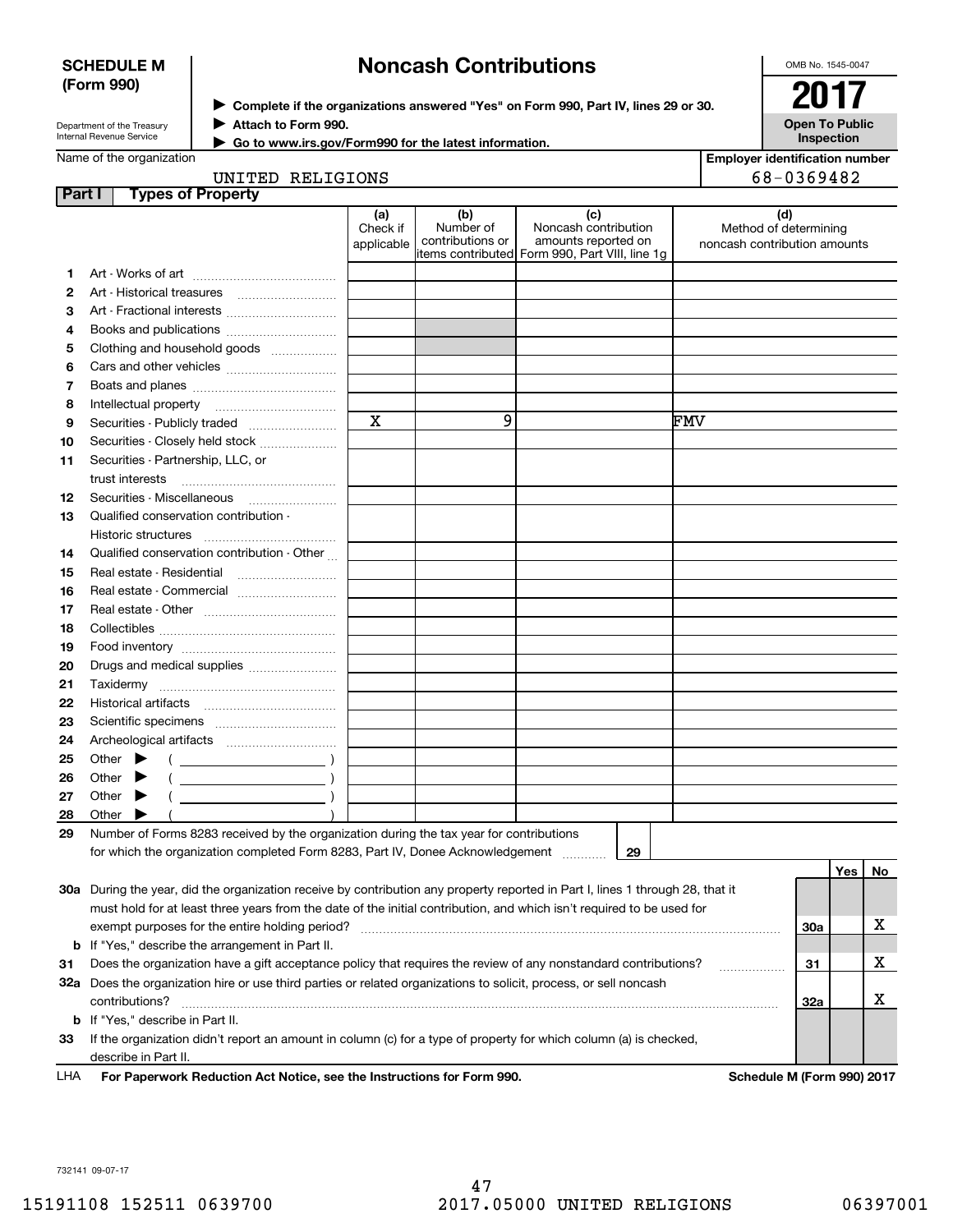**SCHEDULE M (Form 990)**

# Noncash Contributions

▶ Complete if the organizations answered "Yes" on Form 990, Part IV, lines 29 or 30.
▶ Attach to Form 990.
▶ Go to www.irs.gov/Form990 for the latest information.

Department of the Treasury
Internal Revenue Service

OMB No. 1545-0047

**2017**

**Open To Public Inspection**

Name of the organization: UNITED RELIGIONS

Employer identification number: 68-0369482

**Part I — Types of Property**

| | | (a) Check if applicable | (b) Number of contributions or items contributed | (c) Noncash contribution amounts reported on Form 990, Part VIII, line 1g | (d) Method of determining noncash contribution amounts |
|---|---|---|---|---|---|
| 1 | Art - Works of art | | | | |
| 2 | Art - Historical treasures | | | | |
| 3 | Art - Fractional interests | | | | |
| 4 | Books and publications | | | | |
| 5 | Clothing and household goods | | | | |
| 6 | Cars and other vehicles | | | | |
| 7 | Boats and planes | | | | |
| 8 | Intellectual property | | | | |
| 9 | Securities - Publicly traded | X | 9 | | FMV |
| 10 | Securities - Closely held stock | | | | |
| 11 | Securities - Partnership, LLC, or trust interests | | | | |
| 12 | Securities - Miscellaneous | | | | |
| 13 | Qualified conservation contribution - Historic structures | | | | |
| 14 | Qualified conservation contribution - Other | | | | |
| 15 | Real estate - Residential | | | | |
| 16 | Real estate - Commercial | | | | |
| 17 | Real estate - Other | | | | |
| 18 | Collectibles | | | | |
| 19 | Food inventory | | | | |
| 20 | Drugs and medical supplies | | | | |
| 21 | Taxidermy | | | | |
| 22 | Historical artifacts | | | | |
| 23 | Scientific specimens | | | | |
| 24 | Archeological artifacts | | | | |
| 25 | Other ▶ ( ) | | | | |
| 26 | Other ▶ ( ) | | | | |
| 27 | Other ▶ ( ) | | | | |
| 28 | Other ▶ ( ) | | | | |

29 Number of Forms 8283 received by the organization during the tax year for contributions for which the organization completed Form 8283, Part IV, Donee Acknowledgement ..... 29

| | | | Yes | No |
|---|---|---|---|---|
| 30a | During the year, did the organization receive by contribution any property reported in Part I, lines 1 through 28, that it must hold for at least three years from the date of the initial contribution, and which isn't required to be used for exempt purposes for the entire holding period? | 30a | | X |
| b | If "Yes," describe the arrangement in Part II. | | | |
| 31 | Does the organization have a gift acceptance policy that requires the review of any nonstandard contributions? | 31 | | X |
| 32a | Does the organization hire or use third parties or related organizations to solicit, process, or sell noncash contributions? | 32a | | X |
| b | If "Yes," describe in Part II. | | | |
| 33 | If the organization didn't report an amount in column (c) for a type of property for which column (a) is checked, describe in Part II. | | | |

LHA For Paperwork Reduction Act Notice, see the Instructions for Form 990. Schedule M (Form 990) 2017

732141 09-07-17

15191108 152511 0639700 2017.05000 UNITED RELIGIONS 06397001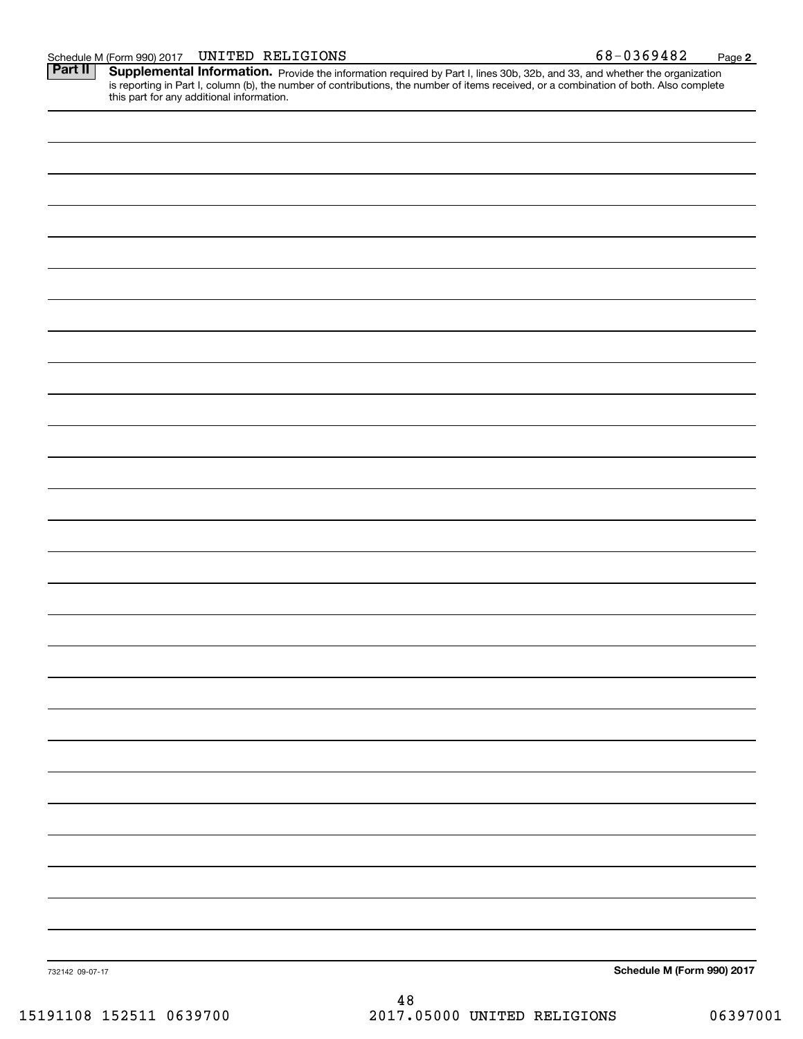Schedule M (Form 990) 2017 UNITED RELIGIONS 68-0369482 Page 2

**Part II** **Supplemental Information.** Provide the information required by Part I, lines 30b, 32b, and 33, and whether the organization is reporting in Part I, column (b), the number of contributions, the number of items received, or a combination of both. Also complete this part for any additional information.

732142 09-07-17 **Schedule M (Form 990) 2017**

15191108 152511 0639700 2017.05000 UNITED RELIGIONS 06397001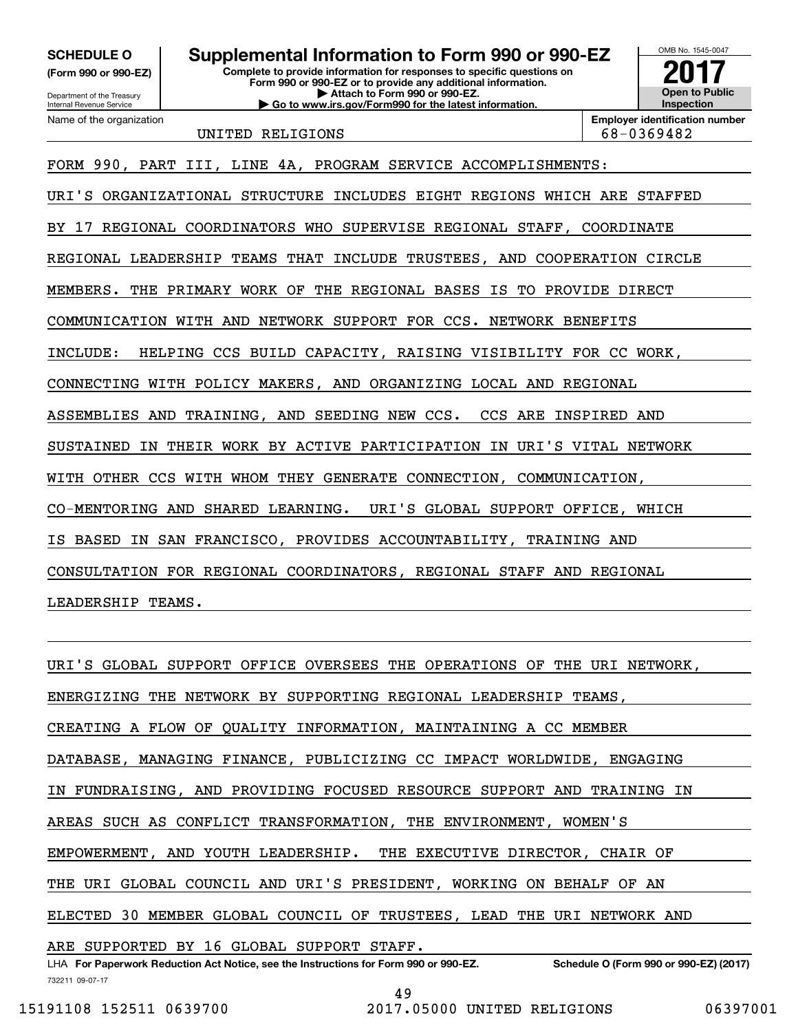**SCHEDULE O (Form 990 or 990-EZ)**

Department of the Treasury
Internal Revenue Service

# Supplemental Information to Form 990 or 990-EZ

**Complete to provide information for responses to specific questions on Form 990 or 990-EZ or to provide any additional information.**
**▶ Attach to Form 990 or 990-EZ.**
**▶ Go to www.irs.gov/Form990 for the latest information.**

OMB No. 1545-0047

**2017**

**Open to Public Inspection**

Name of the organization: UNITED RELIGIONS

**Employer identification number:** 68-0369482

FORM 990, PART III, LINE 4A, PROGRAM SERVICE ACCOMPLISHMENTS:

URI'S ORGANIZATIONAL STRUCTURE INCLUDES EIGHT REGIONS WHICH ARE STAFFED BY 17 REGIONAL COORDINATORS WHO SUPERVISE REGIONAL STAFF, COORDINATE REGIONAL LEADERSHIP TEAMS THAT INCLUDE TRUSTEES, AND COOPERATION CIRCLE MEMBERS. THE PRIMARY WORK OF THE REGIONAL BASES IS TO PROVIDE DIRECT COMMUNICATION WITH AND NETWORK SUPPORT FOR CCS. NETWORK BENEFITS INCLUDE: HELPING CCS BUILD CAPACITY, RAISING VISIBILITY FOR CC WORK, CONNECTING WITH POLICY MAKERS, AND ORGANIZING LOCAL AND REGIONAL ASSEMBLIES AND TRAINING, AND SEEDING NEW CCS. CCS ARE INSPIRED AND SUSTAINED IN THEIR WORK BY ACTIVE PARTICIPATION IN URI'S VITAL NETWORK WITH OTHER CCS WITH WHOM THEY GENERATE CONNECTION, COMMUNICATION, CO-MENTORING AND SHARED LEARNING. URI'S GLOBAL SUPPORT OFFICE, WHICH IS BASED IN SAN FRANCISCO, PROVIDES ACCOUNTABILITY, TRAINING AND CONSULTATION FOR REGIONAL COORDINATORS, REGIONAL STAFF AND REGIONAL LEADERSHIP TEAMS.

URI'S GLOBAL SUPPORT OFFICE OVERSEES THE OPERATIONS OF THE URI NETWORK, ENERGIZING THE NETWORK BY SUPPORTING REGIONAL LEADERSHIP TEAMS, CREATING A FLOW OF QUALITY INFORMATION, MAINTAINING A CC MEMBER DATABASE, MANAGING FINANCE, PUBLICIZING CC IMPACT WORLDWIDE, ENGAGING IN FUNDRAISING, AND PROVIDING FOCUSED RESOURCE SUPPORT AND TRAINING IN AREAS SUCH AS CONFLICT TRANSFORMATION, THE ENVIRONMENT, WOMEN'S EMPOWERMENT, AND YOUTH LEADERSHIP. THE EXECUTIVE DIRECTOR, CHAIR OF THE URI GLOBAL COUNCIL AND URI'S PRESIDENT, WORKING ON BEHALF OF AN ELECTED 30 MEMBER GLOBAL COUNCIL OF TRUSTEES, LEAD THE URI NETWORK AND ARE SUPPORTED BY 16 GLOBAL SUPPORT STAFF.

LHA **For Paperwork Reduction Act Notice, see the Instructions for Form 990 or 990-EZ.** **Schedule O (Form 990 or 990-EZ) (2017)**

732211 09-07-17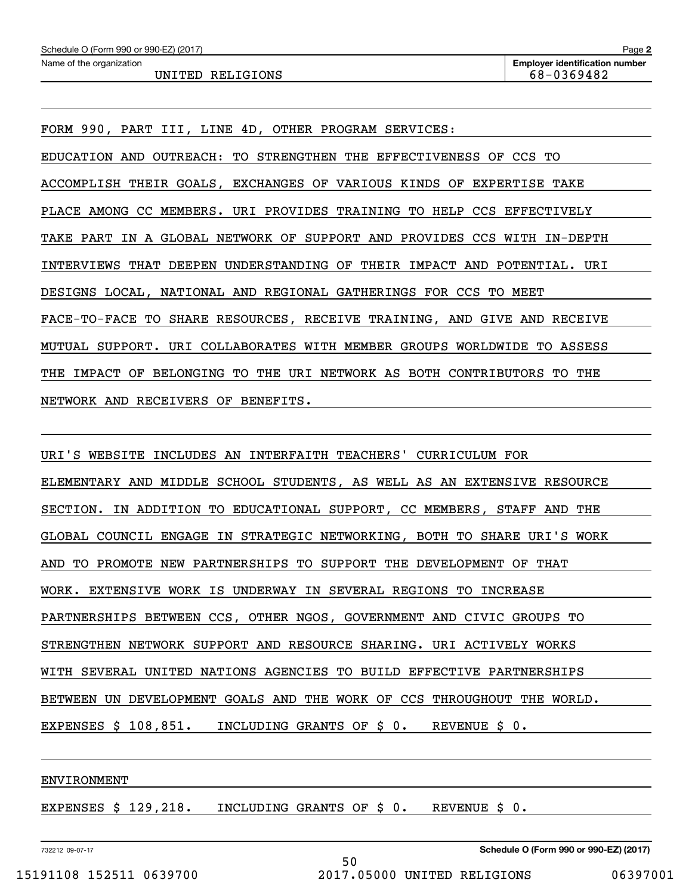Schedule O (Form 990 or 990-EZ) (2017)

Name of the organization: UNITED RELIGIONS

Employer identification number: 68-0369482

FORM 990, PART III, LINE 4D, OTHER PROGRAM SERVICES:

EDUCATION AND OUTREACH: TO STRENGTHEN THE EFFECTIVENESS OF CCS TO ACCOMPLISH THEIR GOALS, EXCHANGES OF VARIOUS KINDS OF EXPERTISE TAKE PLACE AMONG CC MEMBERS. URI PROVIDES TRAINING TO HELP CCS EFFECTIVELY TAKE PART IN A GLOBAL NETWORK OF SUPPORT AND PROVIDES CCS WITH IN-DEPTH INTERVIEWS THAT DEEPEN UNDERSTANDING OF THEIR IMPACT AND POTENTIAL. URI DESIGNS LOCAL, NATIONAL AND REGIONAL GATHERINGS FOR CCS TO MEET FACE-TO-FACE TO SHARE RESOURCES, RECEIVE TRAINING, AND GIVE AND RECEIVE MUTUAL SUPPORT. URI COLLABORATES WITH MEMBER GROUPS WORLDWIDE TO ASSESS THE IMPACT OF BELONGING TO THE URI NETWORK AS BOTH CONTRIBUTORS TO THE NETWORK AND RECEIVERS OF BENEFITS.

URI'S WEBSITE INCLUDES AN INTERFAITH TEACHERS' CURRICULUM FOR ELEMENTARY AND MIDDLE SCHOOL STUDENTS, AS WELL AS AN EXTENSIVE RESOURCE SECTION. IN ADDITION TO EDUCATIONAL SUPPORT, CC MEMBERS, STAFF AND THE GLOBAL COUNCIL ENGAGE IN STRATEGIC NETWORKING, BOTH TO SHARE URI'S WORK AND TO PROMOTE NEW PARTNERSHIPS TO SUPPORT THE DEVELOPMENT OF THAT WORK. EXTENSIVE WORK IS UNDERWAY IN SEVERAL REGIONS TO INCREASE PARTNERSHIPS BETWEEN CCS, OTHER NGOS, GOVERNMENT AND CIVIC GROUPS TO STRENGTHEN NETWORK SUPPORT AND RESOURCE SHARING. URI ACTIVELY WORKS WITH SEVERAL UNITED NATIONS AGENCIES TO BUILD EFFECTIVE PARTNERSHIPS BETWEEN UN DEVELOPMENT GOALS AND THE WORK OF CCS THROUGHOUT THE WORLD.
EXPENSES $ 108,851. INCLUDING GRANTS OF $ 0. REVENUE $ 0.

ENVIRONMENT

EXPENSES $ 129,218. INCLUDING GRANTS OF $ 0. REVENUE $ 0.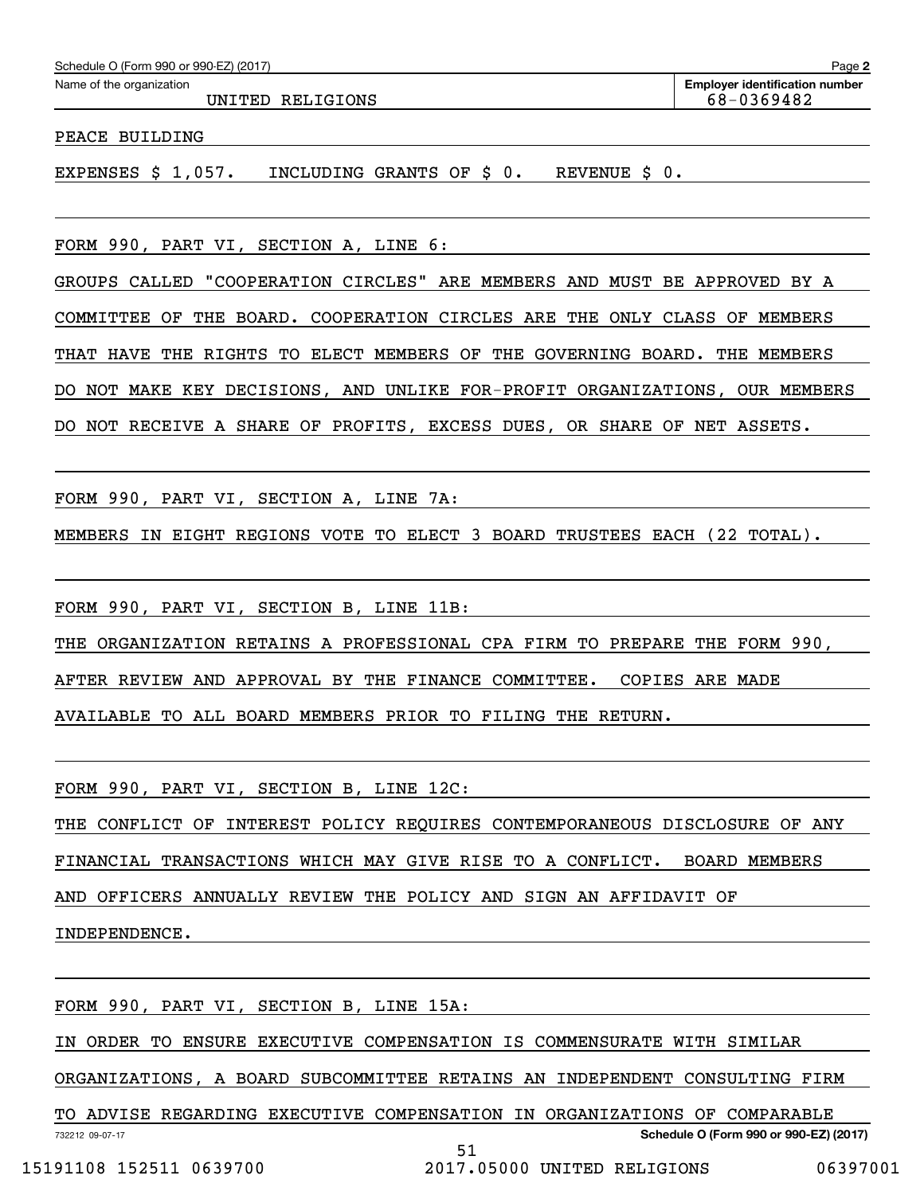Schedule O (Form 990 or 990-EZ) (2017)

Name of the organization: UNITED RELIGIONS

Employer identification number: 68-0369482

PEACE BUILDING

EXPENSES $ 1,057.   INCLUDING GRANTS OF $ 0.   REVENUE $ 0.

FORM 990, PART VI, SECTION A, LINE 6:

GROUPS CALLED "COOPERATION CIRCLES" ARE MEMBERS AND MUST BE APPROVED BY A COMMITTEE OF THE BOARD. COOPERATION CIRCLES ARE THE ONLY CLASS OF MEMBERS THAT HAVE THE RIGHTS TO ELECT MEMBERS OF THE GOVERNING BOARD. THE MEMBERS DO NOT MAKE KEY DECISIONS, AND UNLIKE FOR-PROFIT ORGANIZATIONS, OUR MEMBERS DO NOT RECEIVE A SHARE OF PROFITS, EXCESS DUES, OR SHARE OF NET ASSETS.

FORM 990, PART VI, SECTION A, LINE 7A:

MEMBERS IN EIGHT REGIONS VOTE TO ELECT 3 BOARD TRUSTEES EACH (22 TOTAL).

FORM 990, PART VI, SECTION B, LINE 11B:

THE ORGANIZATION RETAINS A PROFESSIONAL CPA FIRM TO PREPARE THE FORM 990, AFTER REVIEW AND APPROVAL BY THE FINANCE COMMITTEE.  COPIES ARE MADE AVAILABLE TO ALL BOARD MEMBERS PRIOR TO FILING THE RETURN.

FORM 990, PART VI, SECTION B, LINE 12C:

THE CONFLICT OF INTEREST POLICY REQUIRES CONTEMPORANEOUS DISCLOSURE OF ANY FINANCIAL TRANSACTIONS WHICH MAY GIVE RISE TO A CONFLICT.  BOARD MEMBERS AND OFFICERS ANNUALLY REVIEW THE POLICY AND SIGN AN AFFIDAVIT OF INDEPENDENCE.

FORM 990, PART VI, SECTION B, LINE 15A:

IN ORDER TO ENSURE EXECUTIVE COMPENSATION IS COMMENSURATE WITH SIMILAR ORGANIZATIONS, A BOARD SUBCOMMITTEE RETAINS AN INDEPENDENT CONSULTING FIRM TO ADVISE REGARDING EXECUTIVE COMPENSATION IN ORGANIZATIONS OF COMPARABLE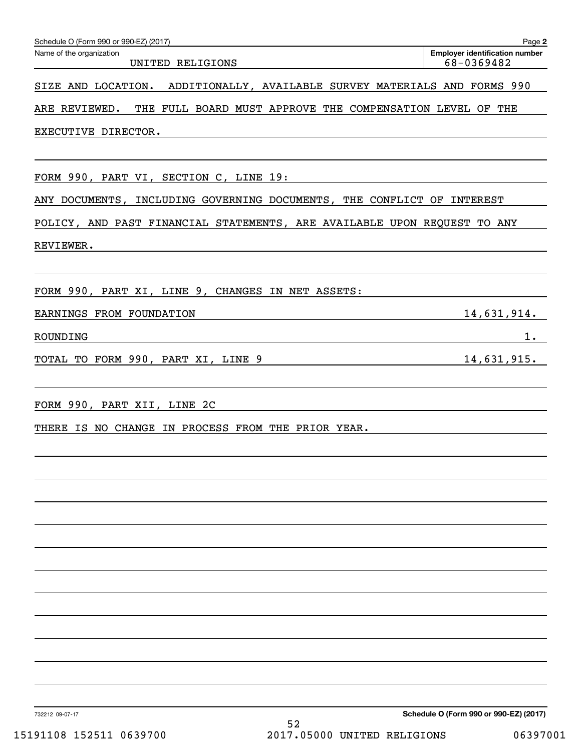Name of the organization: UNITED RELIGIONS

Employer identification number: 68-0369482

SIZE AND LOCATION. ADDITIONALLY, AVAILABLE SURVEY MATERIALS AND FORMS 990 ARE REVIEWED. THE FULL BOARD MUST APPROVE THE COMPENSATION LEVEL OF THE EXECUTIVE DIRECTOR.

FORM 990, PART VI, SECTION C, LINE 19:

ANY DOCUMENTS, INCLUDING GOVERNING DOCUMENTS, THE CONFLICT OF INTEREST POLICY, AND PAST FINANCIAL STATEMENTS, ARE AVAILABLE UPON REQUEST TO ANY REVIEWER.

FORM 990, PART XI, LINE 9, CHANGES IN NET ASSETS:

| | |
|---|---|
| EARNINGS FROM FOUNDATION | 14,631,914. |
| ROUNDING | 1. |
| TOTAL TO FORM 990, PART XI, LINE 9 | 14,631,915. |

FORM 990, PART XII, LINE 2C

THERE IS NO CHANGE IN PROCESS FROM THE PRIOR YEAR.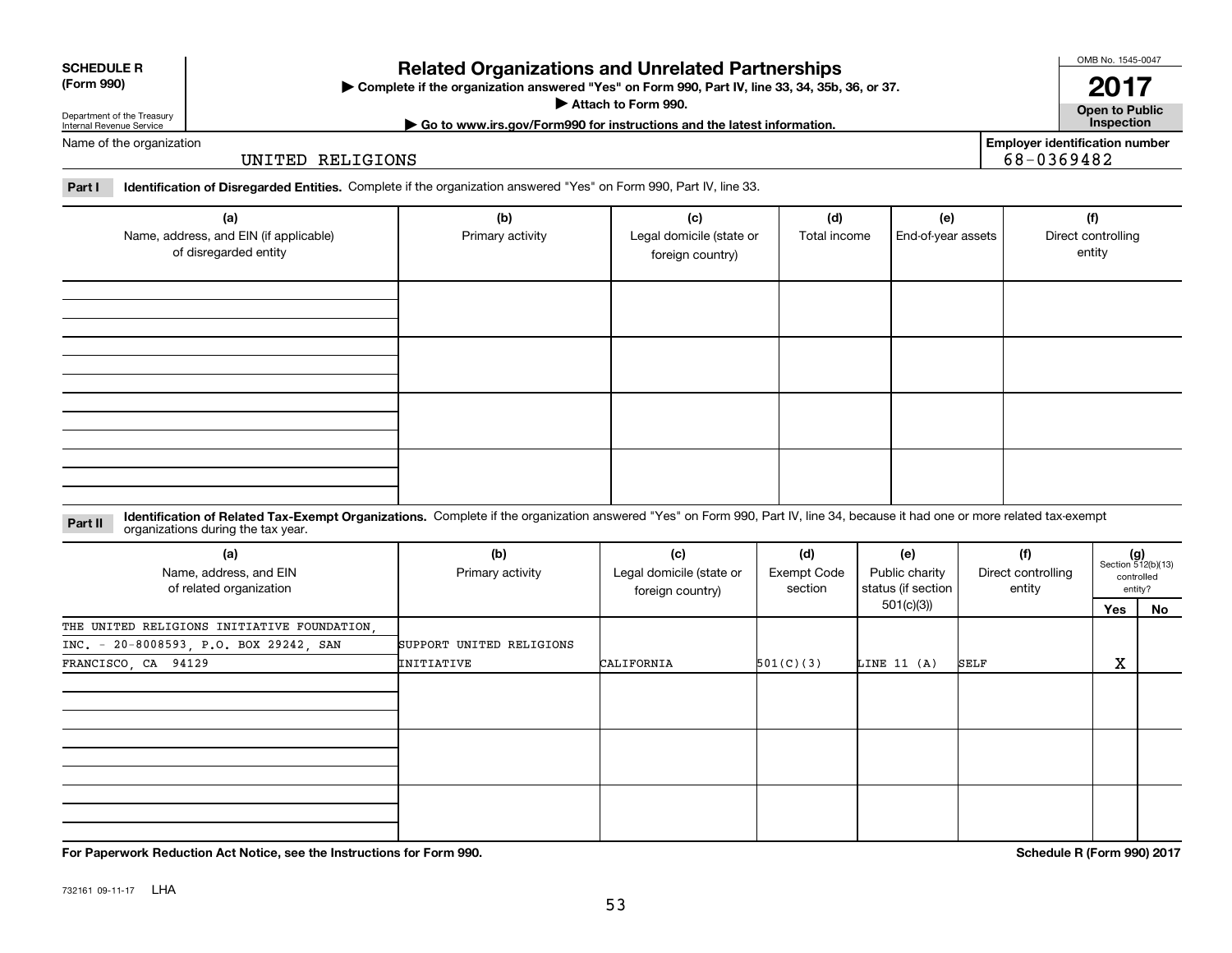**SCHEDULE R (Form 990)**

Department of the Treasury
Internal Revenue Service

# Related Organizations and Unrelated Partnerships

▶ Complete if the organization answered "Yes" on Form 990, Part IV, line 33, 34, 35b, 36, or 37.
▶ Attach to Form 990.
▶ Go to www.irs.gov/Form990 for instructions and the latest information.

OMB No. 1545-0047

**2017**

**Open to Public Inspection**

Name of the organization: UNITED RELIGIONS

Employer identification number: 68-0369482

**Part I** **Identification of Disregarded Entities.** Complete if the organization answered "Yes" on Form 990, Part IV, line 33.

| (a) Name, address, and EIN (if applicable) of disregarded entity | (b) Primary activity | (c) Legal domicile (state or foreign country) | (d) Total income | (e) End-of-year assets | (f) Direct controlling entity |
|---|---|---|---|---|---|
| | | | | | |
| | | | | | |
| | | | | | |
| | | | | | |

**Part II** **Identification of Related Tax-Exempt Organizations.** Complete if the organization answered "Yes" on Form 990, Part IV, line 34, because it had one or more related tax-exempt organizations during the tax year.

| (a) Name, address, and EIN of related organization | (b) Primary activity | (c) Legal domicile (state or foreign country) | (d) Exempt Code section | (e) Public charity status (if section 501(c)(3)) | (f) Direct controlling entity | (g) Section 512(b)(13) controlled entity? Yes | No |
|---|---|---|---|---|---|---|---|
| THE UNITED RELIGIONS INITIATIVE FOUNDATION, INC. - 20-8008593, P.O. BOX 29242, SAN FRANCISCO, CA 94129 | SUPPORT UNITED RELIGIONS INITIATIVE | CALIFORNIA | 501(C)(3) | LINE 11 (A) | SELF | X | |
| | | | | | | | |
| | | | | | | | |
| | | | | | | | |

**For Paperwork Reduction Act Notice, see the Instructions for Form 990.** **Schedule R (Form 990) 2017**

732161 09-11-17 LHA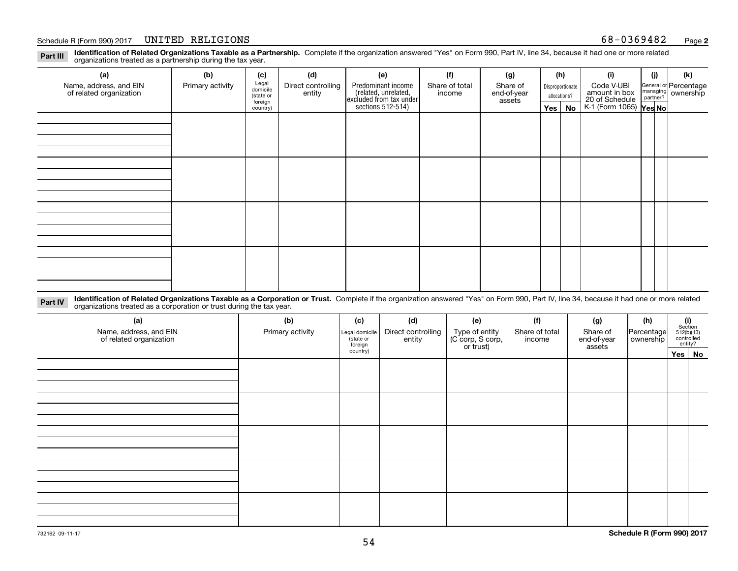Schedule R (Form 990) 2017 UNITED RELIGIONS 68-0369482

## Part III Identification of Related Organizations Taxable as a Partnership.

Complete if the organization answered "Yes" on Form 990, Part IV, line 34, because it had one or more related organizations treated as a partnership during the tax year.

| (a) Name, address, and EIN of related organization | (b) Primary activity | (c) Legal domicile (state or foreign country) | (d) Direct controlling entity | (e) Predominant income (related, unrelated, excluded from tax under sections 512-514) | (f) Share of total income | (g) Share of end-of-year assets | (h) Disproportionate allocations? Yes | (h) No | (i) Code V-UBI amount in box 20 of Schedule K-1 (Form 1065) | (j) General or managing partner? Yes | (j) No | (k) Percentage ownership |
|---|---|---|---|---|---|---|---|---|---|---|---|---|
| | | | | | | | | | | | | |
| | | | | | | | | | | | | |
| | | | | | | | | | | | | |
| | | | | | | | | | | | | |

## Part IV Identification of Related Organizations Taxable as a Corporation or Trust.

Complete if the organization answered "Yes" on Form 990, Part IV, line 34, because it had one or more related organizations treated as a corporation or trust during the tax year.

| (a) Name, address, and EIN of related organization | (b) Primary activity | (c) Legal domicile (state or foreign country) | (d) Direct controlling entity | (e) Type of entity (C corp, S corp, or trust) | (f) Share of total income | (g) Share of end-of-year assets | (h) Percentage ownership | (i) Section 512(b)(13) controlled entity? Yes | (i) No |
|---|---|---|---|---|---|---|---|---|---|
| | | | | | | | | | |
| | | | | | | | | | |
| | | | | | | | | | |
| | | | | | | | | | |
| | | | | | | | | | |

732162 09-11-17

Schedule R (Form 990) 2017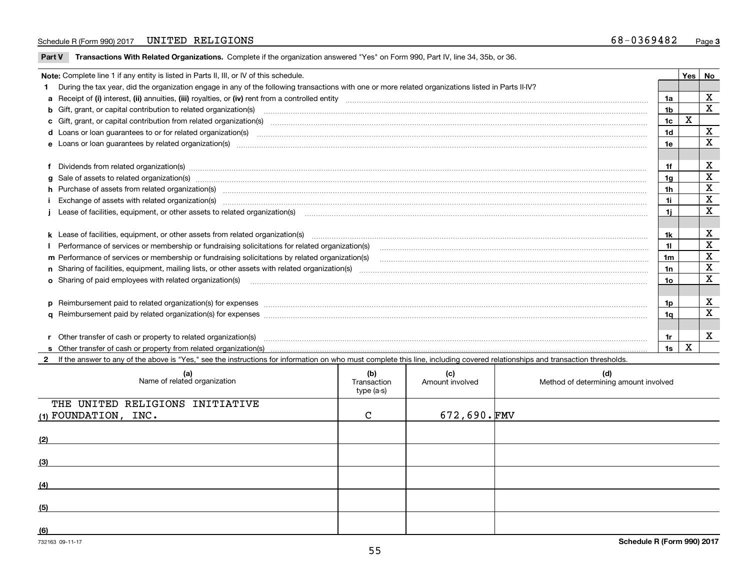Schedule R (Form 990) 2017 UNITED RELIGIONS 68-0369482

**Part V** **Transactions With Related Organizations.** Complete if the organization answered "Yes" on Form 990, Part IV, line 34, 35b, or 36.

| Note: Complete line 1 if any entity is listed in Parts II, III, or IV of this schedule. | | Yes | No |
|---|---|---|---|
| **1** During the tax year, did the organization engage in any of the following transactions with one or more related organizations listed in Parts II-IV? | | | |
| **a** Receipt of **(i)** interest, **(ii)** annuities, **(iii)** royalties, or **(iv)** rent from a controlled entity | 1a | | X |
| **b** Gift, grant, or capital contribution to related organization(s) | 1b | | X |
| **c** Gift, grant, or capital contribution from related organization(s) | 1c | X | |
| **d** Loans or loan guarantees to or for related organization(s) | 1d | | X |
| **e** Loans or loan guarantees by related organization(s) | 1e | | X |
| **f** Dividends from related organization(s) | 1f | | X |
| **g** Sale of assets to related organization(s) | 1g | | X |
| **h** Purchase of assets from related organization(s) | 1h | | X |
| **i** Exchange of assets with related organization(s) | 1i | | X |
| **j** Lease of facilities, equipment, or other assets to related organization(s) | 1j | | X |
| **k** Lease of facilities, equipment, or other assets from related organization(s) | 1k | | X |
| **l** Performance of services or membership or fundraising solicitations for related organization(s) | 1l | | X |
| **m** Performance of services or membership or fundraising solicitations by related organization(s) | 1m | | X |
| **n** Sharing of facilities, equipment, mailing lists, or other assets with related organization(s) | 1n | | X |
| **o** Sharing of paid employees with related organization(s) | 1o | | X |
| **p** Reimbursement paid to related organization(s) for expenses | 1p | | X |
| **q** Reimbursement paid by related organization(s) for expenses | 1q | | X |
| **r** Other transfer of cash or property to related organization(s) | 1r | | X |
| **s** Other transfer of cash or property from related organization(s) | 1s | X | |

**2** If the answer to any of the above is "Yes," see the instructions for information on who must complete this line, including covered relationships and transaction thresholds.

| (a) Name of related organization | (b) Transaction type (a-s) | (c) Amount involved | (d) Method of determining amount involved |
|---|---|---|---|
| (1) THE UNITED RELIGIONS INITIATIVE FOUNDATION, INC. | C | 672,690. | FMV |
| (2) | | | |
| (3) | | | |
| (4) | | | |
| (5) | | | |
| (6) | | | |

732163 09-11-17

**Schedule R (Form 990) 2017**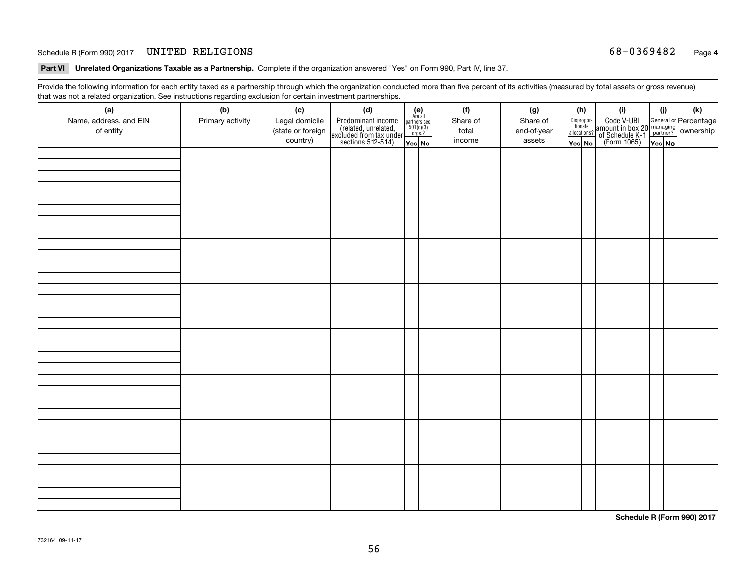Schedule R (Form 990) 2017 UNITED RELIGIONS 68-0369482

**Part VI Unrelated Organizations Taxable as a Partnership.** Complete if the organization answered "Yes" on Form 990, Part IV, line 37.

Provide the following information for each entity taxed as a partnership through which the organization conducted more than five percent of its activities (measured by total assets or gross revenue) that was not a related organization. See instructions regarding exclusion for certain investment partnerships.

| (a) Name, address, and EIN of entity | (b) Primary activity | (c) Legal domicile (state or foreign country) | (d) Predominant income (related, unrelated, excluded from tax under sections 512-514) | (e) Are all partners sec. 501(c)(3) orgs.? Yes | (e) No | (f) Share of total income | (g) Share of end-of-year assets | (h) Disproportionate allocations? Yes | (h) No | (i) Code V-UBI amount in box 20 of Schedule K-1 (Form 1065) | (j) General or managing partner? Yes | (j) No | (k) Percentage ownership |
|---|---|---|---|---|---|---|---|---|---|---|---|---|---|
| | | | | | | | | | | | | | |
| | | | | | | | | | | | | | |
| | | | | | | | | | | | | | |
| | | | | | | | | | | | | | |
| | | | | | | | | | | | | | |
| | | | | | | | | | | | | | |
| | | | | | | | | | | | | | |
| | | | | | | | | | | | | | |

**Schedule R (Form 990) 2017**

732164 09-11-17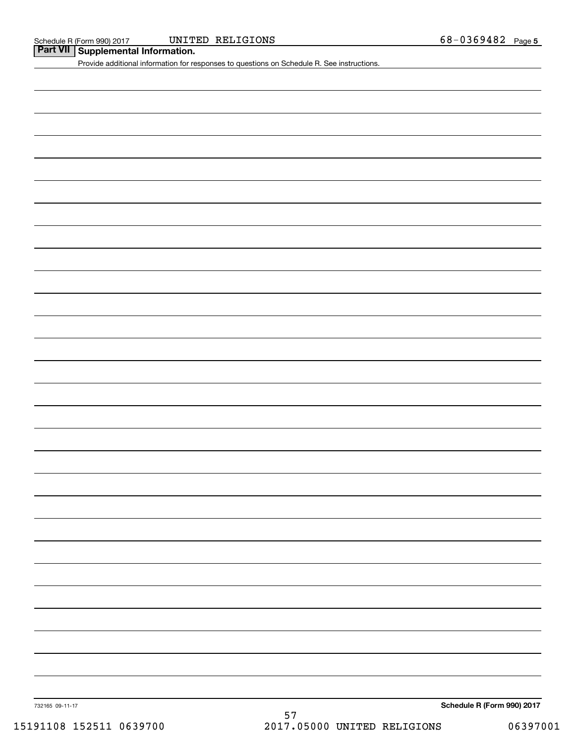Schedule R (Form 990) 2017 UNITED RELIGIONS 68-0369482

## Part VII Supplemental Information.

Provide additional information for responses to questions on Schedule R. See instructions.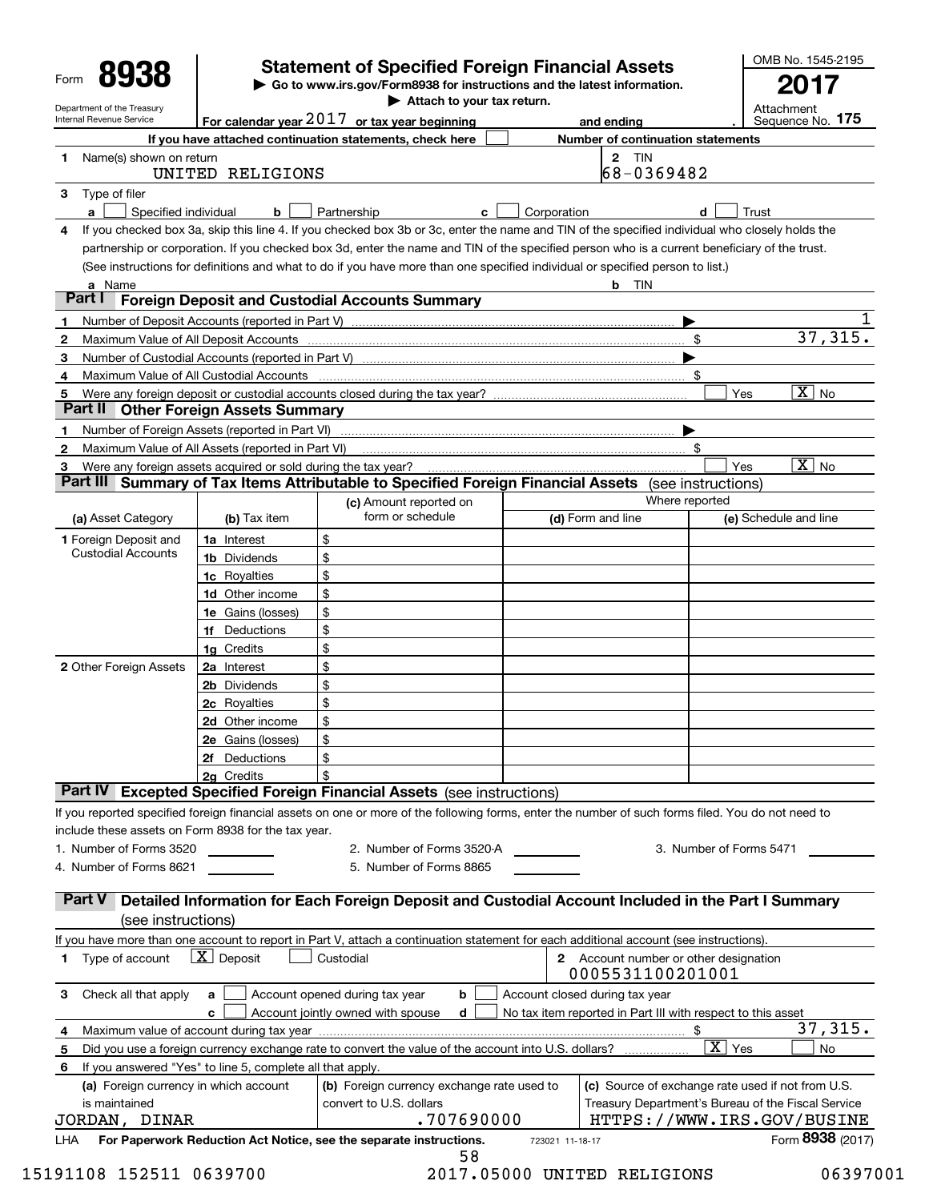Form **8938**

Department of the Treasury
Internal Revenue Service

# Statement of Specified Foreign Financial Assets

▶ Go to www.irs.gov/Form8938 for instructions and the latest information.
▶ Attach to your tax return.

For calendar year 2017 or tax year beginning ____ and ending ____

OMB No. 1545-2195
**2017**
Attachment Sequence No. **175**

If you have attached continuation statements, check here ☐ Number of continuation statements

**1** Name(s) shown on return: UNITED RELIGIONS

**2** TIN: 68-0369482

**3** Type of filer

**a** ☐ Specified individual **b** ☐ Partnership **c** ☐ Corporation **d** ☐ Trust

**4** If you checked box 3a, skip this line 4. If you checked box 3b or 3c, enter the name and TIN of the specified individual who closely holds the partnership or corporation. If you checked box 3d, enter the name and TIN of the specified person who is a current beneficiary of the trust. (See instructions for definitions and what to do if you have more than one specified individual or specified person to list.)

**a** Name **b** TIN

## Part I Foreign Deposit and Custodial Accounts Summary

| | | |
|---|---|---|
| **1** | Number of Deposit Accounts (reported in Part V) ▶ | 1 |
| **2** | Maximum Value of All Deposit Accounts $ | 37,315. |
| **3** | Number of Custodial Accounts (reported in Part V) ▶ | |
| **4** | Maximum Value of All Custodial Accounts $ | |
| **5** | Were any foreign deposit or custodial accounts closed during the tax year? | ☐ Yes ☒ No |

## Part II Other Foreign Assets Summary

| | | |
|---|---|---|
| **1** | Number of Foreign Assets (reported in Part VI) ▶ | |
| **2** | Maximum Value of All Assets (reported in Part VI) $ | |
| **3** | Were any foreign assets acquired or sold during the tax year? | ☐ Yes ☒ No |

## Part III Summary of Tax Items Attributable to Specified Foreign Financial Assets (see instructions)

| (a) Asset Category | (b) Tax item | (c) Amount reported on form or schedule | Where reported (d) Form and line | (e) Schedule and line |
|---|---|---|---|---|
| **1** Foreign Deposit and Custodial Accounts | **1a** Interest | $ | | |
| | **1b** Dividends | $ | | |
| | **1c** Royalties | $ | | |
| | **1d** Other income | $ | | |
| | **1e** Gains (losses) | $ | | |
| | **1f** Deductions | $ | | |
| | **1g** Credits | $ | | |
| **2** Other Foreign Assets | **2a** Interest | $ | | |
| | **2b** Dividends | $ | | |
| | **2c** Royalties | $ | | |
| | **2d** Other income | $ | | |
| | **2e** Gains (losses) | $ | | |
| | **2f** Deductions | $ | | |
| | **2g** Credits | $ | | |

## Part IV Excepted Specified Foreign Financial Assets (see instructions)

If you reported specified foreign financial assets on one or more of the following forms, enter the number of such forms filed. You do not need to include these assets on Form 8938 for the tax year.

1. Number of Forms 3520 ____ 2. Number of Forms 3520-A ____ 3. Number of Forms 5471 ____
4. Number of Forms 8621 ____ 5. Number of Forms 8865 ____

## Part V Detailed Information for Each Foreign Deposit and Custodial Account Included in the Part I Summary (see instructions)

If you have more than one account to report in Part V, attach a continuation statement for each additional account (see instructions).

**1** Type of account ☒ Deposit ☐ Custodial

**2** Account number or other designation: 0005531100201001

**3** Check all that apply **a** ☐ Account opened during tax year **b** ☐ Account closed during tax year **c** ☐ Account jointly owned with spouse **d** ☐ No tax item reported in Part III with respect to this asset

**4** Maximum value of account during tax year $ 37,315.

**5** Did you use a foreign currency exchange rate to convert the value of the account into U.S. dollars? ☒ Yes ☐ No

**6** If you answered "Yes" to line 5, complete all that apply.

| (a) Foreign currency in which account is maintained | (b) Foreign currency exchange rate used to convert to U.S. dollars | (c) Source of exchange rate used if not from U.S. Treasury Department's Bureau of the Fiscal Service |
|---|---|---|
| JORDAN, DINAR | .707690000 | HTTPS://WWW.IRS.GOV/BUSINE |

LHA For Paperwork Reduction Act Notice, see the separate instructions. 723021 11-18-17 Form **8938** (2017)

15191108 152511 0639700 2017.05000 UNITED RELIGIONS 06397001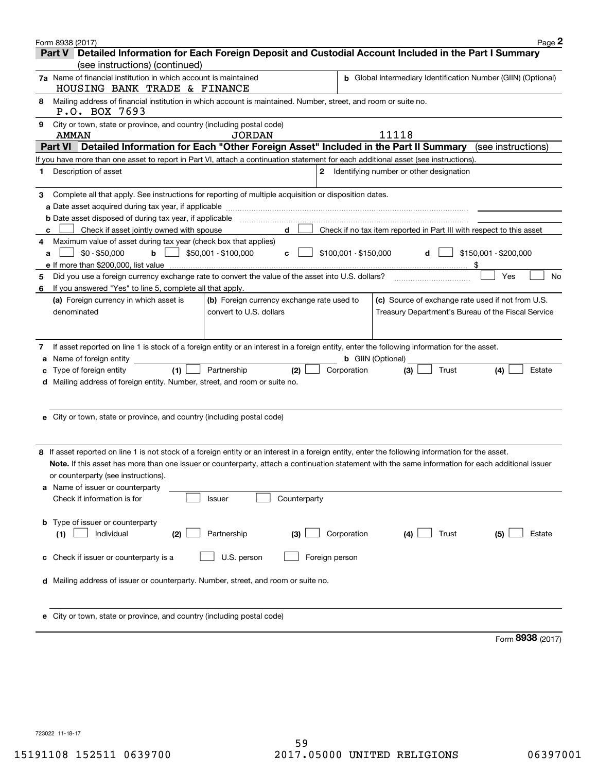Form 8938 (2017)

## Part V Detailed Information for Each Foreign Deposit and Custodial Account Included in the Part I Summary (see instructions) (continued)

**7a** Name of financial institution in which account is maintained
HOUSING BANK TRADE & FINANCE

**b** Global Intermediary Identification Number (GIIN) (Optional)

**8** Mailing address of financial institution in which account is maintained. Number, street, and room or suite no.
P.O. BOX 7693

**9** City or town, state or province, and country (including postal code)
AMMAN JORDAN 11118

## Part VI Detailed Information for Each "Other Foreign Asset" Included in the Part II Summary (see instructions)

If you have more than one asset to report in Part VI, attach a continuation statement for each additional asset (see instructions).

**1** Description of asset

**2** Identifying number or other designation

**3** Complete all that apply. See instructions for reporting of multiple acquisition or disposition dates.

**a** Date asset acquired during tax year, if applicable

**b** Date asset disposed of during tax year, if applicable

**c** ☐ Check if asset jointly owned with spouse **d** ☐ Check if no tax item reported in Part III with respect to this asset

**4** Maximum value of asset during tax year (check box that applies)

**a** ☐ \$0 - \$50,000 **b** ☐ \$50,001 - \$100,000 **c** ☐ \$100,001 - \$150,000 **d** ☐ \$150,001 - \$200,000

**e** If more than \$200,000, list value \$

**5** Did you use a foreign currency exchange rate to convert the value of the asset into U.S. dollars? ☐ Yes ☐ No

**6** If you answered "Yes" to line 5, complete all that apply.

| (a) Foreign currency in which asset is denominated | (b) Foreign currency exchange rate used to convert to U.S. dollars | (c) Source of exchange rate used if not from U.S. Treasury Department's Bureau of the Fiscal Service |
|---|---|---|
| | | |

**7** If asset reported on line 1 is stock of a foreign entity or an interest in a foreign entity, enter the following information for the asset.

**a** Name of foreign entity **b** GIIN (Optional)

**c** Type of foreign entity (1) ☐ Partnership (2) ☐ Corporation (3) ☐ Trust (4) ☐ Estate

**d** Mailing address of foreign entity. Number, street, and room or suite no.

**e** City or town, state or province, and country (including postal code)

**8** If asset reported on line 1 is not stock of a foreign entity or an interest in a foreign entity, enter the following information for the asset.

**Note.** If this asset has more than one issuer or counterparty, attach a continuation statement with the same information for each additional issuer or counterparty (see instructions).

**a** Name of issuer or counterparty
Check if information is for ☐ Issuer ☐ Counterparty

**b** Type of issuer or counterparty
(1) ☐ Individual (2) ☐ Partnership (3) ☐ Corporation (4) ☐ Trust (5) ☐ Estate

**c** Check if issuer or counterparty is a ☐ U.S. person ☐ Foreign person

**d** Mailing address of issuer or counterparty. Number, street, and room or suite no.

**e** City or town, state or province, and country (including postal code)

Form **8938** (2017)

723022 11-18-17

15191108 152511 0639700 2017.05000 UNITED RELIGIONS 06397001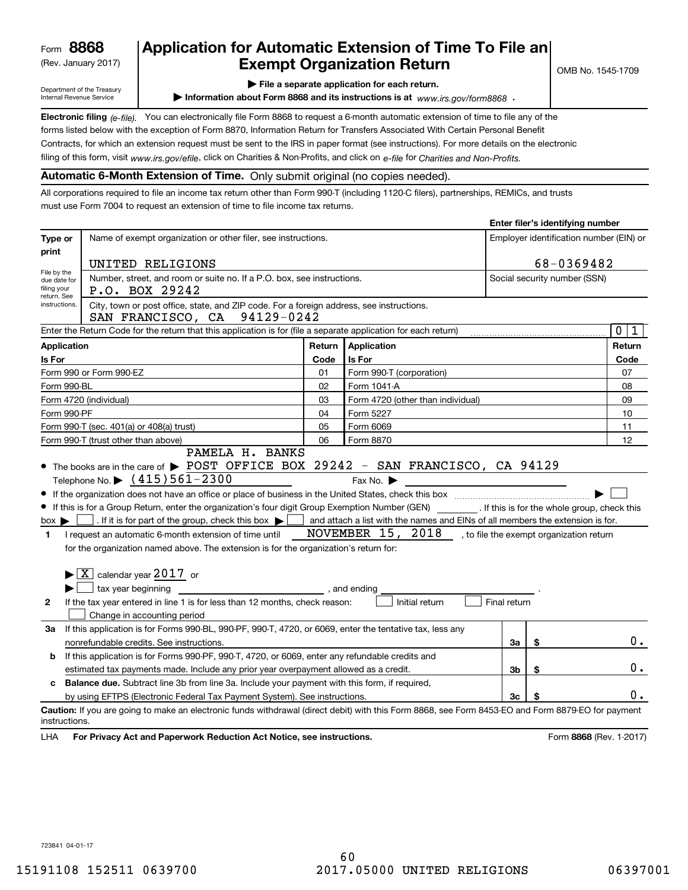Form **8868**
(Rev. January 2017)

Department of the Treasury
Internal Revenue Service

# Application for Automatic Extension of Time To File an Exempt Organization Return

OMB No. 1545-1709

▶ **File a separate application for each return.**

▶ **Information about Form 8868 and its instructions is at** *www.irs.gov/form8868* **.**

**Electronic filing** *(e-file).* You can electronically file Form 8868 to request a 6-month automatic extension of time to file any of the forms listed below with the exception of Form 8870, Information Return for Transfers Associated With Certain Personal Benefit Contracts, for which an extension request must be sent to the IRS in paper format (see instructions). For more details on the electronic filing of this form, visit *www.irs.gov/efile*, click on Charities & Non-Profits, and click on *e-file* for *Charities and Non-Profits.*

**Automatic 6-Month Extension of Time.** Only submit original (no copies needed).

All corporations required to file an income tax return other than Form 990-T (including 1120-C filers), partnerships, REMICs, and trusts must use Form 7004 to request an extension of time to file income tax returns.

| | | **Enter filer's identifying number** |
|---|---|---|
| **Type or print** | Name of exempt organization or other filer, see instructions. | Employer identification number (EIN) or |
| | UNITED RELIGIONS | 68-0369482 |
| File by the due date for filing your return. See instructions. | Number, street, and room or suite no. If a P.O. box, see instructions. P.O. BOX 29242 | Social security number (SSN) |
| | City, town or post office, state, and ZIP code. For a foreign address, see instructions. SAN FRANCISCO, CA 94129-0242 | |

Enter the Return Code for the return that this application is for (file a separate application for each return) ..... 0 1

| **Application Is For** | **Return Code** | **Application Is For** | **Return Code** |
|---|---|---|---|
| Form 990 or Form 990-EZ | 01 | Form 990-T (corporation) | 07 |
| Form 990-BL | 02 | Form 1041-A | 08 |
| Form 4720 (individual) | 03 | Form 4720 (other than individual) | 09 |
| Form 990-PF | 04 | Form 5227 | 10 |
| Form 990-T (sec. 401(a) or 408(a) trust) | 05 | Form 6069 | 11 |
| Form 990-T (trust other than above) | 06 | Form 8870 | 12 |

- The books are in the care of ▶ PAMELA H. BANKS POST OFFICE BOX 29242 - SAN FRANCISCO, CA 94129
  Telephone No. ▶ (415)561-2300 Fax No. ▶
- If the organization does not have an office or place of business in the United States, check this box ..... ▶ ☐
- If this is for a Group Return, enter the organization's four digit Group Exemption Number (GEN) ______ . If this is for the whole group, check this box ▶ ☐ . If it is for part of the group, check this box ▶ ☐ and attach a list with the names and EINs of all members the extension is for.

**1** I request an automatic 6-month extension of time until NOVEMBER 15, 2018 , to file the exempt organization return for the organization named above. The extension is for the organization's return for:

▶ ☒ calendar year 2017 or

▶ ☐ tax year beginning ______________ , and ending ______________ .

**2** If the tax year entered in line 1 is for less than 12 months, check reason: ☐ Initial return ☐ Final return ☐ Change in accounting period

| | | | |
|---|---|---|---|
| **3a** | If this application is for Forms 990-BL, 990-PF, 990-T, 4720, or 6069, enter the tentative tax, less any nonrefundable credits. See instructions. | **3a** | $ 0. |
| **b** | If this application is for Forms 990-PF, 990-T, 4720, or 6069, enter any refundable credits and estimated tax payments made. Include any prior year overpayment allowed as a credit. | **3b** | $ 0. |
| **c** | **Balance due.** Subtract line 3b from line 3a. Include your payment with this form, if required, by using EFTPS (Electronic Federal Tax Payment System). See instructions. | **3c** | $ 0. |

**Caution:** If you are going to make an electronic funds withdrawal (direct debit) with this Form 8868, see Form 8453-EO and Form 8879-EO for payment instructions.

LHA **For Privacy Act and Paperwork Reduction Act Notice, see instructions.** Form **8868** (Rev. 1-2017)

723841 04-01-17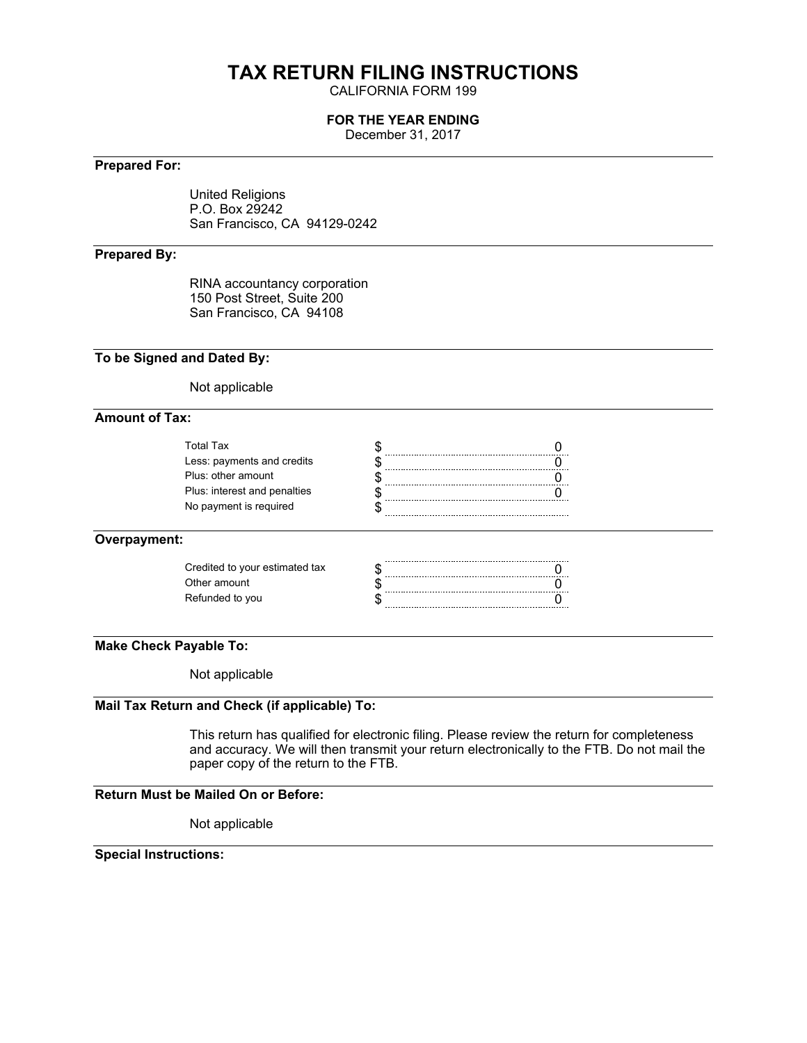# TAX RETURN FILING INSTRUCTIONS

CALIFORNIA FORM 199

**FOR THE YEAR ENDING**

December 31, 2017

---

**Prepared For:**

United Religions
P.O. Box 29242
San Francisco, CA 94129-0242

---

**Prepared By:**

RINA accountancy corporation
150 Post Street, Suite 200
San Francisco, CA 94108

---

**To be Signed and Dated By:**

Not applicable

---

**Amount of Tax:**

| | | |
|---|---|---|
| Total Tax | $ | 0 |
| Less: payments and credits | $ | 0 |
| Plus: other amount | $ | 0 |
| Plus: interest and penalties | $ | 0 |
| No payment is required | $ | |

---

**Overpayment:**

| | | |
|---|---|---|
| Credited to your estimated tax | $ | 0 |
| Other amount | $ | 0 |
| Refunded to you | $ | 0 |

---

**Make Check Payable To:**

Not applicable

---

**Mail Tax Return and Check (if applicable) To:**

This return has qualified for electronic filing. Please review the return for completeness and accuracy. We will then transmit your return electronically to the FTB. Do not mail the paper copy of the return to the FTB.

---

**Return Must be Mailed On or Before:**

Not applicable

---

**Special Instructions:**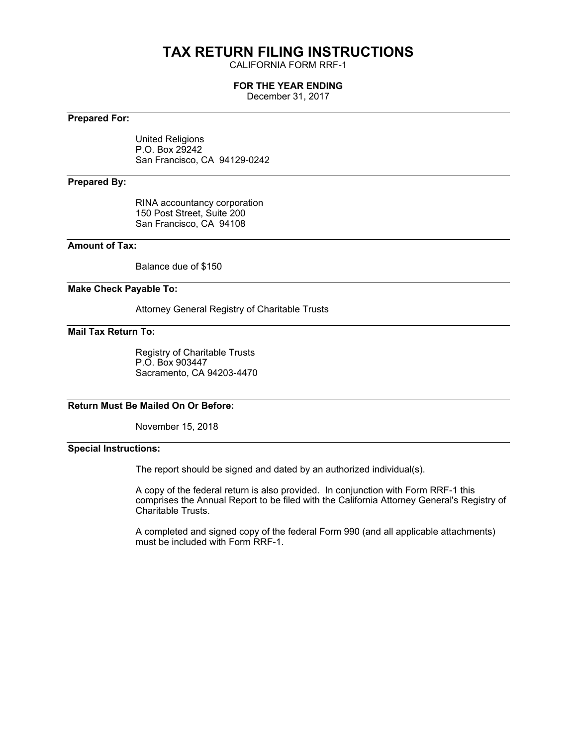# TAX RETURN FILING INSTRUCTIONS

CALIFORNIA FORM RRF-1

**FOR THE YEAR ENDING**

December 31, 2017

---

**Prepared For:**

United Religions
P.O. Box 29242
San Francisco, CA 94129-0242

---

**Prepared By:**

RINA accountancy corporation
150 Post Street, Suite 200
San Francisco, CA 94108

---

**Amount of Tax:**

Balance due of $150

---

**Make Check Payable To:**

Attorney General Registry of Charitable Trusts

---

**Mail Tax Return To:**

Registry of Charitable Trusts
P.O. Box 903447
Sacramento, CA 94203-4470

---

**Return Must Be Mailed On Or Before:**

November 15, 2018

---

**Special Instructions:**

The report should be signed and dated by an authorized individual(s).

A copy of the federal return is also provided. In conjunction with Form RRF-1 this comprises the Annual Report to be filed with the California Attorney General's Registry of Charitable Trusts.

A completed and signed copy of the federal Form 990 (and all applicable attachments) must be included with Form RRF-1.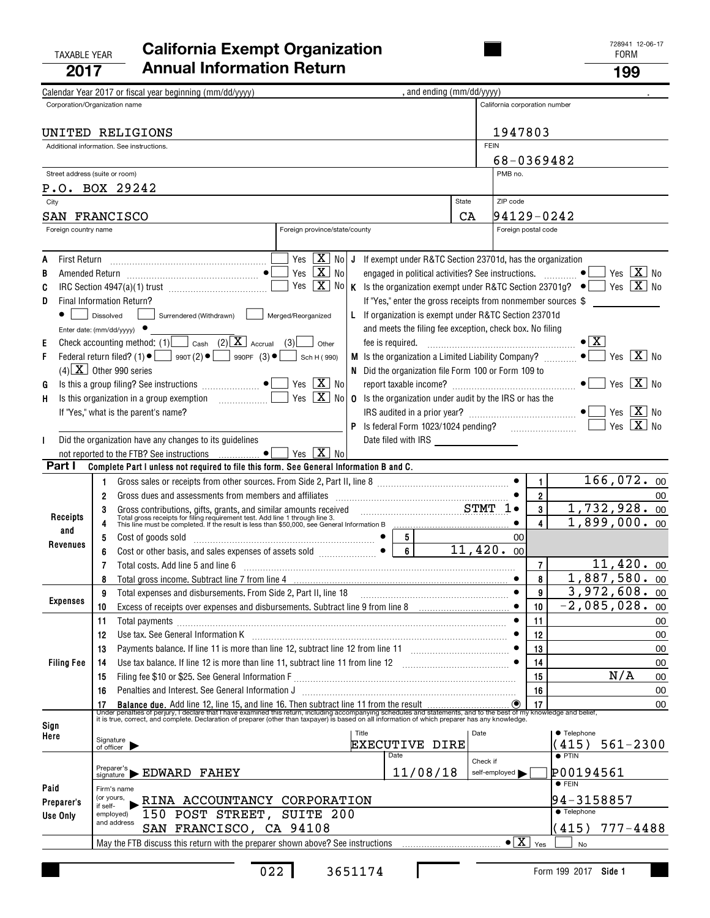TAXABLE YEAR **2017**

# California Exempt Organization Annual Information Return

728941 12-06-17
FORM **199**

Calendar Year 2017 or fiscal year beginning (mm/dd/yyyy) , and ending (mm/dd/yyyy) .

| Corporation/Organization name | California corporation number |
|---|---|
| UNITED RELIGIONS | 1947803 |
| Additional information. See instructions. | FEIN 68-0369482 |
| Street address (suite or room): P.O. BOX 29242 | PMB no. |
| City: SAN FRANCISCO | State: CA / ZIP code: 94129-0242 |
| Foreign country name / Foreign province/state/county | Foreign postal code |

- **A** First Return: Yes [ ] No [X]
- **B** Amended Return: Yes [ ] No [X]
- **C** IRC Section 4947(a)(1) trust: Yes [ ] No [X]
- **D** Final Information Return? [ ] Dissolved [ ] Surrendered (Withdrawn) [ ] Merged/Reorganized. Enter date: (mm/dd/yyyy)
- **E** Check accounting method: (1) [ ] Cash (2) [X] Accrual (3) [ ] Other
- **F** Federal return filed? (1) [ ] 990T (2) [ ] 990PF (3) [ ] Sch H (990) (4) [X] Other 990 series
- **G** Is this a group filing? See instructions: Yes [ ] No [X]
- **H** Is this organization in a group exemption: Yes [ ] No [X]. If "Yes," what is the parent's name?
- **I** Did the organization have any changes to its guidelines not reported to the FTB? See instructions: Yes [ ] No [X]
- **J** If exempt under R&TC Section 23701d, has the organization engaged in political activities? See instructions: Yes [ ] No [X]
- **K** Is the organization exempt under R&TC Section 23701g? Yes [ ] No [X]. If "Yes," enter the gross receipts from nonmember sources $
- **L** If organization is exempt under R&TC Section 23701d and meets the filing fee exception, check box. No filing fee is required: [X]
- **M** Is the organization a Limited Liability Company? Yes [ ] No [X]
- **N** Did the organization file Form 100 or Form 109 to report taxable income? Yes [ ] No [X]
- **O** Is the organization under audit by the IRS or has the IRS audited in a prior year? Yes [ ] No [X]
- **P** Is federal Form 1023/1024 pending? Yes [ ] No [X]. Date filed with IRS

## Part I Complete Part I unless not required to file this form. See General Information B and C.

| Section | Line | Description | | Amount |
|---|---|---|---|---|
| Receipts and Revenues | 1 | Gross sales or receipts from other sources. From Side 2, Part II, line 8 | | 166,072. 00 |
| | 2 | Gross dues and assessments from members and affiliates | | 00 |
| | 3 | Gross contributions, gifts, grants, and similar amounts received STMT 1 | | 1,732,928. 00 |
| | 4 | Total gross receipts for filing requirement test. Add line 1 through line 3. This line must be completed. If the result is less than $50,000, see General Information B | | 1,899,000. 00 |
| | 5 | Cost of goods sold | 00 | |
| | 6 | Cost or other basis, and sales expenses of assets sold | 11,420. 00 | |
| | 7 | Total costs. Add line 5 and line 6 | | 11,420. 00 |
| | 8 | Total gross income. Subtract line 7 from line 4 | | 1,887,580. 00 |
| Expenses | 9 | Total expenses and disbursements. From Side 2, Part II, line 18 | | 3,972,608. 00 |
| | 10 | Excess of receipts over expenses and disbursements. Subtract line 9 from line 8 | | -2,085,028. 00 |
| Filing Fee | 11 | Total payments | | 00 |
| | 12 | Use tax. See General Information K | | 00 |
| | 13 | Payments balance. If line 11 is more than line 12, subtract line 12 from line 11 | | 00 |
| | 14 | Use tax balance. If line 12 is more than line 11, subtract line 11 from line 12 | | 00 |
| | 15 | Filing fee $10 or $25. See General Information F | | N/A 00 |
| | 16 | Penalties and Interest. See General Information J | | 00 |
| | 17 | Balance due. Add line 12, line 15, and line 16. Then subtract line 11 from the result | | 00 |

Under penalties of perjury, I declare that I have examined this return, including accompanying schedules and statements, and to the best of my knowledge and belief, it is true, correct, and complete. Declaration of preparer (other than taxpayer) is based on all information of which preparer has any knowledge.

**Sign Here** — Signature of officer | Title: EXECUTIVE DIRE | Date | Telephone: (415) 561-2300

**Paid Preparer's Use Only**
- Preparer's signature: EDWARD FAHEY | Date: 11/08/18 | Check if self-employed [ ] | PTIN: P00194561
- Firm's name (or yours, if self-employed) and address: RINA ACCOUNTANCY CORPORATION, 150 POST STREET, SUITE 200, SAN FRANCISCO, CA 94108 | FEIN: 94-3158857 | Telephone: (415) 777-4488

May the FTB discuss this return with the preparer shown above? See instructions: [X] Yes [ ] No

022 3651174 Form 199 2017 Side 1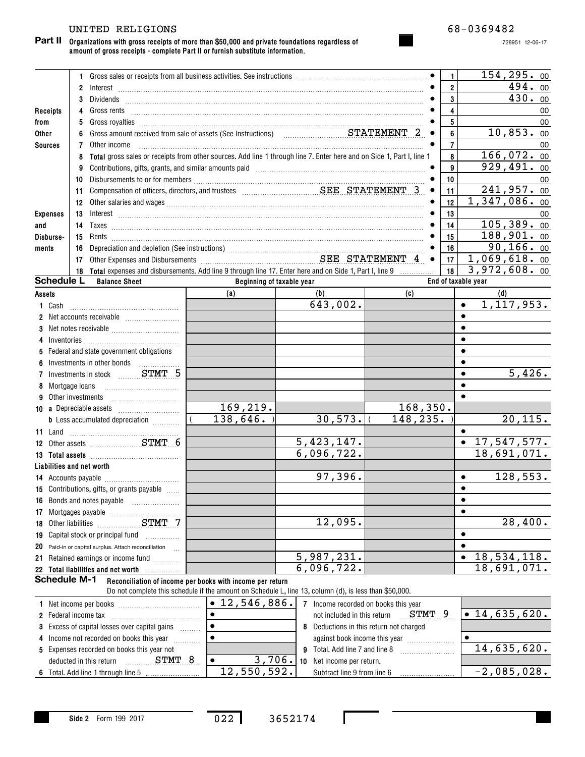UNITED RELIGIONS 68-0369482

728951 12-06-17

## Part II Organizations with gross receipts of more than $50,000 and private foundations regardless of amount of gross receipts - complete Part II or furnish substitute information.

| Section | Line | Description | Line No. | Amount |
|---|---|---|---|---|
| Receipts from Other Sources | 1 | Gross sales or receipts from all business activities. See instructions | 1 | 154,295. 00 |
| | 2 | Interest | 2 | 494. 00 |
| | 3 | Dividends | 3 | 430. 00 |
| | 4 | Gross rents | 4 | 00 |
| | 5 | Gross royalties | 5 | 00 |
| | 6 | Gross amount received from sale of assets (See Instructions) STATEMENT 2 | 6 | 10,853. 00 |
| | 7 | Other income | 7 | 00 |
| | 8 | **Total** gross sales or receipts from other sources. Add line 1 through line 7. Enter here and on Side 1, Part I, line 1 | 8 | 166,072. 00 |
| Expenses and Disbursements | 9 | Contributions, gifts, grants, and similar amounts paid | 9 | 929,491. 00 |
| | 10 | Disbursements to or for members | 10 | 00 |
| | 11 | Compensation of officers, directors, and trustees SEE STATEMENT 3 | 11 | 241,957. 00 |
| | 12 | Other salaries and wages | 12 | 1,347,086. 00 |
| | 13 | Interest | 13 | 00 |
| | 14 | Taxes | 14 | 105,389. 00 |
| | 15 | Rents | 15 | 188,901. 00 |
| | 16 | Depreciation and depletion (See instructions) | 16 | 90,166. 00 |
| | 17 | Other Expenses and Disbursements SEE STATEMENT 4 | 17 | 1,069,618. 00 |
| | 18 | **Total** expenses and disbursements. Add line 9 through line 17. Enter here and on Side 1, Part I, line 9 | 18 | 3,972,608. 00 |

## Schedule L Balance Sheet

| Assets | Beginning of taxable year (a) | (b) | End of taxable year (c) | (d) |
|---|---|---|---|---|
| 1 Cash | | 643,002. | | 1,117,953. |
| 2 Net accounts receivable | | | | |
| 3 Net notes receivable | | | | |
| 4 Inventories | | | | |
| 5 Federal and state government obligations | | | | |
| 6 Investments in other bonds | | | | |
| 7 Investments in stock STMT 5 | | | | 5,426. |
| 8 Mortgage loans | | | | |
| 9 Other investments | | | | |
| 10 a Depreciable assets | 169,219. | | 168,350. | |
| b Less accumulated depreciation | ( 138,646. ) | 30,573. | ( 148,235. ) | 20,115. |
| 11 Land | | | | |
| 12 Other assets STMT 6 | | 5,423,147. | | 17,547,577. |
| 13 **Total assets** | | 6,096,722. | | 18,691,071. |
| **Liabilities and net worth** | | | | |
| 14 Accounts payable | | 97,396. | | 128,553. |
| 15 Contributions, gifts, or grants payable | | | | |
| 16 Bonds and notes payable | | | | |
| 17 Mortgages payable | | | | |
| 18 Other liabilities STMT 7 | | 12,095. | | 28,400. |
| 19 Capital stock or principal fund | | | | |
| 20 Paid-in or capital surplus. Attach reconciliation | | | | |
| 21 Retained earnings or income fund | | 5,987,231. | | 18,534,118. |
| 22 **Total liabilities and net worth** | | 6,096,722. | | 18,691,071. |

## Schedule M-1 Reconciliation of income per books with income per return

Do not complete this schedule if the amount on Schedule L, line 13, column (d), is less than $50,000.

| | | | |
|---|---|---|---|
| 1 Net income per books | 12,546,886. | 7 Income recorded on books this year not included in this return STMT 9 | 14,635,620. |
| 2 Federal income tax | | 8 Deductions in this return not charged against book income this year | |
| 3 Excess of capital losses over capital gains | | 9 Total. Add line 7 and line 8 | 14,635,620. |
| 4 Income not recorded on books this year | | 10 Net income per return. Subtract line 9 from line 6 | -2,085,028. |
| 5 Expenses recorded on books this year not deducted in this return STMT 8 | 3,706. | | |
| 6 Total. Add line 1 through line 5 | 12,550,592. | | |

Side 2 Form 199 2017 022 3652174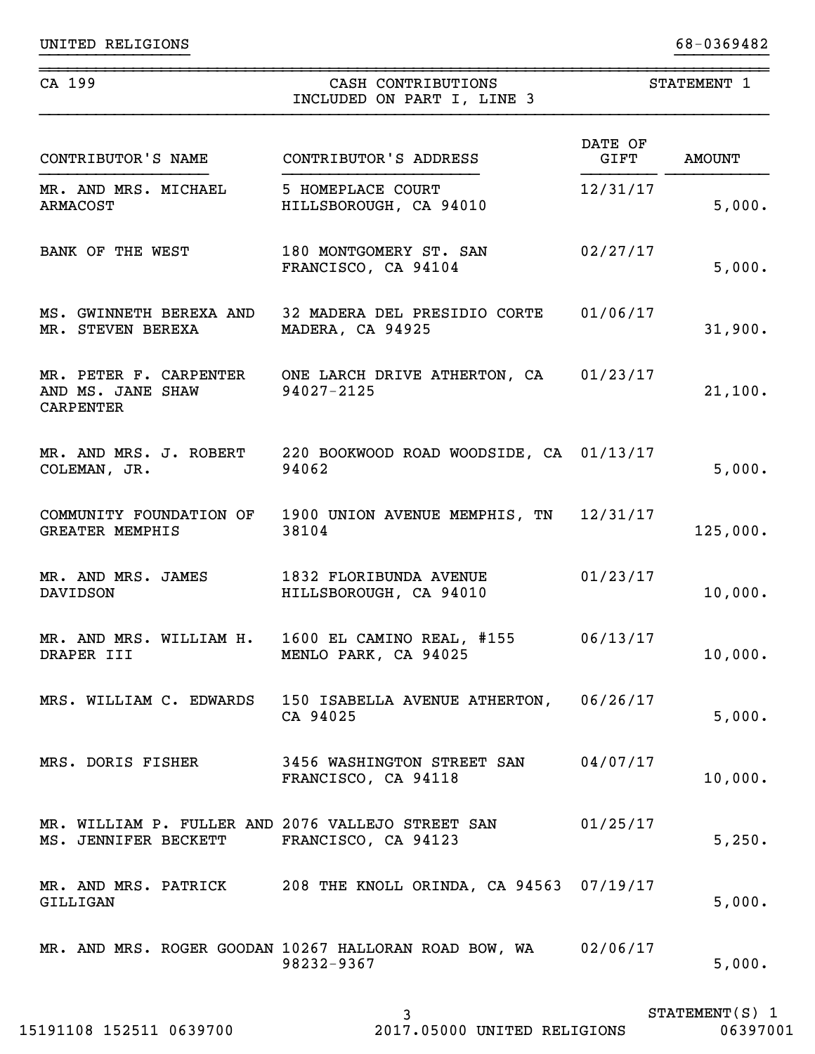UNITED RELIGIONS 68-0369482

| CA 199 | CASH CONTRIBUTIONS INCLUDED ON PART I, LINE 3 | STATEMENT 1 |
|---|---|---|

| CONTRIBUTOR'S NAME | CONTRIBUTOR'S ADDRESS | DATE OF GIFT | AMOUNT |
|---|---|---|---|
| MR. AND MRS. MICHAEL ARMACOST | 5 HOMEPLACE COURT HILLSBOROUGH, CA 94010 | 12/31/17 | 5,000. |
| BANK OF THE WEST | 180 MONTGOMERY ST. SAN FRANCISCO, CA 94104 | 02/27/17 | 5,000. |
| MS. GWINNETH BEREXA AND MR. STEVEN BEREXA | 32 MADERA DEL PRESIDIO CORTE MADERA, CA 94925 | 01/06/17 | 31,900. |
| MR. PETER F. CARPENTER AND MS. JANE SHAW CARPENTER | ONE LARCH DRIVE ATHERTON, CA 94027-2125 | 01/23/17 | 21,100. |
| MR. AND MRS. J. ROBERT COLEMAN, JR. | 220 BOOKWOOD ROAD WOODSIDE, CA 94062 | 01/13/17 | 5,000. |
| COMMUNITY FOUNDATION OF GREATER MEMPHIS | 1900 UNION AVENUE MEMPHIS, TN 38104 | 12/31/17 | 125,000. |
| MR. AND MRS. JAMES DAVIDSON | 1832 FLORIBUNDA AVENUE HILLSBOROUGH, CA 94010 | 01/23/17 | 10,000. |
| MR. AND MRS. WILLIAM H. DRAPER III | 1600 EL CAMINO REAL, #155 MENLO PARK, CA 94025 | 06/13/17 | 10,000. |
| MRS. WILLIAM C. EDWARDS | 150 ISABELLA AVENUE ATHERTON, CA 94025 | 06/26/17 | 5,000. |
| MRS. DORIS FISHER | 3456 WASHINGTON STREET SAN FRANCISCO, CA 94118 | 04/07/17 | 10,000. |
| MR. WILLIAM P. FULLER AND MS. JENNIFER BECKETT | 2076 VALLEJO STREET SAN FRANCISCO, CA 94123 | 01/25/17 | 5,250. |
| MR. AND MRS. PATRICK GILLIGAN | 208 THE KNOLL ORINDA, CA 94563 | 07/19/17 | 5,000. |
| MR. AND MRS. ROGER GOODAN | 10267 HALLORAN ROAD BOW, WA 98232-9367 | 02/06/17 | 5,000. |

STATEMENT(S) 1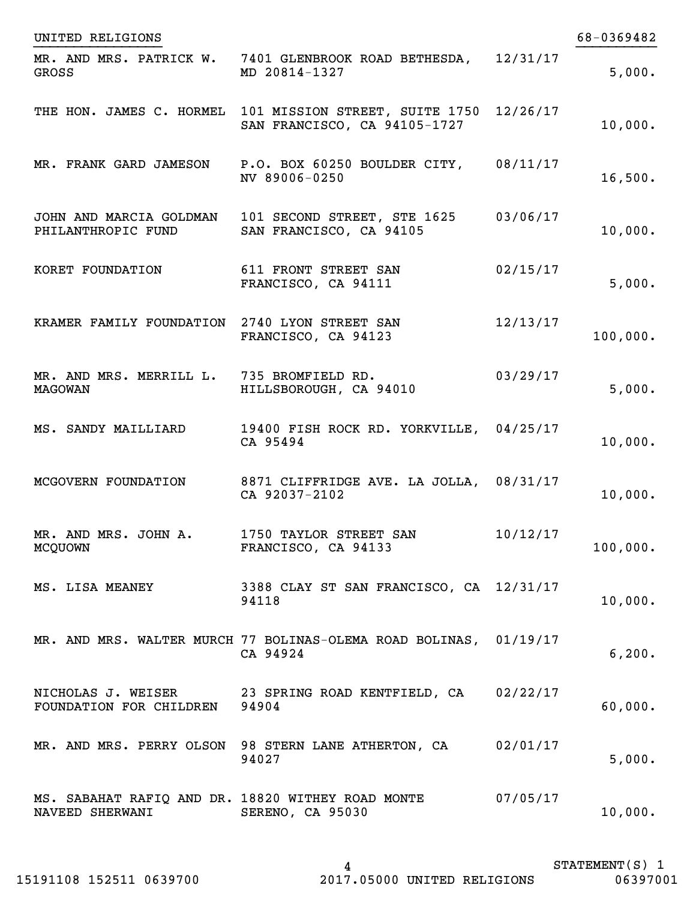UNITED RELIGIONS 68-0369482

| | | | |
|---|---|---|---|
| MR. AND MRS. PATRICK W. GROSS | 7401 GLENBROOK ROAD BETHESDA, MD 20814-1327 | 12/31/17 | 5,000. |
| THE HON. JAMES C. HORMEL | 101 MISSION STREET, SUITE 1750 SAN FRANCISCO, CA 94105-1727 | 12/26/17 | 10,000. |
| MR. FRANK GARD JAMESON | P.O. BOX 60250 BOULDER CITY, NV 89006-0250 | 08/11/17 | 16,500. |
| JOHN AND MARCIA GOLDMAN PHILANTHROPIC FUND | 101 SECOND STREET, STE 1625 SAN FRANCISCO, CA 94105 | 03/06/17 | 10,000. |
| KORET FOUNDATION | 611 FRONT STREET SAN FRANCISCO, CA 94111 | 02/15/17 | 5,000. |
| KRAMER FAMILY FOUNDATION | 2740 LYON STREET SAN FRANCISCO, CA 94123 | 12/13/17 | 100,000. |
| MR. AND MRS. MERRILL L. MAGOWAN | 735 BROMFIELD RD. HILLSBOROUGH, CA 94010 | 03/29/17 | 5,000. |
| MS. SANDY MAILLIARD | 19400 FISH ROCK RD. YORKVILLE, CA 95494 | 04/25/17 | 10,000. |
| MCGOVERN FOUNDATION | 8871 CLIFFRIDGE AVE. LA JOLLA, CA 92037-2102 | 08/31/17 | 10,000. |
| MR. AND MRS. JOHN A. MCQUOWN | 1750 TAYLOR STREET SAN FRANCISCO, CA 94133 | 10/12/17 | 100,000. |
| MS. LISA MEANEY | 3388 CLAY ST SAN FRANCISCO, CA 94118 | 12/31/17 | 10,000. |
| MR. AND MRS. WALTER MURCH | 77 BOLINAS-OLEMA ROAD BOLINAS, CA 94924 | 01/19/17 | 6,200. |
| NICHOLAS J. WEISER FOUNDATION FOR CHILDREN | 23 SPRING ROAD KENTFIELD, CA 94904 | 02/22/17 | 60,000. |
| MR. AND MRS. PERRY OLSON | 98 STERN LANE ATHERTON, CA 94027 | 02/01/17 | 5,000. |
| MS. SABAHAT RAFIQ AND DR. NAVEED SHERWANI | 18820 WITHEY ROAD MONTE SERENO, CA 95030 | 07/05/17 | 10,000. |

STATEMENT(S) 1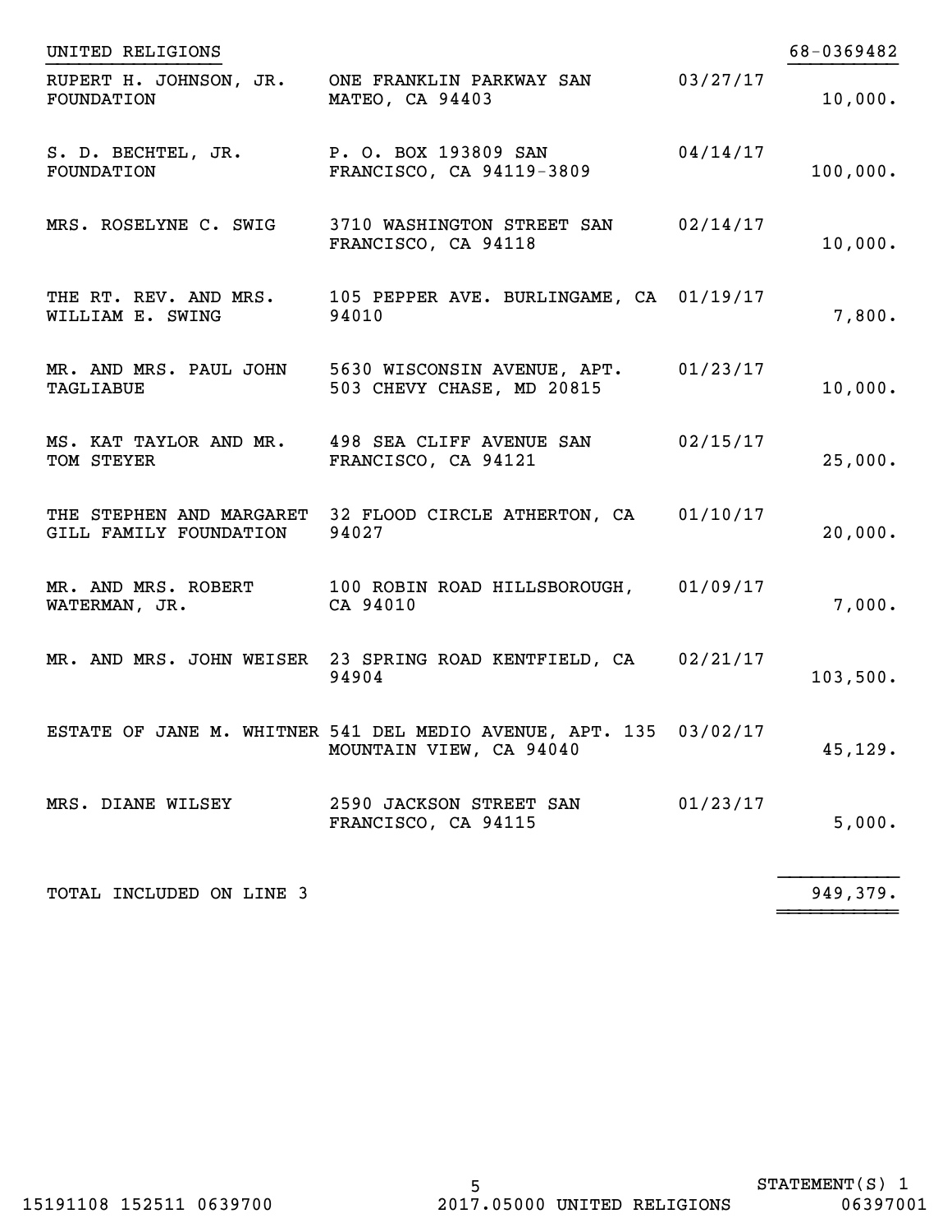UNITED RELIGIONS 68-0369482

| Name | Address | Date | Amount |
|---|---|---|---|
| RUPERT H. JOHNSON, JR. FOUNDATION | ONE FRANKLIN PARKWAY SAN MATEO, CA 94403 | 03/27/17 | 10,000. |
| S. D. BECHTEL, JR. FOUNDATION | P. O. BOX 193809 SAN FRANCISCO, CA 94119-3809 | 04/14/17 | 100,000. |
| MRS. ROSELYNE C. SWIG | 3710 WASHINGTON STREET SAN FRANCISCO, CA 94118 | 02/14/17 | 10,000. |
| THE RT. REV. AND MRS. WILLIAM E. SWING | 105 PEPPER AVE. BURLINGAME, CA 94010 | 01/19/17 | 7,800. |
| MR. AND MRS. PAUL JOHN TAGLIABUE | 5630 WISCONSIN AVENUE, APT. 503 CHEVY CHASE, MD 20815 | 01/23/17 | 10,000. |
| MS. KAT TAYLOR AND MR. TOM STEYER | 498 SEA CLIFF AVENUE SAN FRANCISCO, CA 94121 | 02/15/17 | 25,000. |
| THE STEPHEN AND MARGARET GILL FAMILY FOUNDATION | 32 FLOOD CIRCLE ATHERTON, CA 94027 | 01/10/17 | 20,000. |
| MR. AND MRS. ROBERT WATERMAN, JR. | 100 ROBIN ROAD HILLSBOROUGH, CA 94010 | 01/09/17 | 7,000. |
| MR. AND MRS. JOHN WEISER | 23 SPRING ROAD KENTFIELD, CA 94904 | 02/21/17 | 103,500. |
| ESTATE OF JANE M. WHITNER | 541 DEL MEDIO AVENUE, APT. 135 MOUNTAIN VIEW, CA 94040 | 03/02/17 | 45,129. |
| MRS. DIANE WILSEY | 2590 JACKSON STREET SAN FRANCISCO, CA 94115 | 01/23/17 | 5,000. |
| TOTAL INCLUDED ON LINE 3 | | | 949,379. |

STATEMENT(S) 1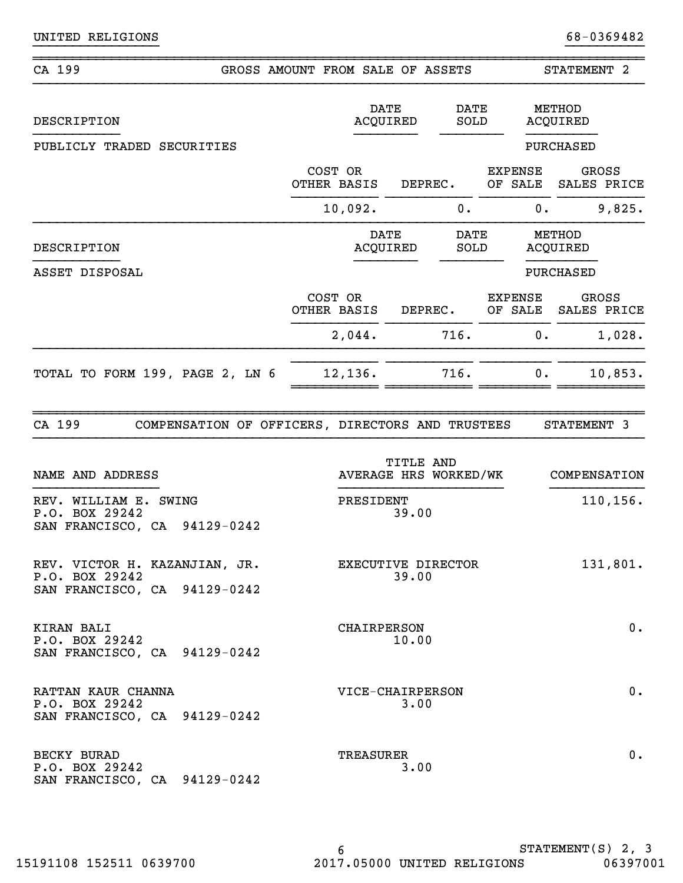UNITED RELIGIONS 68-0369482

## CA 199 — GROSS AMOUNT FROM SALE OF ASSETS — STATEMENT 2

| DESCRIPTION | DATE ACQUIRED | DATE SOLD | METHOD ACQUIRED |
|---|---|---|---|
| PUBLICLY TRADED SECURITIES | | | PURCHASED |

| COST OR OTHER BASIS | DEPREC. | EXPENSE OF SALE | GROSS SALES PRICE |
|---|---|---|---|
| 10,092. | 0. | 0. | 9,825. |

| DESCRIPTION | DATE ACQUIRED | DATE SOLD | METHOD ACQUIRED |
|---|---|---|---|
| ASSET DISPOSAL | | | PURCHASED |

| COST OR OTHER BASIS | DEPREC. | EXPENSE OF SALE | GROSS SALES PRICE |
|---|---|---|---|
| 2,044. | 716. | 0. | 1,028. |

| | COST OR OTHER BASIS | DEPREC. | EXPENSE OF SALE | GROSS SALES PRICE |
|---|---|---|---|---|
| TOTAL TO FORM 199, PAGE 2, LN 6 | 12,136. | 716. | 0. | 10,853. |

## CA 199 — COMPENSATION OF OFFICERS, DIRECTORS AND TRUSTEES — STATEMENT 3

| NAME AND ADDRESS | TITLE AND AVERAGE HRS WORKED/WK | COMPENSATION |
|---|---|---|
| REV. WILLIAM E. SWING<br>P.O. BOX 29242<br>SAN FRANCISCO, CA 94129-0242 | PRESIDENT<br>39.00 | 110,156. |
| REV. VICTOR H. KAZANJIAN, JR.<br>P.O. BOX 29242<br>SAN FRANCISCO, CA 94129-0242 | EXECUTIVE DIRECTOR<br>39.00 | 131,801. |
| KIRAN BALI<br>P.O. BOX 29242<br>SAN FRANCISCO, CA 94129-0242 | CHAIRPERSON<br>10.00 | 0. |
| RATTAN KAUR CHANNA<br>P.O. BOX 29242<br>SAN FRANCISCO, CA 94129-0242 | VICE-CHAIRPERSON<br>3.00 | 0. |
| BECKY BURAD<br>P.O. BOX 29242<br>SAN FRANCISCO, CA 94129-0242 | TREASURER<br>3.00 | 0. |

STATEMENT(S) 2, 3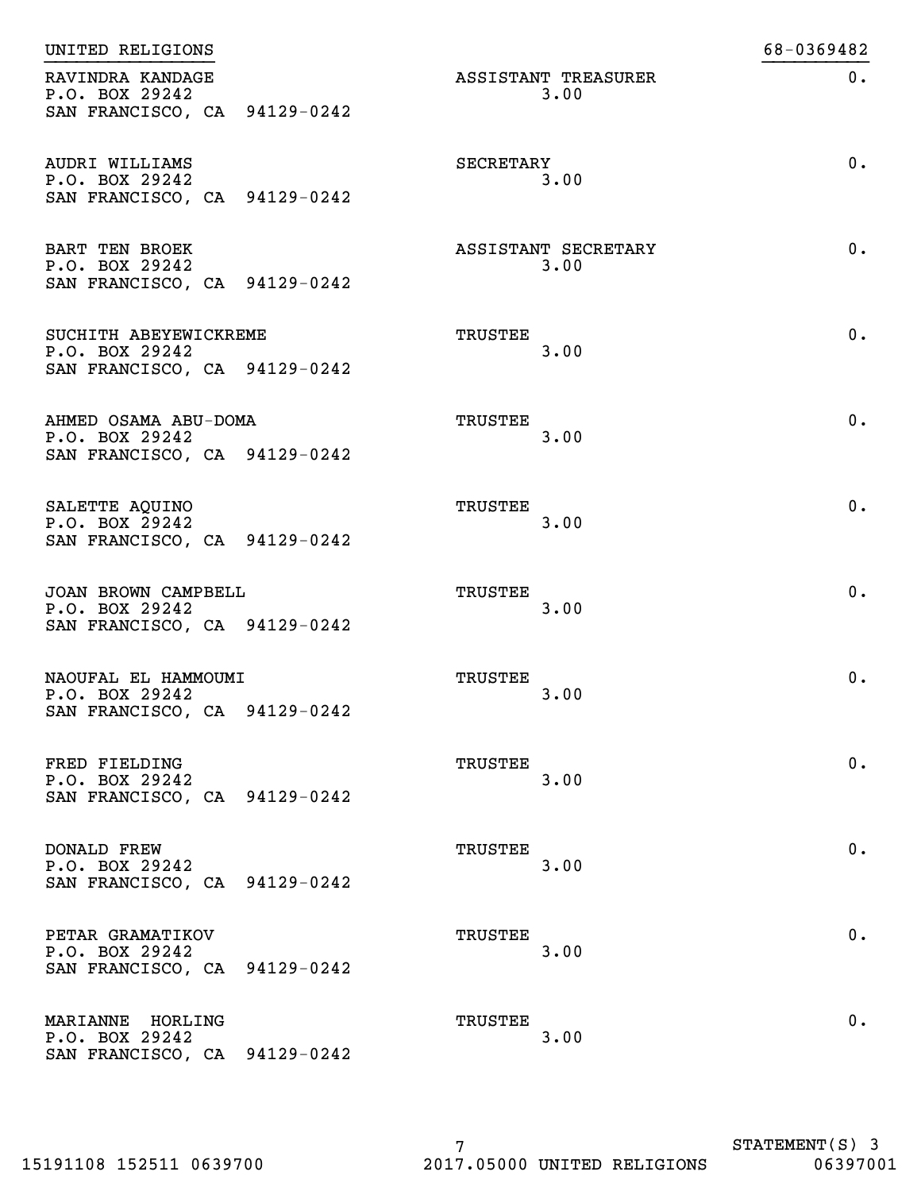UNITED RELIGIONS 68-0369482

| Name and Address | Title and Average Hours per Week | Compensation |
|---|---|---|
| RAVINDRA KANDAGE<br>P.O. BOX 29242<br>SAN FRANCISCO, CA 94129-0242 | ASSISTANT TREASURER<br>3.00 | 0. |
| AUDRI WILLIAMS<br>P.O. BOX 29242<br>SAN FRANCISCO, CA 94129-0242 | SECRETARY<br>3.00 | 0. |
| BART TEN BROEK<br>P.O. BOX 29242<br>SAN FRANCISCO, CA 94129-0242 | ASSISTANT SECRETARY<br>3.00 | 0. |
| SUCHITH ABEYEWICKREME<br>P.O. BOX 29242<br>SAN FRANCISCO, CA 94129-0242 | TRUSTEE<br>3.00 | 0. |
| AHMED OSAMA ABU-DOMA<br>P.O. BOX 29242<br>SAN FRANCISCO, CA 94129-0242 | TRUSTEE<br>3.00 | 0. |
| SALETTE AQUINO<br>P.O. BOX 29242<br>SAN FRANCISCO, CA 94129-0242 | TRUSTEE<br>3.00 | 0. |
| JOAN BROWN CAMPBELL<br>P.O. BOX 29242<br>SAN FRANCISCO, CA 94129-0242 | TRUSTEE<br>3.00 | 0. |
| NAOUFAL EL HAMMOUMI<br>P.O. BOX 29242<br>SAN FRANCISCO, CA 94129-0242 | TRUSTEE<br>3.00 | 0. |
| FRED FIELDING<br>P.O. BOX 29242<br>SAN FRANCISCO, CA 94129-0242 | TRUSTEE<br>3.00 | 0. |
| DONALD FREW<br>P.O. BOX 29242<br>SAN FRANCISCO, CA 94129-0242 | TRUSTEE<br>3.00 | 0. |
| PETAR GRAMATIKOV<br>P.O. BOX 29242<br>SAN FRANCISCO, CA 94129-0242 | TRUSTEE<br>3.00 | 0. |
| MARIANNE HORLING<br>P.O. BOX 29242<br>SAN FRANCISCO, CA 94129-0242 | TRUSTEE<br>3.00 | 0. |

STATEMENT(S) 3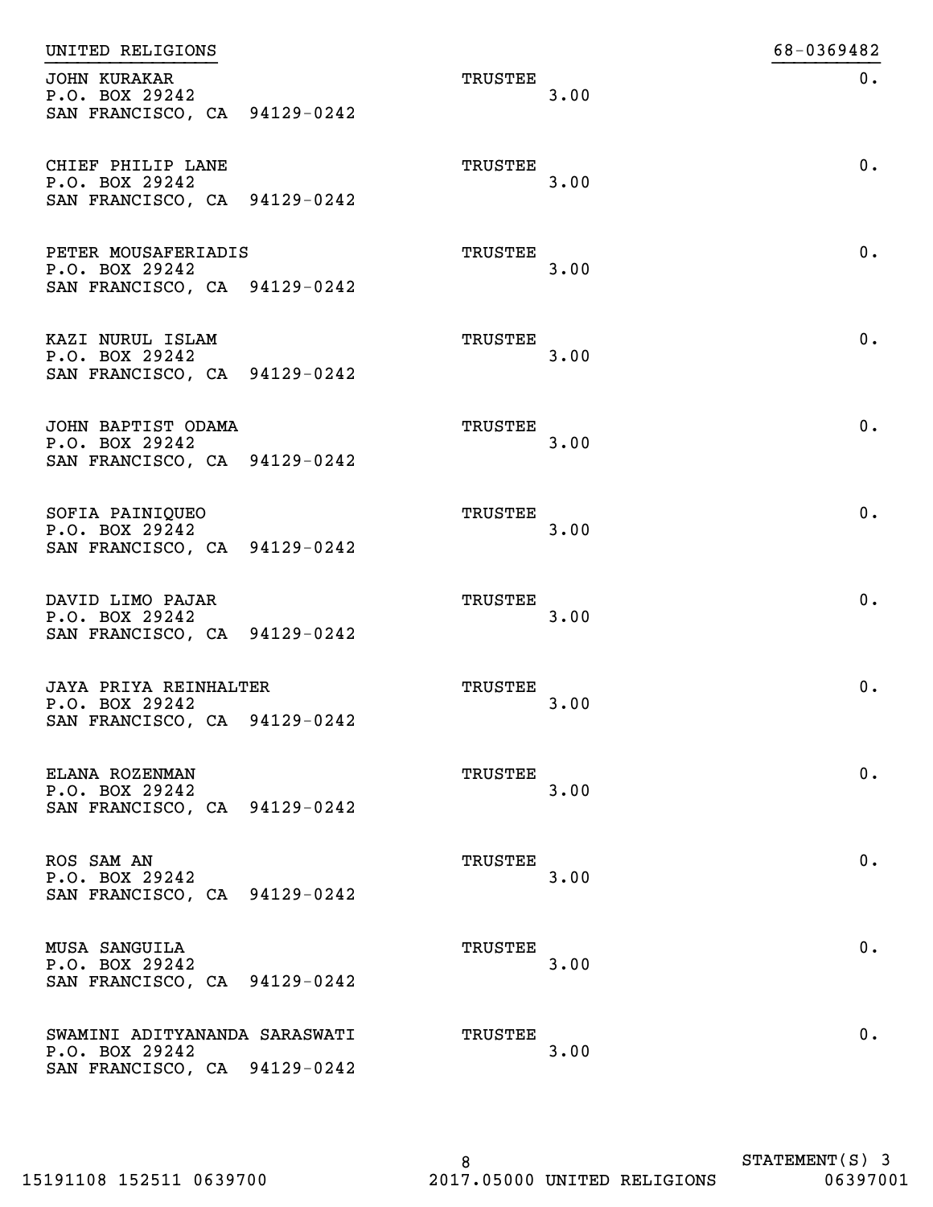UNITED RELIGIONS 68-0369482

| Name and Address | Title | Hours | Compensation |
|---|---|---|---|
| JOHN KURAKAR<br>P.O. BOX 29242<br>SAN FRANCISCO, CA 94129-0242 | TRUSTEE | 3.00 | 0. |
| CHIEF PHILIP LANE<br>P.O. BOX 29242<br>SAN FRANCISCO, CA 94129-0242 | TRUSTEE | 3.00 | 0. |
| PETER MOUSAFERIADIS<br>P.O. BOX 29242<br>SAN FRANCISCO, CA 94129-0242 | TRUSTEE | 3.00 | 0. |
| KAZI NURUL ISLAM<br>P.O. BOX 29242<br>SAN FRANCISCO, CA 94129-0242 | TRUSTEE | 3.00 | 0. |
| JOHN BAPTIST ODAMA<br>P.O. BOX 29242<br>SAN FRANCISCO, CA 94129-0242 | TRUSTEE | 3.00 | 0. |
| SOFIA PAINIQUEO<br>P.O. BOX 29242<br>SAN FRANCISCO, CA 94129-0242 | TRUSTEE | 3.00 | 0. |
| DAVID LIMO PAJAR<br>P.O. BOX 29242<br>SAN FRANCISCO, CA 94129-0242 | TRUSTEE | 3.00 | 0. |
| JAYA PRIYA REINHALTER<br>P.O. BOX 29242<br>SAN FRANCISCO, CA 94129-0242 | TRUSTEE | 3.00 | 0. |
| ELANA ROZENMAN<br>P.O. BOX 29242<br>SAN FRANCISCO, CA 94129-0242 | TRUSTEE | 3.00 | 0. |
| ROS SAM AN<br>P.O. BOX 29242<br>SAN FRANCISCO, CA 94129-0242 | TRUSTEE | 3.00 | 0. |
| MUSA SANGUILA<br>P.O. BOX 29242<br>SAN FRANCISCO, CA 94129-0242 | TRUSTEE | 3.00 | 0. |
| SWAMINI ADITYANANDA SARASWATI<br>P.O. BOX 29242<br>SAN FRANCISCO, CA 94129-0242 | TRUSTEE | 3.00 | 0. |

STATEMENT(S) 3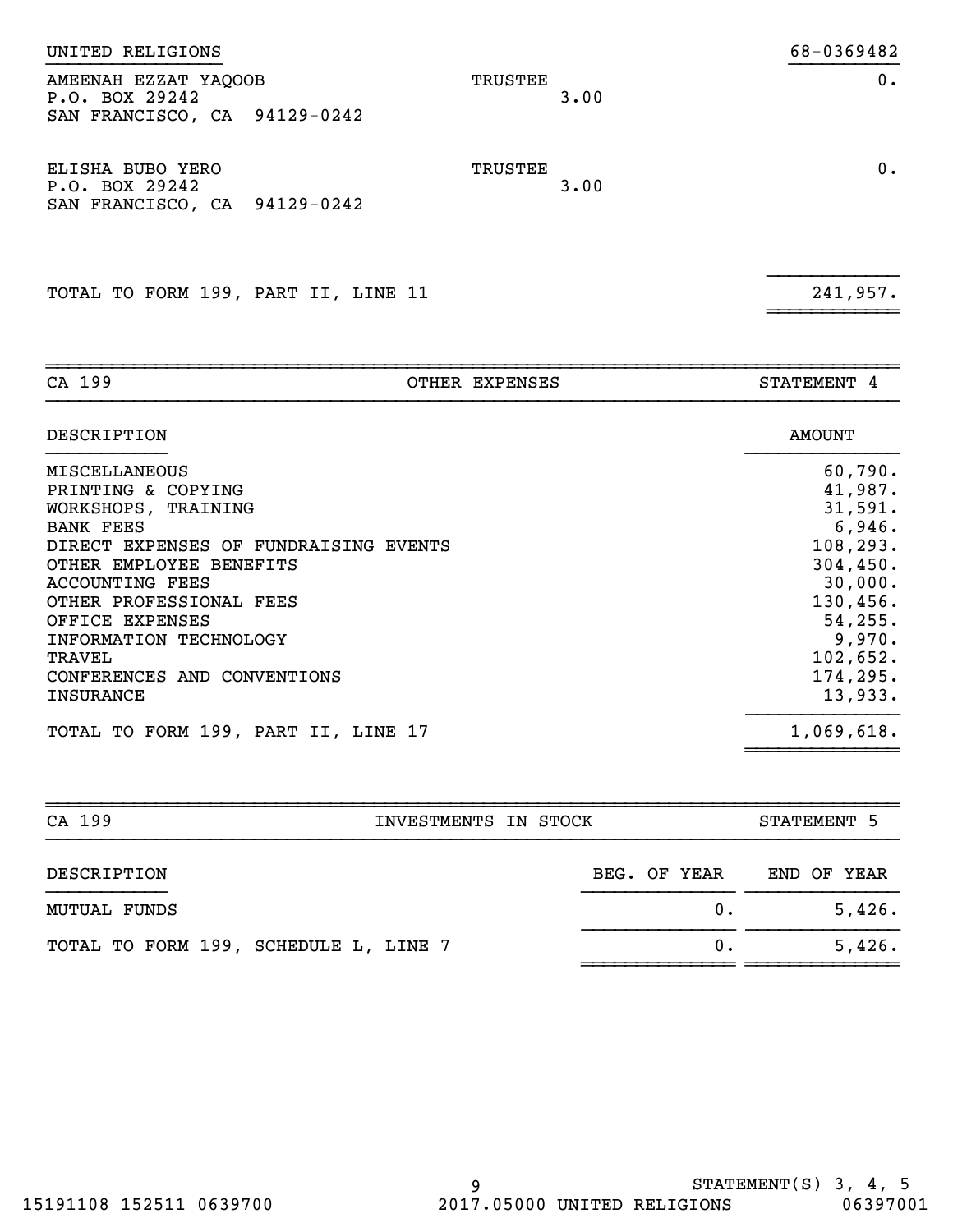UNITED RELIGIONS 68-0369482

| | | | |
|---|---|---|---|
| AMEENAH EZZAT YAQOOB<br>P.O. BOX 29242<br>SAN FRANCISCO, CA 94129-0242 | TRUSTEE | 3.00 | 0. |
| ELISHA BUBO YERO<br>P.O. BOX 29242<br>SAN FRANCISCO, CA 94129-0242 | TRUSTEE | 3.00 | 0. |
| TOTAL TO FORM 199, PART II, LINE 11 | | | 241,957. |

## CA 199 — OTHER EXPENSES — STATEMENT 4

| DESCRIPTION | AMOUNT |
|---|---|
| MISCELLANEOUS | 60,790. |
| PRINTING & COPYING | 41,987. |
| WORKSHOPS, TRAINING | 31,591. |
| BANK FEES | 6,946. |
| DIRECT EXPENSES OF FUNDRAISING EVENTS | 108,293. |
| OTHER EMPLOYEE BENEFITS | 304,450. |
| ACCOUNTING FEES | 30,000. |
| OTHER PROFESSIONAL FEES | 130,456. |
| OFFICE EXPENSES | 54,255. |
| INFORMATION TECHNOLOGY | 9,970. |
| TRAVEL | 102,652. |
| CONFERENCES AND CONVENTIONS | 174,295. |
| INSURANCE | 13,933. |
| TOTAL TO FORM 199, PART II, LINE 17 | 1,069,618. |

## CA 199 — INVESTMENTS IN STOCK — STATEMENT 5

| DESCRIPTION | BEG. OF YEAR | END OF YEAR |
|---|---|---|
| MUTUAL FUNDS | 0. | 5,426. |
| TOTAL TO FORM 199, SCHEDULE L, LINE 7 | 0. | 5,426. |

STATEMENT(S) 3, 4, 5

15191108 152511 0639700 2017.05000 UNITED RELIGIONS 06397001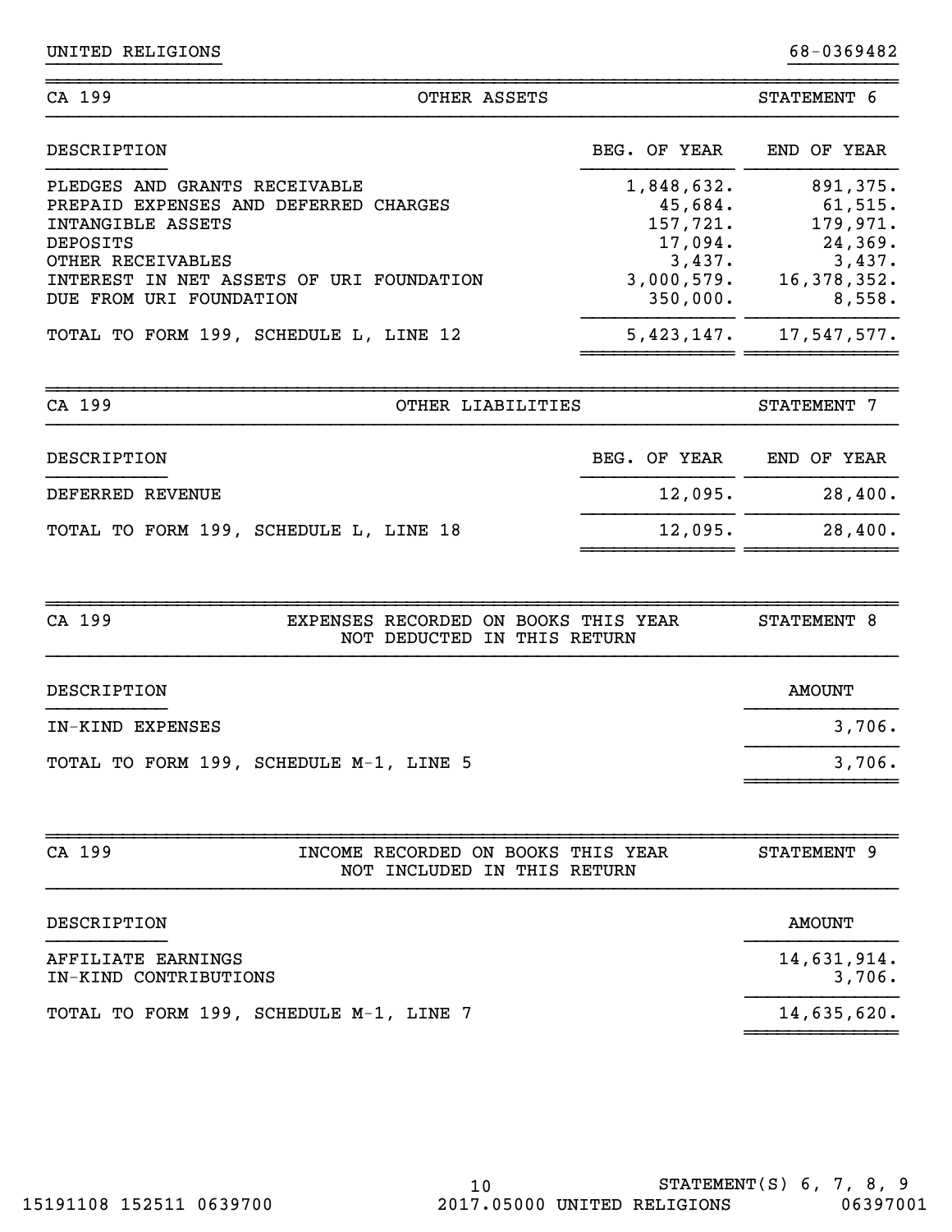UNITED RELIGIONS 68-0369482

## CA 199 — OTHER ASSETS — STATEMENT 6

| DESCRIPTION | BEG. OF YEAR | END OF YEAR |
|---|---|---|
| PLEDGES AND GRANTS RECEIVABLE | 1,848,632. | 891,375. |
| PREPAID EXPENSES AND DEFERRED CHARGES | 45,684. | 61,515. |
| INTANGIBLE ASSETS | 157,721. | 179,971. |
| DEPOSITS | 17,094. | 24,369. |
| OTHER RECEIVABLES | 3,437. | 3,437. |
| INTEREST IN NET ASSETS OF URI FOUNDATION | 3,000,579. | 16,378,352. |
| DUE FROM URI FOUNDATION | 350,000. | 8,558. |
| TOTAL TO FORM 199, SCHEDULE L, LINE 12 | 5,423,147. | 17,547,577. |

## CA 199 — OTHER LIABILITIES — STATEMENT 7

| DESCRIPTION | BEG. OF YEAR | END OF YEAR |
|---|---|---|
| DEFERRED REVENUE | 12,095. | 28,400. |
| TOTAL TO FORM 199, SCHEDULE L, LINE 18 | 12,095. | 28,400. |

## CA 199 — EXPENSES RECORDED ON BOOKS THIS YEAR NOT DEDUCTED IN THIS RETURN — STATEMENT 8

| DESCRIPTION | AMOUNT |
|---|---|
| IN-KIND EXPENSES | 3,706. |
| TOTAL TO FORM 199, SCHEDULE M-1, LINE 5 | 3,706. |

## CA 199 — INCOME RECORDED ON BOOKS THIS YEAR NOT INCLUDED IN THIS RETURN — STATEMENT 9

| DESCRIPTION | AMOUNT |
|---|---|
| AFFILIATE EARNINGS | 14,631,914. |
| IN-KIND CONTRIBUTIONS | 3,706. |
| TOTAL TO FORM 199, SCHEDULE M-1, LINE 7 | 14,635,620. |

STATEMENT(S) 6, 7, 8, 9

15191108 152511 0639700 2017.05000 UNITED RELIGIONS 06397001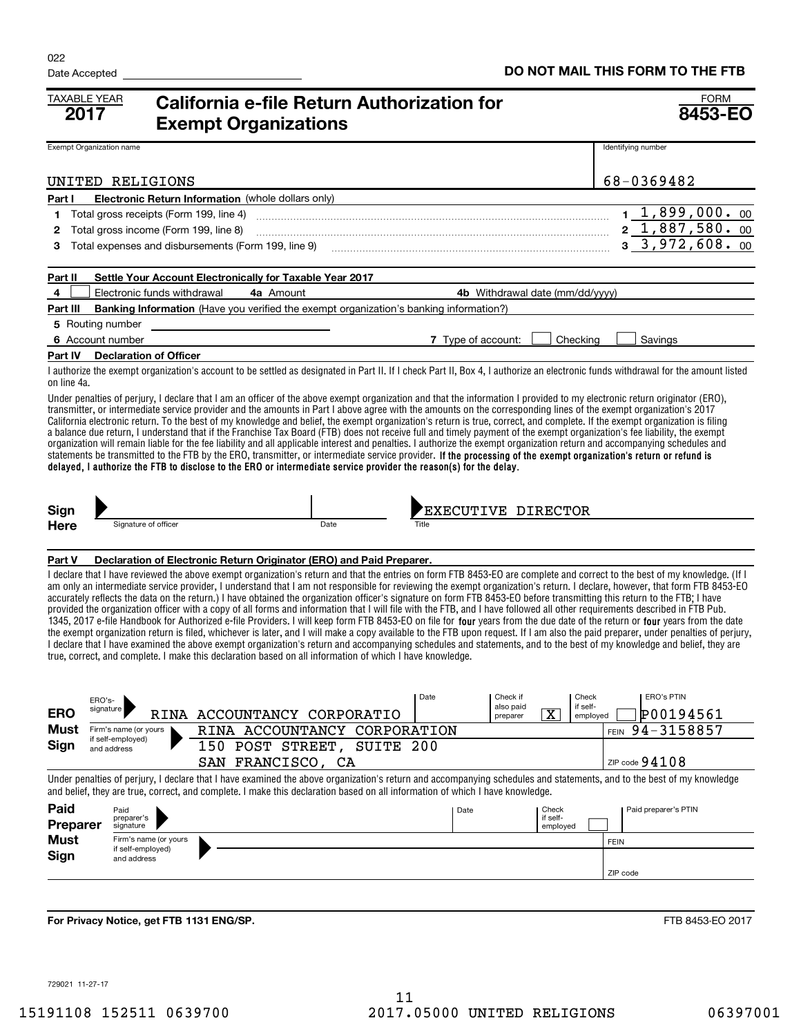022

Date Accepted

**DO NOT MAIL THIS FORM TO THE FTB**

TAXABLE YEAR **2017**

# California e-file Return Authorization for Exempt Organizations

FORM **8453-EO**

| Exempt Organization name | Identifying number |
|---|---|
| UNITED RELIGIONS | 68-0369482 |

**Part I Electronic Return Information** (whole dollars only)

| | | | |
|---|---|---|---|
| 1 | Total gross receipts (Form 199, line 4) | 1 | 1,899,000. 00 |
| 2 | Total gross income (Form 199, line 8) | 2 | 1,887,580. 00 |
| 3 | Total expenses and disbursements (Form 199, line 9) | 3 | 3,972,608. 00 |

**Part II Settle Your Account Electronically for Taxable Year 2017**

4 ☐ Electronic funds withdrawal **4a** Amount **4b** Withdrawal date (mm/dd/yyyy)

**Part III Banking Information** (Have you verified the exempt organization's banking information?)

5 Routing number

6 Account number **7** Type of account: ☐ Checking ☐ Savings

**Part IV Declaration of Officer**

I authorize the exempt organization's account to be settled as designated in Part II. If I check Part II, Box 4, I authorize an electronic funds withdrawal for the amount listed on line 4a.

Under penalties of perjury, I declare that I am an officer of the above exempt organization and that the information I provided to my electronic return originator (ERO), transmitter, or intermediate service provider and the amounts in Part I above agree with the amounts on the corresponding lines of the exempt organization's 2017 California electronic return. To the best of my knowledge and belief, the exempt organization's return is true, correct, and complete. If the exempt organization is filing a balance due return, I understand that if the Franchise Tax Board (FTB) does not receive full and timely payment of the exempt organization's fee liability, the exempt organization will remain liable for the fee liability and all applicable interest and penalties. I authorize the exempt organization return and accompanying schedules and statements be transmitted to the FTB by the ERO, transmitter, or intermediate service provider. **If the processing of the exempt organization's return or refund is delayed, I authorize the FTB to disclose to the ERO or intermediate service provider the reason(s) for the delay.**

**Sign Here** Signature of officer | Date | Title: EXECUTIVE DIRECTOR

**Part V Declaration of Electronic Return Originator (ERO) and Paid Preparer.**

I declare that I have reviewed the above exempt organization's return and that the entries on form FTB 8453-EO are complete and correct to the best of my knowledge. (If I am only an intermediate service provider, I understand that I am not responsible for reviewing the exempt organization's return. I declare, however, that form FTB 8453-EO accurately reflects the data on the return.) I have obtained the organization officer's signature on form FTB 8453-EO before transmitting this return to the FTB; I have provided the organization officer with a copy of all forms and information that I will file with the FTB, and I have followed all other requirements described in FTB Pub. 1345, 2017 e-file Handbook for Authorized e-file Providers. I will keep form FTB 8453-EO on file for **four** years from the due date of the return or **four** years from the date the exempt organization return is filed, whichever is later, and I will make a copy available to the FTB upon request. If I am also the paid preparer, under penalties of perjury, I declare that I have examined the above exempt organization's return and accompanying schedules and statements, and to the best of my knowledge and belief, they are true, correct, and complete. I make this declaration based on all information of which I have knowledge.

**ERO Must Sign**

| ERO's-signature | Date | Check if also paid preparer | Check if self-employed | ERO's PTIN |
|---|---|---|---|---|
| RINA ACCOUNTANCY CORPORATIO | | X | ☐ | P00194561 |

Firm's name (or yours if self-employed) and address: RINA ACCOUNTANCY CORPORATION, 150 POST STREET, SUITE 200, SAN FRANCISCO, CA — FEIN 94-3158857 — ZIP code 94108

Under penalties of perjury, I declare that I have examined the above organization's return and accompanying schedules and statements, and to the best of my knowledge and belief, they are true, correct, and complete. I make this declaration based on all information of which I have knowledge.

**Paid Preparer Must Sign**

| Paid preparer's signature | Date | Check if self-employed | Paid preparer's PTIN |
|---|---|---|---|
| | | ☐ | |

Firm's name (or yours if self-employed) and address — FEIN — ZIP code

**For Privacy Notice, get FTB 1131 ENG/SP.**

FTB 8453-EO 2017

729021 11-27-17

15191108 152511 0639700 2017.05000 UNITED RELIGIONS 06397001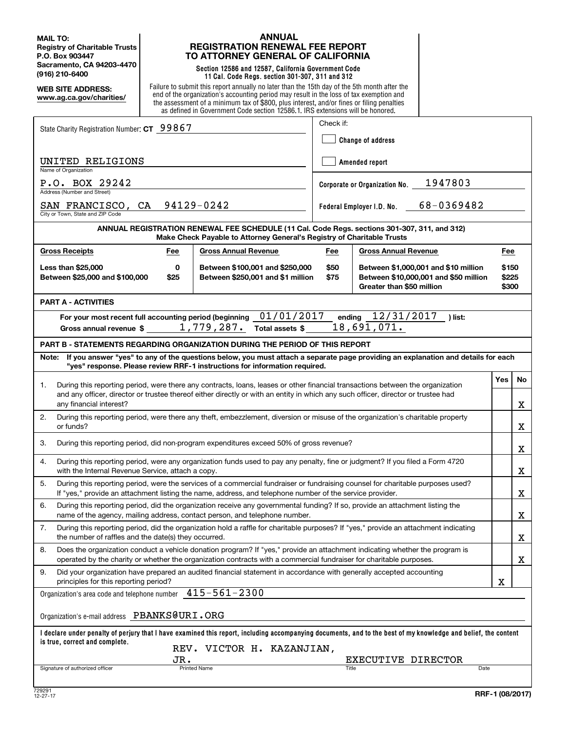**MAIL TO:**
**Registry of Charitable Trusts**
**P.O. Box 903447**
**Sacramento, CA 94203-4470**
**(916) 210-6400**

**WEB SITE ADDRESS:**
**www.ag.ca.gov/charities/**

# ANNUAL REGISTRATION RENEWAL FEE REPORT TO ATTORNEY GENERAL OF CALIFORNIA

**Section 12586 and 12587, California Government Code**
**11 Cal. Code Regs. section 301-307, 311 and 312**

Failure to submit this report annually no later than the 15th day of the 5th month after the end of the organization's accounting period may result in the loss of tax exemption and the assessment of a minimum tax of $800, plus interest, and/or fines or filing penalties as defined in Government Code section 12586.1. IRS extensions will be honored.

State Charity Registration Number: **CT** 99867

Check if:
- [ ] Change of address
- [ ] Amended report

UNITED RELIGIONS
Name of Organization

P.O. BOX 29242
Address (Number and Street)

SAN FRANCISCO, CA 94129-0242
City or Town, State and ZIP Code

Corporate or Organization No. 1947803

Federal Employer I.D. No. 68-0369482

**ANNUAL REGISTRATION RENEWAL FEE SCHEDULE (11 Cal. Code Regs. sections 301-307, 311, and 312)**
**Make Check Payable to Attorney General's Registry of Charitable Trusts**

| Gross Receipts | Fee | Gross Annual Revenue | Fee | Gross Annual Revenue | Fee |
|---|---|---|---|---|---|
| Less than $25,000 | 0 | Between $100,001 and $250,000 | $50 | Between $1,000,001 and $10 million | $150 |
| Between $25,000 and $100,000 | $25 | Between $250,001 and $1 million | $75 | Between $10,000,001 and $50 million | $225 |
| | | | | Greater than $50 million | $300 |

**PART A - ACTIVITIES**

For your most recent full accounting period (beginning 01/01/2017 ending 12/31/2017 ) list:
Gross annual revenue $ 1,779,287. Total assets $ 18,691,071.

**PART B - STATEMENTS REGARDING ORGANIZATION DURING THE PERIOD OF THIS REPORT**

**Note: If you answer "yes" to any of the questions below, you must attach a separate page providing an explanation and details for each "yes" response. Please review RRF-1 instructions for information required.**

| | | Yes | No |
|---|---|---|---|
| 1. | During this reporting period, were there any contracts, loans, leases or other financial transactions between the organization and any officer, director or trustee thereof either directly or with an entity in which any such officer, director or trustee had any financial interest? | | X |
| 2. | During this reporting period, were there any theft, embezzlement, diversion or misuse of the organization's charitable property or funds? | | X |
| 3. | During this reporting period, did non-program expenditures exceed 50% of gross revenue? | | X |
| 4. | During this reporting period, were any organization funds used to pay any penalty, fine or judgment? If you filed a Form 4720 with the Internal Revenue Service, attach a copy. | | X |
| 5. | During this reporting period, were the services of a commercial fundraiser or fundraising counsel for charitable purposes used? If "yes," provide an attachment listing the name, address, and telephone number of the service provider. | | X |
| 6. | During this reporting period, did the organization receive any governmental funding? If so, provide an attachment listing the name of the agency, mailing address, contact person, and telephone number. | | X |
| 7. | During this reporting period, did the organization hold a raffle for charitable purposes? If "yes," provide an attachment indicating the number of raffles and the date(s) they occurred. | | X |
| 8. | Does the organization conduct a vehicle donation program? If "yes," provide an attachment indicating whether the program is operated by the charity or whether the organization contracts with a commercial fundraiser for charitable purposes. | | X |
| 9. | Did your organization have prepared an audited financial statement in accordance with generally accepted accounting principles for this reporting period? | X | |

Organization's area code and telephone number 415-561-2300

Organization's e-mail address PBANKS@URI.ORG

**I declare under penalty of perjury that I have examined this report, including accompanying documents, and to the best of my knowledge and belief, the content is true, correct and complete.**

| Signature of authorized officer | Printed Name | Title | Date |
|---|---|---|---|
| | REV. VICTOR H. KAZANJIAN, JR. | EXECUTIVE DIRECTOR | |

729291
12-27-17

RRF-1 (08/2017)